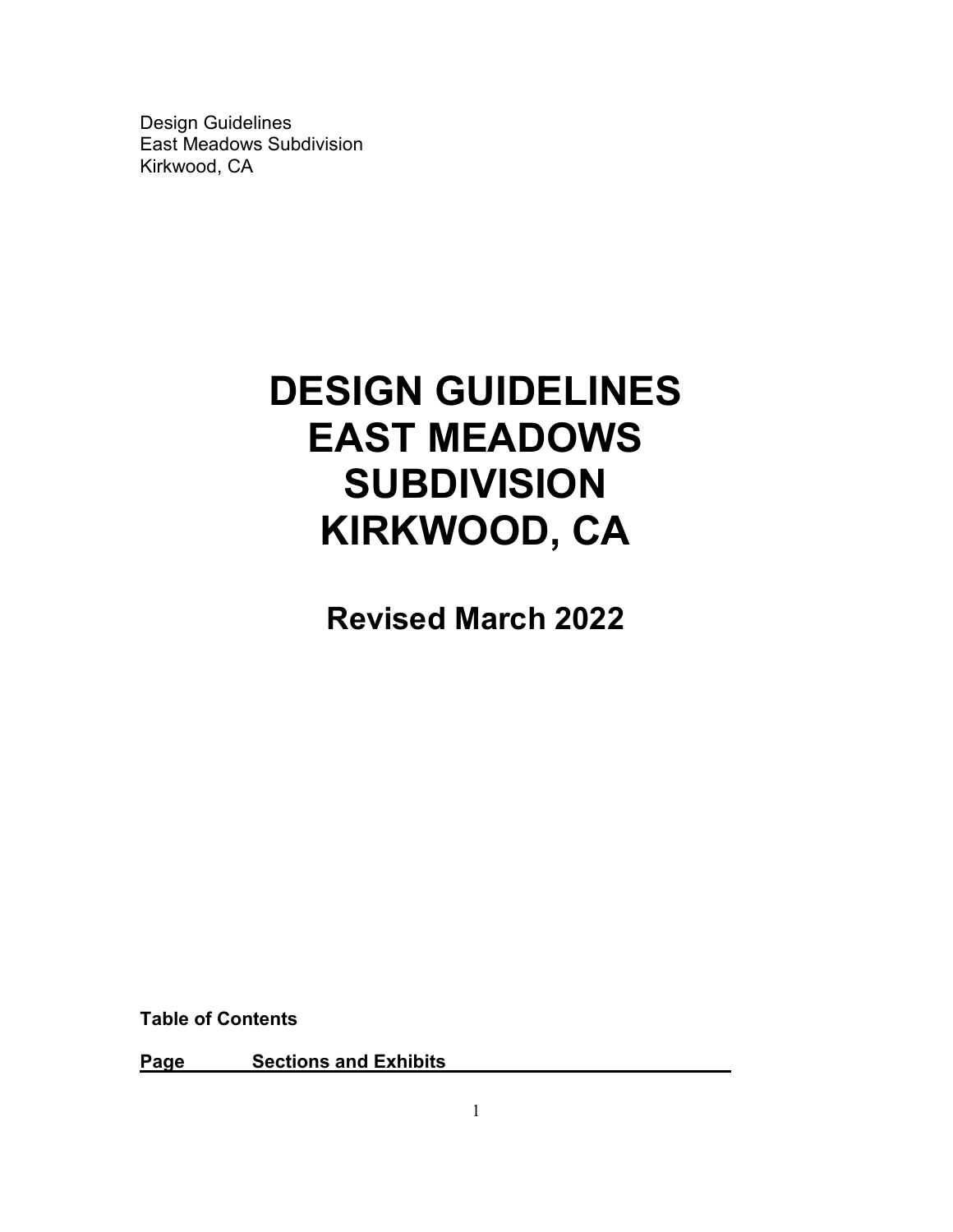Design Guidelines
East Meadows Subdivision
Kirkwood, CA

# DESIGN GUIDELINES EAST MEADOWS SUBDIVISION KIRKWOOD, CA

## Revised March 2022

**Table of Contents**

| Page | Sections and Exhibits |
|---|---|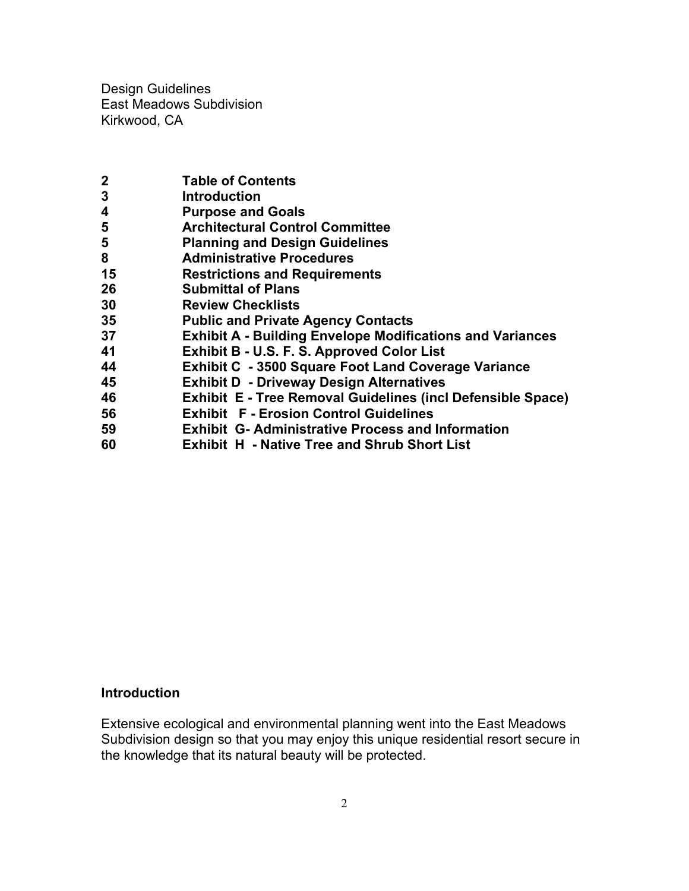Design Guidelines
East Meadows Subdivision
Kirkwood, CA

| | |
|---|---|
| **2** | **Table of Contents** |
| **3** | **Introduction** |
| **4** | **Purpose and Goals** |
| **5** | **Architectural Control Committee** |
| **5** | **Planning and Design Guidelines** |
| **8** | **Administrative Procedures** |
| **15** | **Restrictions and Requirements** |
| **26** | **Submittal of Plans** |
| **30** | **Review Checklists** |
| **35** | **Public and Private Agency Contacts** |
| **37** | **Exhibit A - Building Envelope Modifications and Variances** |
| **41** | **Exhibit B - U.S. F. S. Approved Color List** |
| **44** | **Exhibit C - 3500 Square Foot Land Coverage Variance** |
| **45** | **Exhibit D - Driveway Design Alternatives** |
| **46** | **Exhibit E - Tree Removal Guidelines (incl Defensible Space)** |
| **56** | **Exhibit F - Erosion Control Guidelines** |
| **59** | **Exhibit G- Administrative Process and Information** |
| **60** | **Exhibit H - Native Tree and Shrub Short List** |

## Introduction

Extensive ecological and environmental planning went into the East Meadows Subdivision design so that you may enjoy this unique residential resort secure in the knowledge that its natural beauty will be protected.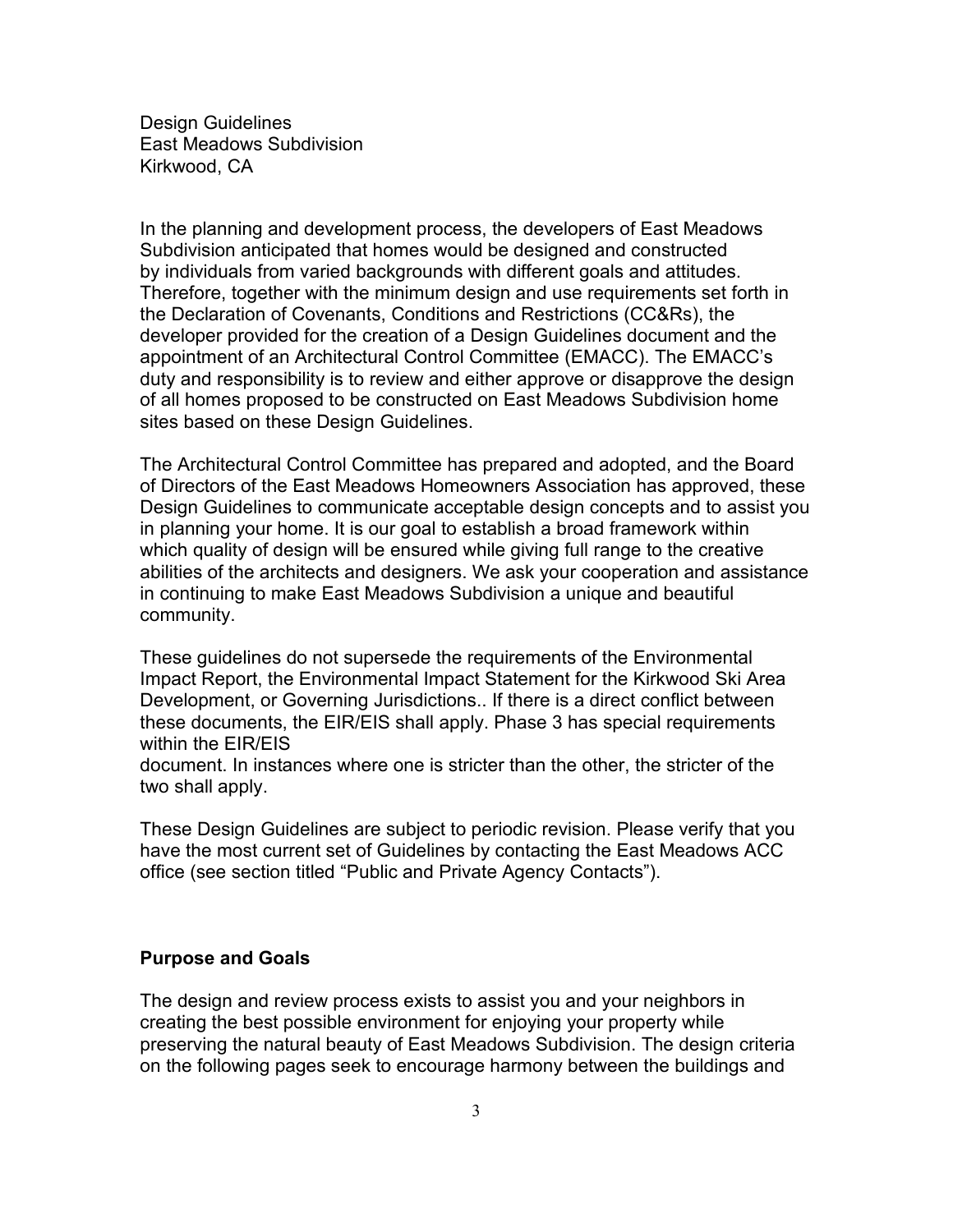Design Guidelines
East Meadows Subdivision
Kirkwood, CA

In the planning and development process, the developers of East Meadows Subdivision anticipated that homes would be designed and constructed by individuals from varied backgrounds with different goals and attitudes. Therefore, together with the minimum design and use requirements set forth in the Declaration of Covenants, Conditions and Restrictions (CC&Rs), the developer provided for the creation of a Design Guidelines document and the appointment of an Architectural Control Committee (EMACC). The EMACC's duty and responsibility is to review and either approve or disapprove the design of all homes proposed to be constructed on East Meadows Subdivision home sites based on these Design Guidelines.

The Architectural Control Committee has prepared and adopted, and the Board of Directors of the East Meadows Homeowners Association has approved, these Design Guidelines to communicate acceptable design concepts and to assist you in planning your home. It is our goal to establish a broad framework within which quality of design will be ensured while giving full range to the creative abilities of the architects and designers. We ask your cooperation and assistance in continuing to make East Meadows Subdivision a unique and beautiful community.

These guidelines do not supersede the requirements of the Environmental Impact Report, the Environmental Impact Statement for the Kirkwood Ski Area Development, or Governing Jurisdictions.. If there is a direct conflict between these documents, the EIR/EIS shall apply. Phase 3 has special requirements within the EIR/EIS
document. In instances where one is stricter than the other, the stricter of the two shall apply.

These Design Guidelines are subject to periodic revision. Please verify that you have the most current set of Guidelines by contacting the East Meadows ACC office (see section titled "Public and Private Agency Contacts").

**Purpose and Goals**

The design and review process exists to assist you and your neighbors in creating the best possible environment for enjoying your property while preserving the natural beauty of East Meadows Subdivision. The design criteria on the following pages seek to encourage harmony between the buildings and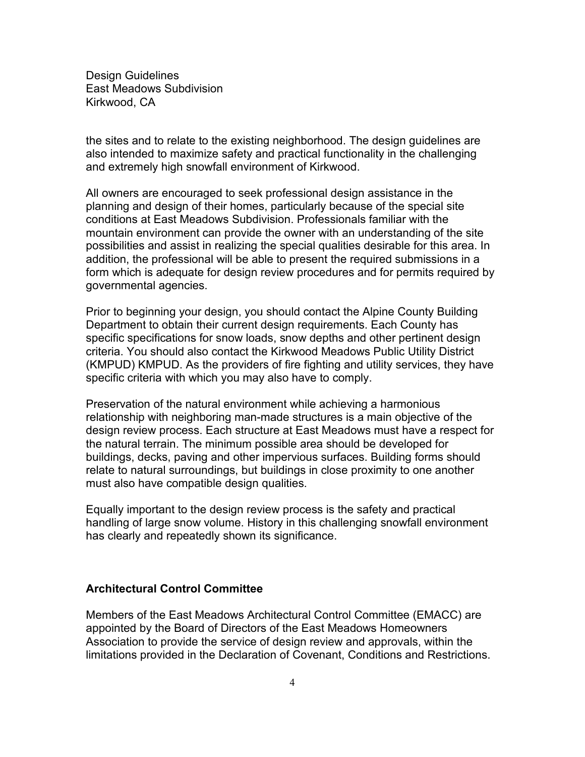the sites and to relate to the existing neighborhood. The design guidelines are also intended to maximize safety and practical functionality in the challenging and extremely high snowfall environment of Kirkwood.

All owners are encouraged to seek professional design assistance in the planning and design of their homes, particularly because of the special site conditions at East Meadows Subdivision. Professionals familiar with the mountain environment can provide the owner with an understanding of the site possibilities and assist in realizing the special qualities desirable for this area. In addition, the professional will be able to present the required submissions in a form which is adequate for design review procedures and for permits required by governmental agencies.

Prior to beginning your design, you should contact the Alpine County Building Department to obtain their current design requirements. Each County has specific specifications for snow loads, snow depths and other pertinent design criteria. You should also contact the Kirkwood Meadows Public Utility District (KMPUD) KMPUD. As the providers of fire fighting and utility services, they have specific criteria with which you may also have to comply.

Preservation of the natural environment while achieving a harmonious relationship with neighboring man-made structures is a main objective of the design review process. Each structure at East Meadows must have a respect for the natural terrain. The minimum possible area should be developed for buildings, decks, paving and other impervious surfaces. Building forms should relate to natural surroundings, but buildings in close proximity to one another must also have compatible design qualities.

Equally important to the design review process is the safety and practical handling of large snow volume. History in this challenging snowfall environment has clearly and repeatedly shown its significance.

## Architectural Control Committee

Members of the East Meadows Architectural Control Committee (EMACC) are appointed by the Board of Directors of the East Meadows Homeowners Association to provide the service of design review and approvals, within the limitations provided in the Declaration of Covenant, Conditions and Restrictions.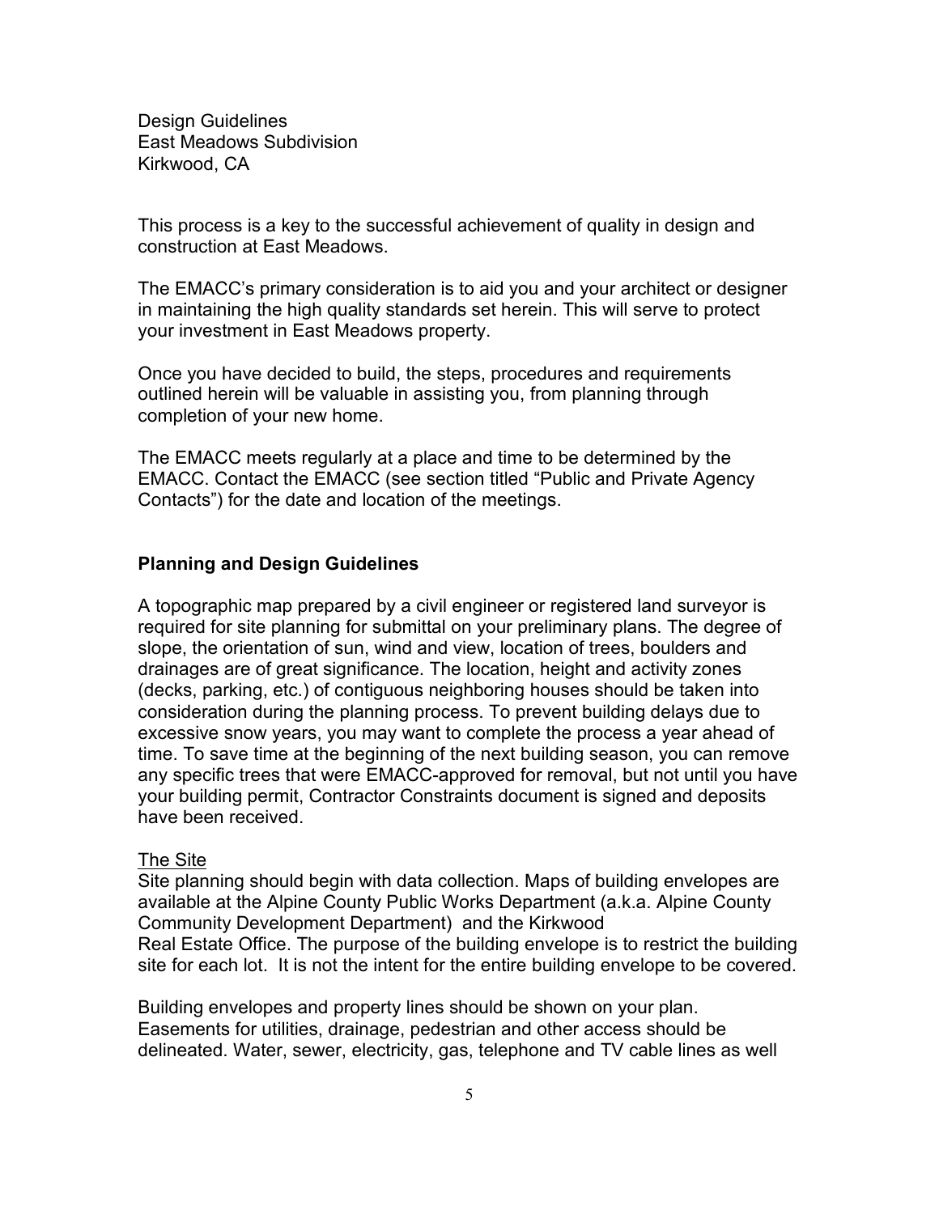Design Guidelines
East Meadows Subdivision
Kirkwood, CA

This process is a key to the successful achievement of quality in design and construction at East Meadows.

The EMACC's primary consideration is to aid you and your architect or designer in maintaining the high quality standards set herein. This will serve to protect your investment in East Meadows property.

Once you have decided to build, the steps, procedures and requirements outlined herein will be valuable in assisting you, from planning through completion of your new home.

The EMACC meets regularly at a place and time to be determined by the EMACC. Contact the EMACC (see section titled "Public and Private Agency Contacts") for the date and location of the meetings.

**Planning and Design Guidelines**

A topographic map prepared by a civil engineer or registered land surveyor is required for site planning for submittal on your preliminary plans. The degree of slope, the orientation of sun, wind and view, location of trees, boulders and drainages are of great significance. The location, height and activity zones (decks, parking, etc.) of contiguous neighboring houses should be taken into consideration during the planning process. To prevent building delays due to excessive snow years, you may want to complete the process a year ahead of time. To save time at the beginning of the next building season, you can remove any specific trees that were EMACC-approved for removal, but not until you have your building permit, Contractor Constraints document is signed and deposits have been received.

<u>The Site</u>

Site planning should begin with data collection. Maps of building envelopes are available at the Alpine County Public Works Department (a.k.a. Alpine County Community Development Department) and the Kirkwood Real Estate Office. The purpose of the building envelope is to restrict the building site for each lot. It is not the intent for the entire building envelope to be covered.

Building envelopes and property lines should be shown on your plan. Easements for utilities, drainage, pedestrian and other access should be delineated. Water, sewer, electricity, gas, telephone and TV cable lines as well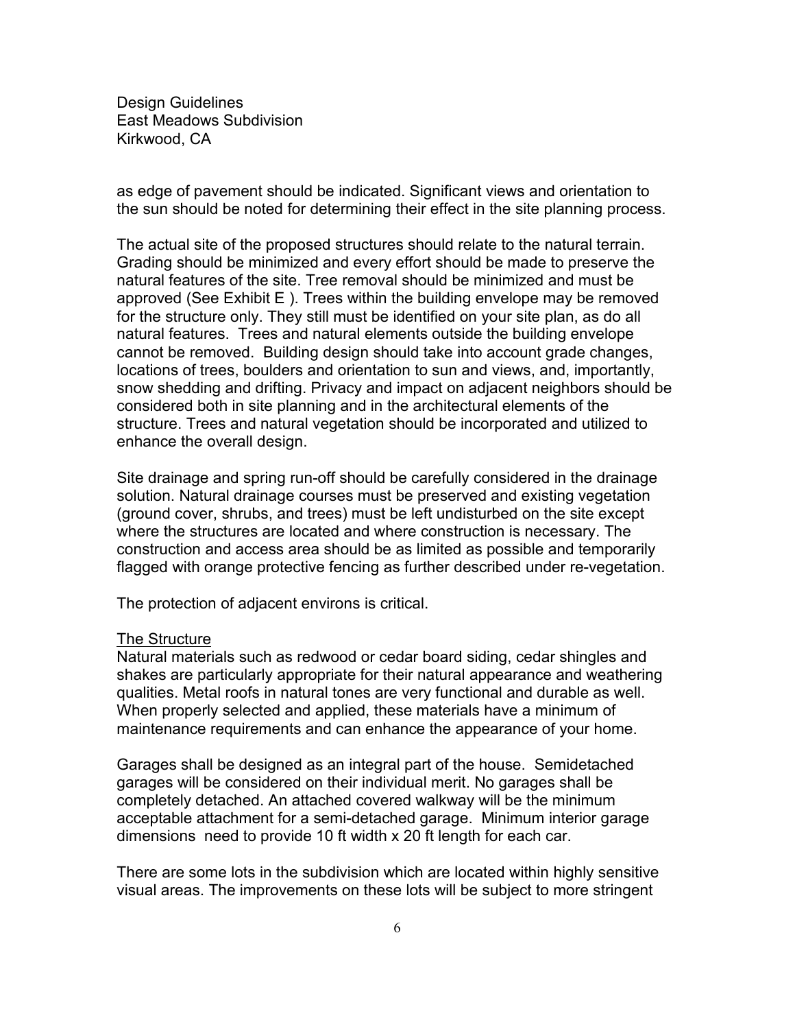as edge of pavement should be indicated. Significant views and orientation to the sun should be noted for determining their effect in the site planning process.

The actual site of the proposed structures should relate to the natural terrain. Grading should be minimized and every effort should be made to preserve the natural features of the site. Tree removal should be minimized and must be approved (See Exhibit E ). Trees within the building envelope may be removed for the structure only. They still must be identified on your site plan, as do all natural features. Trees and natural elements outside the building envelope cannot be removed. Building design should take into account grade changes, locations of trees, boulders and orientation to sun and views, and, importantly, snow shedding and drifting. Privacy and impact on adjacent neighbors should be considered both in site planning and in the architectural elements of the structure. Trees and natural vegetation should be incorporated and utilized to enhance the overall design.

Site drainage and spring run-off should be carefully considered in the drainage solution. Natural drainage courses must be preserved and existing vegetation (ground cover, shrubs, and trees) must be left undisturbed on the site except where the structures are located and where construction is necessary. The construction and access area should be as limited as possible and temporarily flagged with orange protective fencing as further described under re-vegetation.

The protection of adjacent environs is critical.

<u>The Structure</u>

Natural materials such as redwood or cedar board siding, cedar shingles and shakes are particularly appropriate for their natural appearance and weathering qualities. Metal roofs in natural tones are very functional and durable as well. When properly selected and applied, these materials have a minimum of maintenance requirements and can enhance the appearance of your home.

Garages shall be designed as an integral part of the house. Semidetached garages will be considered on their individual merit. No garages shall be completely detached. An attached covered walkway will be the minimum acceptable attachment for a semi-detached garage. Minimum interior garage dimensions need to provide 10 ft width x 20 ft length for each car.

There are some lots in the subdivision which are located within highly sensitive visual areas. The improvements on these lots will be subject to more stringent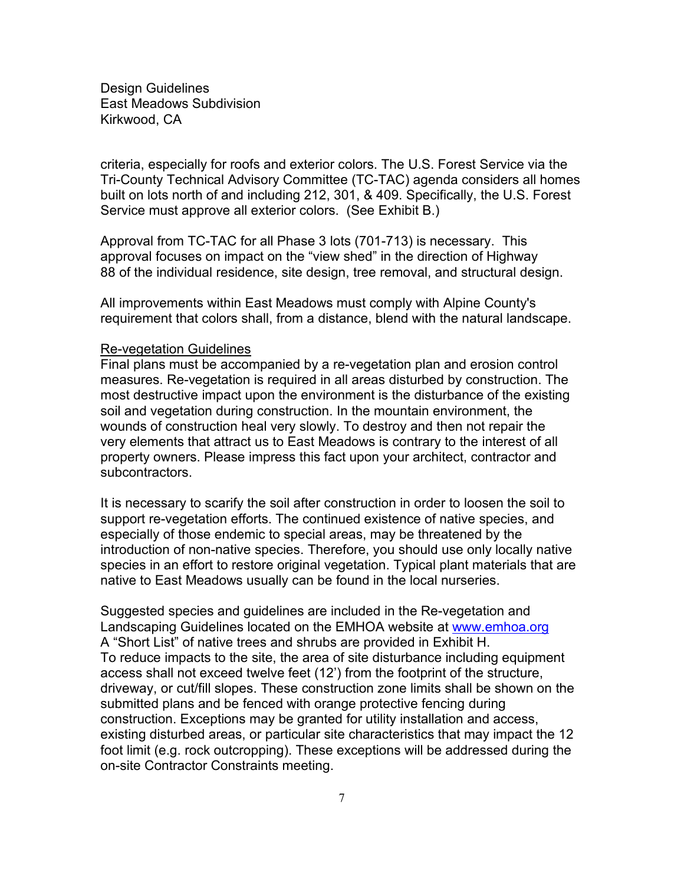criteria, especially for roofs and exterior colors. The U.S. Forest Service via the Tri-County Technical Advisory Committee (TC-TAC) agenda considers all homes built on lots north of and including 212, 301, & 409. Specifically, the U.S. Forest Service must approve all exterior colors. (See Exhibit B.)

Approval from TC-TAC for all Phase 3 lots (701-713) is necessary. This approval focuses on impact on the "view shed" in the direction of Highway 88 of the individual residence, site design, tree removal, and structural design.

All improvements within East Meadows must comply with Alpine County's requirement that colors shall, from a distance, blend with the natural landscape.

## Re-vegetation Guidelines

Final plans must be accompanied by a re-vegetation plan and erosion control measures. Re-vegetation is required in all areas disturbed by construction. The most destructive impact upon the environment is the disturbance of the existing soil and vegetation during construction. In the mountain environment, the wounds of construction heal very slowly. To destroy and then not repair the very elements that attract us to East Meadows is contrary to the interest of all property owners. Please impress this fact upon your architect, contractor and subcontractors.

It is necessary to scarify the soil after construction in order to loosen the soil to support re-vegetation efforts. The continued existence of native species, and especially of those endemic to special areas, may be threatened by the introduction of non-native species. Therefore, you should use only locally native species in an effort to restore original vegetation. Typical plant materials that are native to East Meadows usually can be found in the local nurseries.

Suggested species and guidelines are included in the Re-vegetation and Landscaping Guidelines located on the EMHOA website at [www.emhoa.org](http://www.emhoa.org)
A "Short List" of native trees and shrubs are provided in Exhibit H.
To reduce impacts to the site, the area of site disturbance including equipment access shall not exceed twelve feet (12') from the footprint of the structure, driveway, or cut/fill slopes. These construction zone limits shall be shown on the submitted plans and be fenced with orange protective fencing during construction. Exceptions may be granted for utility installation and access, existing disturbed areas, or particular site characteristics that may impact the 12 foot limit (e.g. rock outcropping). These exceptions will be addressed during the on-site Contractor Constraints meeting.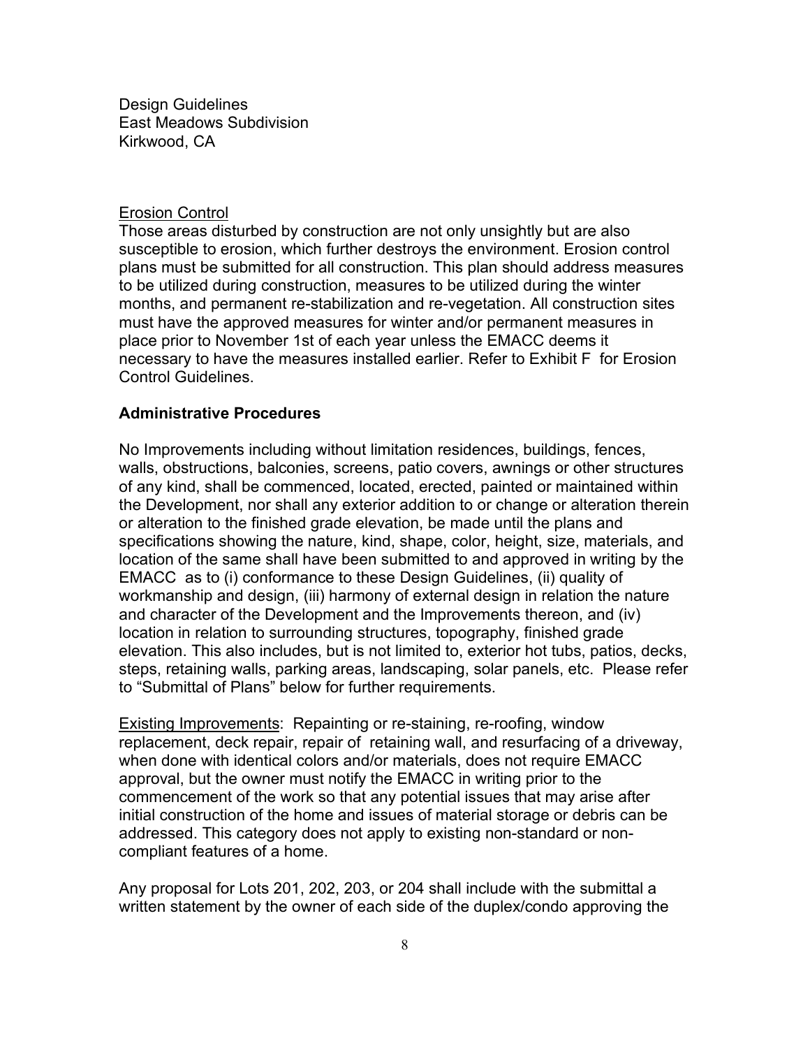Design Guidelines
East Meadows Subdivision
Kirkwood, CA

Erosion Control

Those areas disturbed by construction are not only unsightly but are also susceptible to erosion, which further destroys the environment. Erosion control plans must be submitted for all construction. This plan should address measures to be utilized during construction, measures to be utilized during the winter months, and permanent re-stabilization and re-vegetation. All construction sites must have the approved measures for winter and/or permanent measures in place prior to November 1st of each year unless the EMACC deems it necessary to have the measures installed earlier. Refer to Exhibit F for Erosion Control Guidelines.

## Administrative Procedures

No Improvements including without limitation residences, buildings, fences, walls, obstructions, balconies, screens, patio covers, awnings or other structures of any kind, shall be commenced, located, erected, painted or maintained within the Development, nor shall any exterior addition to or change or alteration therein or alteration to the finished grade elevation, be made until the plans and specifications showing the nature, kind, shape, color, height, size, materials, and location of the same shall have been submitted to and approved in writing by the EMACC as to (i) conformance to these Design Guidelines, (ii) quality of workmanship and design, (iii) harmony of external design in relation the nature and character of the Development and the Improvements thereon, and (iv) location in relation to surrounding structures, topography, finished grade elevation. This also includes, but is not limited to, exterior hot tubs, patios, decks, steps, retaining walls, parking areas, landscaping, solar panels, etc. Please refer to "Submittal of Plans" below for further requirements.

Existing Improvements: Repainting or re-staining, re-roofing, window replacement, deck repair, repair of retaining wall, and resurfacing of a driveway, when done with identical colors and/or materials, does not require EMACC approval, but the owner must notify the EMACC in writing prior to the commencement of the work so that any potential issues that may arise after initial construction of the home and issues of material storage or debris can be addressed. This category does not apply to existing non-standard or non-compliant features of a home.

Any proposal for Lots 201, 202, 203, or 204 shall include with the submittal a written statement by the owner of each side of the duplex/condo approving the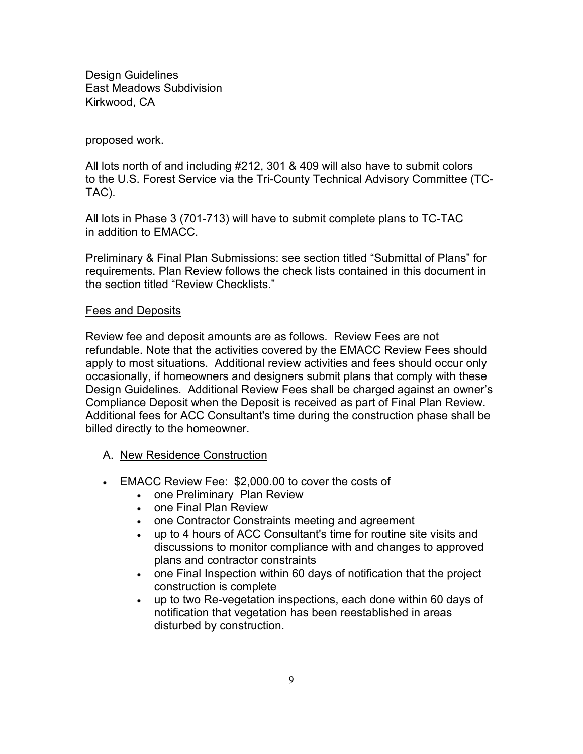proposed work.

All lots north of and including #212, 301 & 409 will also have to submit colors to the U.S. Forest Service via the Tri-County Technical Advisory Committee (TC-TAC).

All lots in Phase 3 (701-713) will have to submit complete plans to TC-TAC in addition to EMACC.

Preliminary & Final Plan Submissions: see section titled "Submittal of Plans" for requirements. Plan Review follows the check lists contained in this document in the section titled "Review Checklists."

<u>Fees and Deposits</u>

Review fee and deposit amounts are as follows. Review Fees are not refundable. Note that the activities covered by the EMACC Review Fees should apply to most situations. Additional review activities and fees should occur only occasionally, if homeowners and designers submit plans that comply with these Design Guidelines. Additional Review Fees shall be charged against an owner's Compliance Deposit when the Deposit is received as part of Final Plan Review. Additional fees for ACC Consultant's time during the construction phase shall be billed directly to the homeowner.

A. <u>New Residence Construction</u>

- EMACC Review Fee: $2,000.00 to cover the costs of
  - one Preliminary Plan Review
  - one Final Plan Review
  - one Contractor Constraints meeting and agreement
  - up to 4 hours of ACC Consultant's time for routine site visits and discussions to monitor compliance with and changes to approved plans and contractor constraints
  - one Final Inspection within 60 days of notification that the project construction is complete
  - up to two Re-vegetation inspections, each done within 60 days of notification that vegetation has been reestablished in areas disturbed by construction.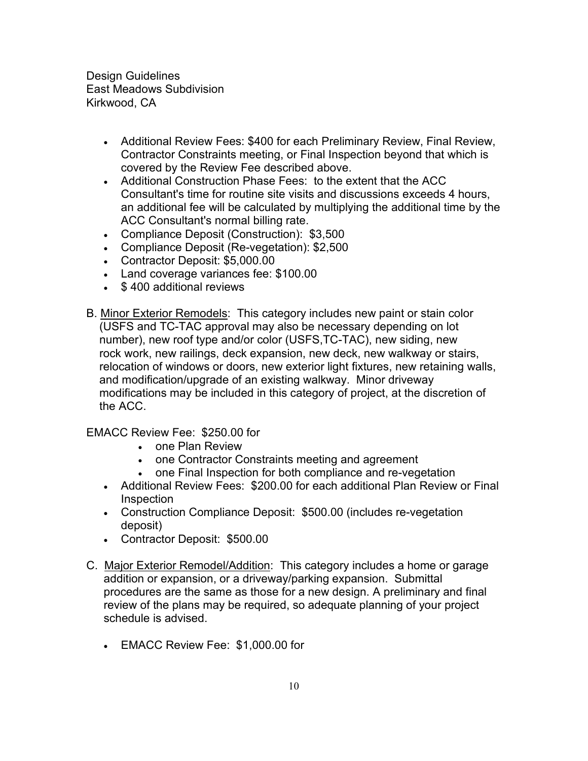- Additional Review Fees: $400 for each Preliminary Review, Final Review, Contractor Constraints meeting, or Final Inspection beyond that which is covered by the Review Fee described above.
- Additional Construction Phase Fees: to the extent that the ACC Consultant's time for routine site visits and discussions exceeds 4 hours, an additional fee will be calculated by multiplying the additional time by the ACC Consultant's normal billing rate.
- Compliance Deposit (Construction): $3,500
- Compliance Deposit (Re-vegetation): $2,500
- Contractor Deposit: $5,000.00
- Land coverage variances fee: $100.00
- $ 400 additional reviews

B. Minor Exterior Remodels: This category includes new paint or stain color (USFS and TC-TAC approval may also be necessary depending on lot number), new roof type and/or color (USFS,TC-TAC), new siding, new rock work, new railings, deck expansion, new deck, new walkway or stairs, relocation of windows or doors, new exterior light fixtures, new retaining walls, and modification/upgrade of an existing walkway. Minor driveway modifications may be included in this category of project, at the discretion of the ACC.

EMACC Review Fee: $250.00 for

- one Plan Review
- one Contractor Constraints meeting and agreement
- one Final Inspection for both compliance and re-vegetation

- Additional Review Fees: $200.00 for each additional Plan Review or Final Inspection
- Construction Compliance Deposit: $500.00 (includes re-vegetation deposit)
- Contractor Deposit: $500.00

C. Major Exterior Remodel/Addition: This category includes a home or garage addition or expansion, or a driveway/parking expansion. Submittal procedures are the same as those for a new design. A preliminary and final review of the plans may be required, so adequate planning of your project schedule is advised.

- EMACC Review Fee: $1,000.00 for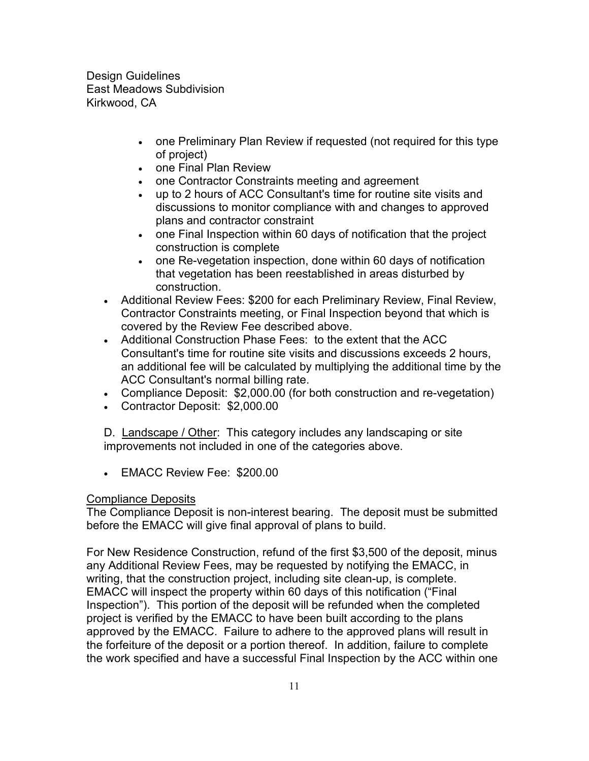- one Preliminary Plan Review if requested (not required for this type of project)
  - one Final Plan Review
  - one Contractor Constraints meeting and agreement
  - up to 2 hours of ACC Consultant's time for routine site visits and discussions to monitor compliance with and changes to approved plans and contractor constraint
  - one Final Inspection within 60 days of notification that the project construction is complete
  - one Re-vegetation inspection, done within 60 days of notification that vegetation has been reestablished in areas disturbed by construction.
- Additional Review Fees: $200 for each Preliminary Review, Final Review, Contractor Constraints meeting, or Final Inspection beyond that which is covered by the Review Fee described above.
- Additional Construction Phase Fees: to the extent that the ACC Consultant's time for routine site visits and discussions exceeds 2 hours, an additional fee will be calculated by multiplying the additional time by the ACC Consultant's normal billing rate.
- Compliance Deposit: $2,000.00 (for both construction and re-vegetation)
- Contractor Deposit: $2,000.00

D. Landscape / Other: This category includes any landscaping or site improvements not included in one of the categories above.

- EMACC Review Fee: $200.00

Compliance Deposits

The Compliance Deposit is non-interest bearing. The deposit must be submitted before the EMACC will give final approval of plans to build.

For New Residence Construction, refund of the first $3,500 of the deposit, minus any Additional Review Fees, may be requested by notifying the EMACC, in writing, that the construction project, including site clean-up, is complete. EMACC will inspect the property within 60 days of this notification ("Final Inspection"). This portion of the deposit will be refunded when the completed project is verified by the EMACC to have been built according to the plans approved by the EMACC. Failure to adhere to the approved plans will result in the forfeiture of the deposit or a portion thereof. In addition, failure to complete the work specified and have a successful Final Inspection by the ACC within one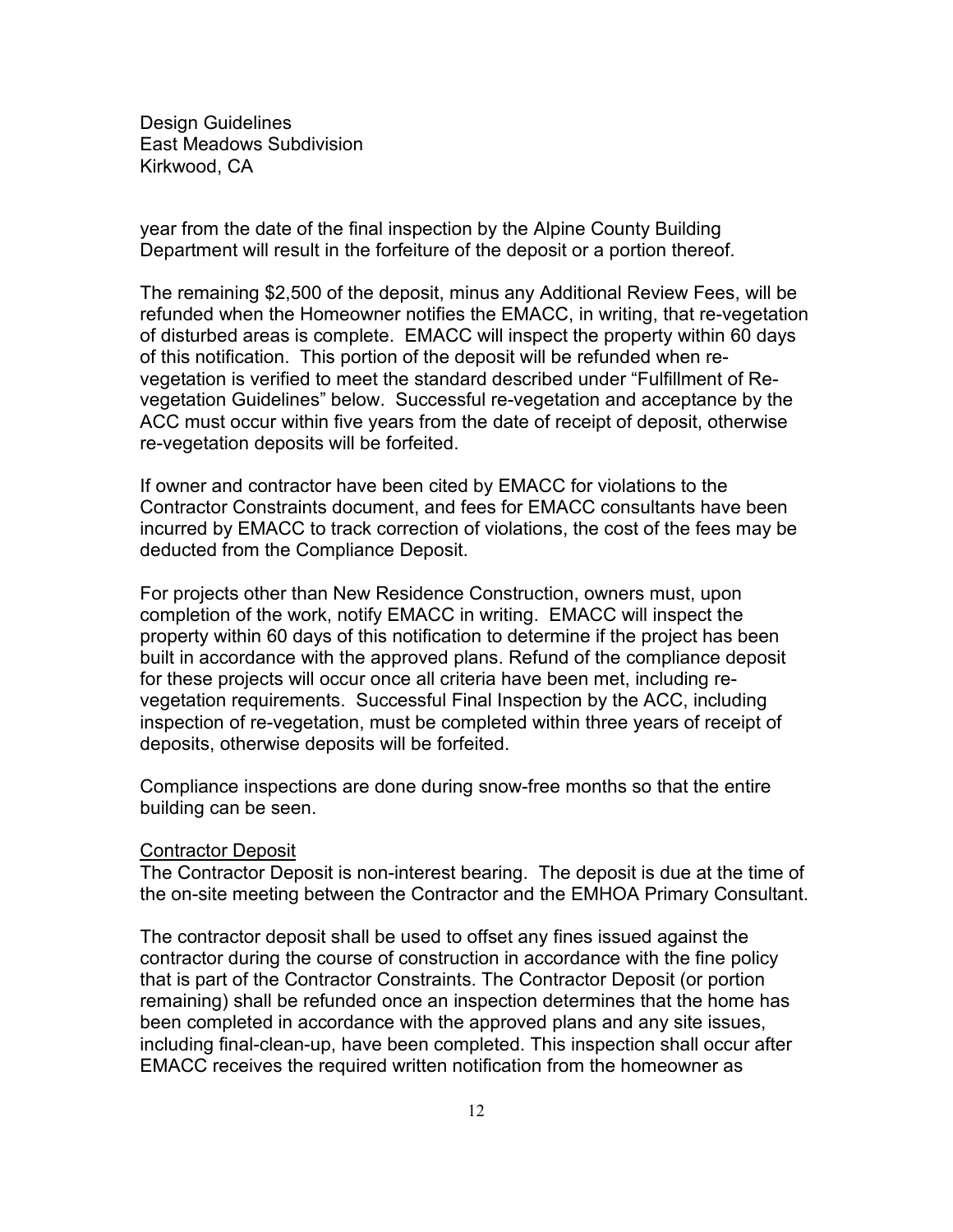year from the date of the final inspection by the Alpine County Building Department will result in the forfeiture of the deposit or a portion thereof.

The remaining $2,500 of the deposit, minus any Additional Review Fees, will be refunded when the Homeowner notifies the EMACC, in writing, that re-vegetation of disturbed areas is complete. EMACC will inspect the property within 60 days of this notification. This portion of the deposit will be refunded when re-vegetation is verified to meet the standard described under "Fulfillment of Re-vegetation Guidelines" below. Successful re-vegetation and acceptance by the ACC must occur within five years from the date of receipt of deposit, otherwise re-vegetation deposits will be forfeited.

If owner and contractor have been cited by EMACC for violations to the Contractor Constraints document, and fees for EMACC consultants have been incurred by EMACC to track correction of violations, the cost of the fees may be deducted from the Compliance Deposit.

For projects other than New Residence Construction, owners must, upon completion of the work, notify EMACC in writing. EMACC will inspect the property within 60 days of this notification to determine if the project has been built in accordance with the approved plans. Refund of the compliance deposit for these projects will occur once all criteria have been met, including re-vegetation requirements. Successful Final Inspection by the ACC, including inspection of re-vegetation, must be completed within three years of receipt of deposits, otherwise deposits will be forfeited.

Compliance inspections are done during snow-free months so that the entire building can be seen.

<u>Contractor Deposit</u>

The Contractor Deposit is non-interest bearing. The deposit is due at the time of the on-site meeting between the Contractor and the EMHOA Primary Consultant.

The contractor deposit shall be used to offset any fines issued against the contractor during the course of construction in accordance with the fine policy that is part of the Contractor Constraints. The Contractor Deposit (or portion remaining) shall be refunded once an inspection determines that the home has been completed in accordance with the approved plans and any site issues, including final-clean-up, have been completed. This inspection shall occur after EMACC receives the required written notification from the homeowner as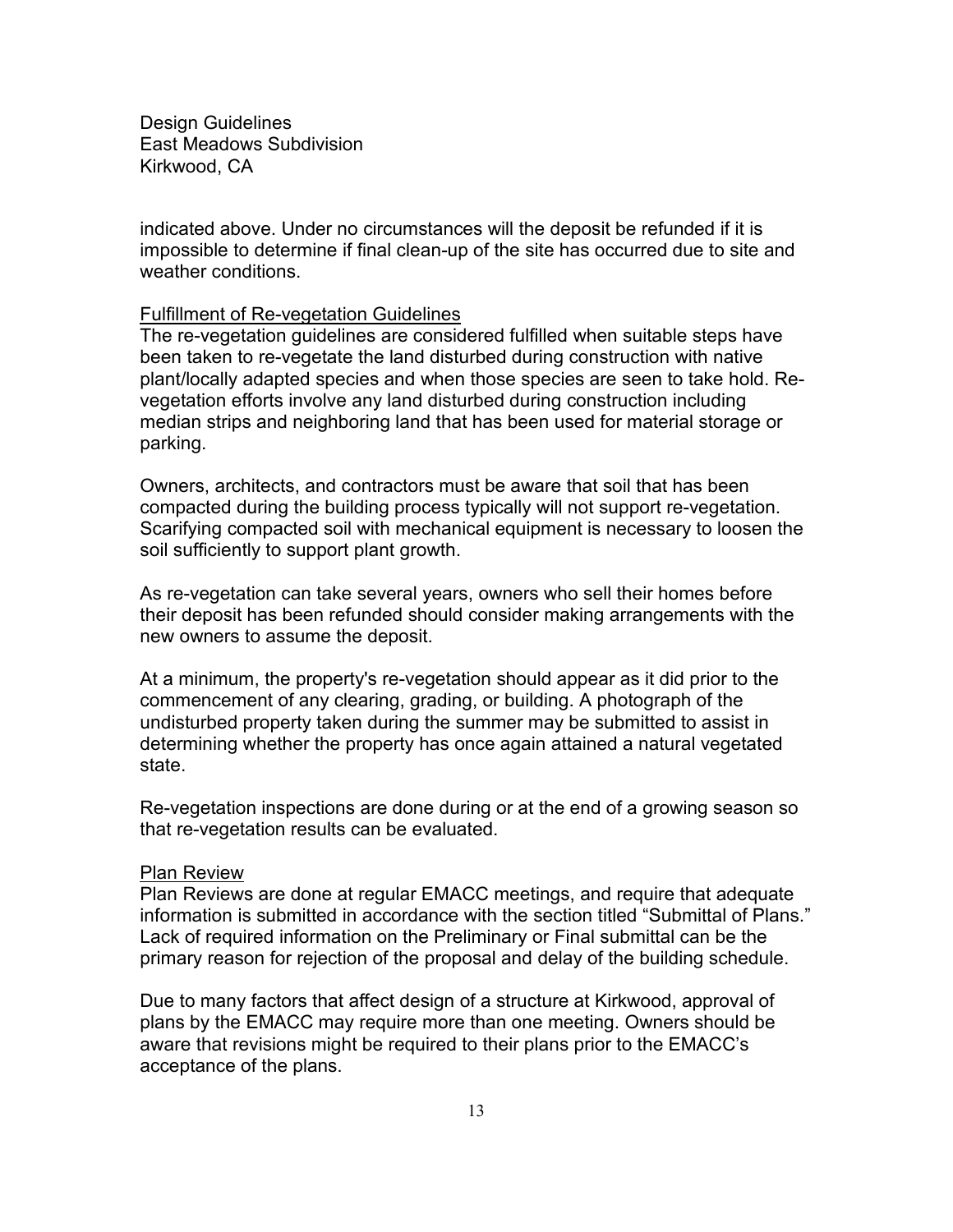indicated above. Under no circumstances will the deposit be refunded if it is impossible to determine if final clean-up of the site has occurred due to site and weather conditions.

<u>Fulfillment of Re-vegetation Guidelines</u>

The re-vegetation guidelines are considered fulfilled when suitable steps have been taken to re-vegetate the land disturbed during construction with native plant/locally adapted species and when those species are seen to take hold. Re-vegetation efforts involve any land disturbed during construction including median strips and neighboring land that has been used for material storage or parking.

Owners, architects, and contractors must be aware that soil that has been compacted during the building process typically will not support re-vegetation. Scarifying compacted soil with mechanical equipment is necessary to loosen the soil sufficiently to support plant growth.

As re-vegetation can take several years, owners who sell their homes before their deposit has been refunded should consider making arrangements with the new owners to assume the deposit.

At a minimum, the property's re-vegetation should appear as it did prior to the commencement of any clearing, grading, or building. A photograph of the undisturbed property taken during the summer may be submitted to assist in determining whether the property has once again attained a natural vegetated state.

Re-vegetation inspections are done during or at the end of a growing season so that re-vegetation results can be evaluated.

<u>Plan Review</u>

Plan Reviews are done at regular EMACC meetings, and require that adequate information is submitted in accordance with the section titled "Submittal of Plans." Lack of required information on the Preliminary or Final submittal can be the primary reason for rejection of the proposal and delay of the building schedule.

Due to many factors that affect design of a structure at Kirkwood, approval of plans by the EMACC may require more than one meeting. Owners should be aware that revisions might be required to their plans prior to the EMACC's acceptance of the plans.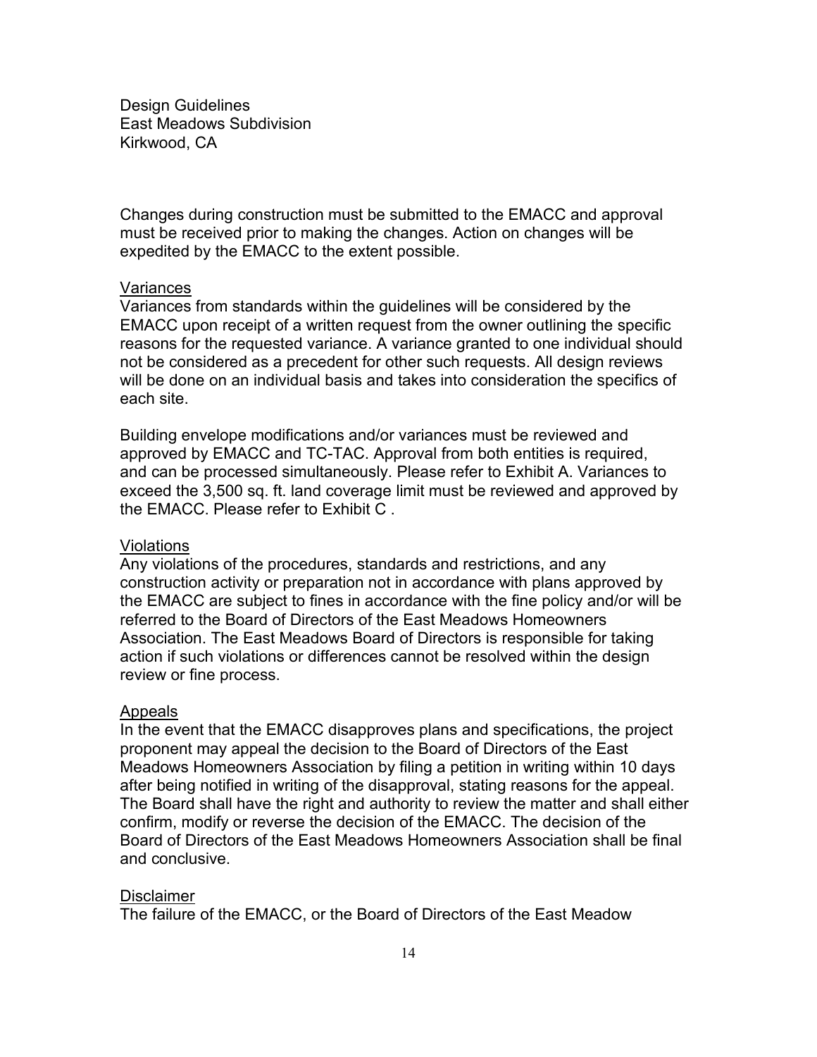Changes during construction must be submitted to the EMACC and approval must be received prior to making the changes. Action on changes will be expedited by the EMACC to the extent possible.

<u>Variances</u>

Variances from standards within the guidelines will be considered by the EMACC upon receipt of a written request from the owner outlining the specific reasons for the requested variance. A variance granted to one individual should not be considered as a precedent for other such requests. All design reviews will be done on an individual basis and takes into consideration the specifics of each site.

Building envelope modifications and/or variances must be reviewed and approved by EMACC and TC-TAC. Approval from both entities is required, and can be processed simultaneously. Please refer to Exhibit A. Variances to exceed the 3,500 sq. ft. land coverage limit must be reviewed and approved by the EMACC. Please refer to Exhibit C .

<u>Violations</u>

Any violations of the procedures, standards and restrictions, and any construction activity or preparation not in accordance with plans approved by the EMACC are subject to fines in accordance with the fine policy and/or will be referred to the Board of Directors of the East Meadows Homeowners Association. The East Meadows Board of Directors is responsible for taking action if such violations or differences cannot be resolved within the design review or fine process.

<u>Appeals</u>

In the event that the EMACC disapproves plans and specifications, the project proponent may appeal the decision to the Board of Directors of the East Meadows Homeowners Association by filing a petition in writing within 10 days after being notified in writing of the disapproval, stating reasons for the appeal. The Board shall have the right and authority to review the matter and shall either confirm, modify or reverse the decision of the EMACC. The decision of the Board of Directors of the East Meadows Homeowners Association shall be final and conclusive.

<u>Disclaimer</u>

The failure of the EMACC, or the Board of Directors of the East Meadow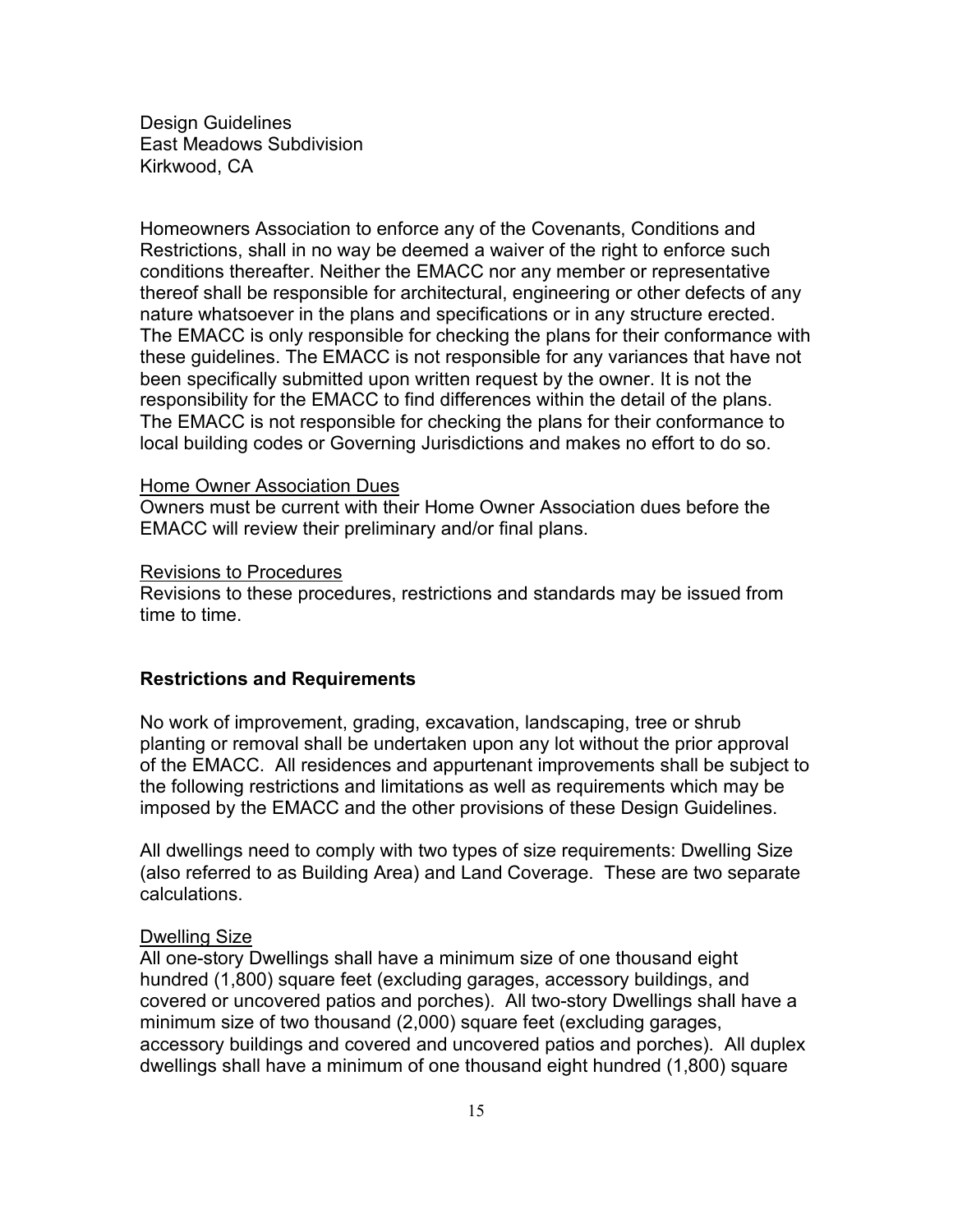Homeowners Association to enforce any of the Covenants, Conditions and Restrictions, shall in no way be deemed a waiver of the right to enforce such conditions thereafter. Neither the EMACC nor any member or representative thereof shall be responsible for architectural, engineering or other defects of any nature whatsoever in the plans and specifications or in any structure erected. The EMACC is only responsible for checking the plans for their conformance with these guidelines. The EMACC is not responsible for any variances that have not been specifically submitted upon written request by the owner. It is not the responsibility for the EMACC to find differences within the detail of the plans. The EMACC is not responsible for checking the plans for their conformance to local building codes or Governing Jurisdictions and makes no effort to do so.

<u>Home Owner Association Dues</u>
Owners must be current with their Home Owner Association dues before the EMACC will review their preliminary and/or final plans.

<u>Revisions to Procedures</u>
Revisions to these procedures, restrictions and standards may be issued from time to time.

## Restrictions and Requirements

No work of improvement, grading, excavation, landscaping, tree or shrub planting or removal shall be undertaken upon any lot without the prior approval of the EMACC. All residences and appurtenant improvements shall be subject to the following restrictions and limitations as well as requirements which may be imposed by the EMACC and the other provisions of these Design Guidelines.

All dwellings need to comply with two types of size requirements: Dwelling Size (also referred to as Building Area) and Land Coverage. These are two separate calculations.

<u>Dwelling Size</u>
All one-story Dwellings shall have a minimum size of one thousand eight hundred (1,800) square feet (excluding garages, accessory buildings, and covered or uncovered patios and porches). All two-story Dwellings shall have a minimum size of two thousand (2,000) square feet (excluding garages, accessory buildings and covered and uncovered patios and porches). All duplex dwellings shall have a minimum of one thousand eight hundred (1,800) square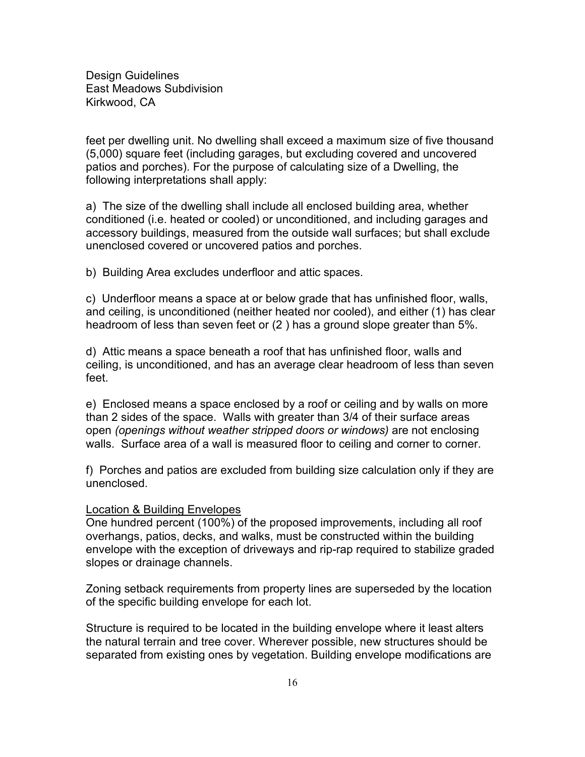feet per dwelling unit. No dwelling shall exceed a maximum size of five thousand (5,000) square feet (including garages, but excluding covered and uncovered patios and porches). For the purpose of calculating size of a Dwelling, the following interpretations shall apply:

a) The size of the dwelling shall include all enclosed building area, whether conditioned (i.e. heated or cooled) or unconditioned, and including garages and accessory buildings, measured from the outside wall surfaces; but shall exclude unenclosed covered or uncovered patios and porches.

b) Building Area excludes underfloor and attic spaces.

c) Underfloor means a space at or below grade that has unfinished floor, walls, and ceiling, is unconditioned (neither heated nor cooled), and either (1) has clear headroom of less than seven feet or (2 ) has a ground slope greater than 5%.

d) Attic means a space beneath a roof that has unfinished floor, walls and ceiling, is unconditioned, and has an average clear headroom of less than seven feet.

e) Enclosed means a space enclosed by a roof or ceiling and by walls on more than 2 sides of the space. Walls with greater than 3/4 of their surface areas open *(openings without weather stripped doors or windows)* are not enclosing walls. Surface area of a wall is measured floor to ceiling and corner to corner.

f) Porches and patios are excluded from building size calculation only if they are unenclosed.

<u>Location & Building Envelopes</u>

One hundred percent (100%) of the proposed improvements, including all roof overhangs, patios, decks, and walks, must be constructed within the building envelope with the exception of driveways and rip-rap required to stabilize graded slopes or drainage channels.

Zoning setback requirements from property lines are superseded by the location of the specific building envelope for each lot.

Structure is required to be located in the building envelope where it least alters the natural terrain and tree cover. Wherever possible, new structures should be separated from existing ones by vegetation. Building envelope modifications are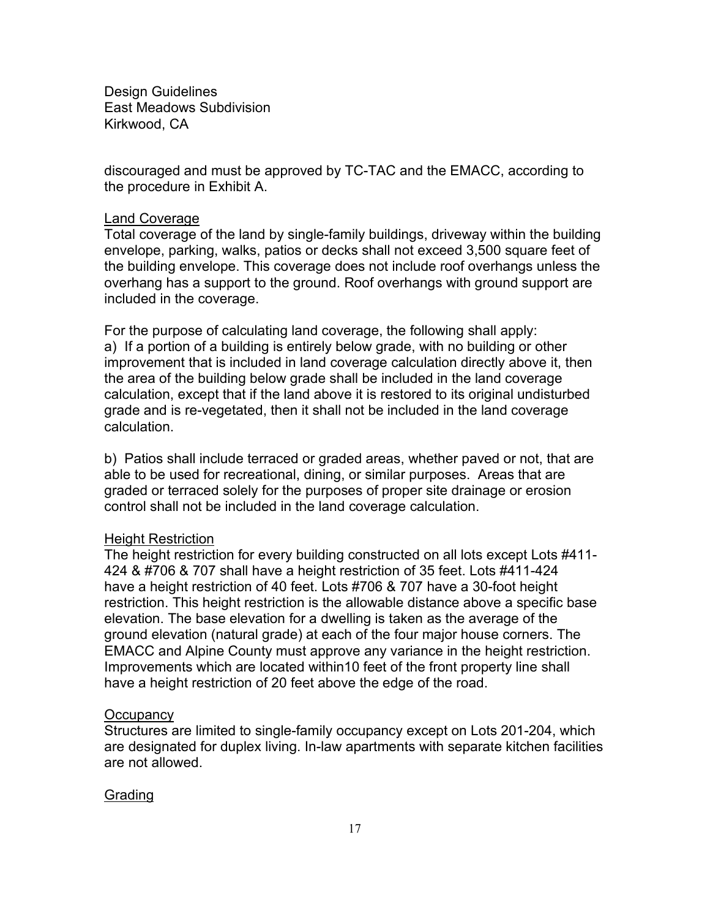discouraged and must be approved by TC-TAC and the EMACC, according to the procedure in Exhibit A.

Land Coverage

Total coverage of the land by single-family buildings, driveway within the building envelope, parking, walks, patios or decks shall not exceed 3,500 square feet of the building envelope. This coverage does not include roof overhangs unless the overhang has a support to the ground. Roof overhangs with ground support are included in the coverage.

For the purpose of calculating land coverage, the following shall apply:

a) If a portion of a building is entirely below grade, with no building or other improvement that is included in land coverage calculation directly above it, then the area of the building below grade shall be included in the land coverage calculation, except that if the land above it is restored to its original undisturbed grade and is re-vegetated, then it shall not be included in the land coverage calculation.

b) Patios shall include terraced or graded areas, whether paved or not, that are able to be used for recreational, dining, or similar purposes. Areas that are graded or terraced solely for the purposes of proper site drainage or erosion control shall not be included in the land coverage calculation.

Height Restriction

The height restriction for every building constructed on all lots except Lots #411-424 & #706 & 707 shall have a height restriction of 35 feet. Lots #411-424 have a height restriction of 40 feet. Lots #706 & 707 have a 30-foot height restriction. This height restriction is the allowable distance above a specific base elevation. The base elevation for a dwelling is taken as the average of the ground elevation (natural grade) at each of the four major house corners. The EMACC and Alpine County must approve any variance in the height restriction. Improvements which are located within10 feet of the front property line shall have a height restriction of 20 feet above the edge of the road.

Occupancy

Structures are limited to single-family occupancy except on Lots 201-204, which are designated for duplex living. In-law apartments with separate kitchen facilities are not allowed.

Grading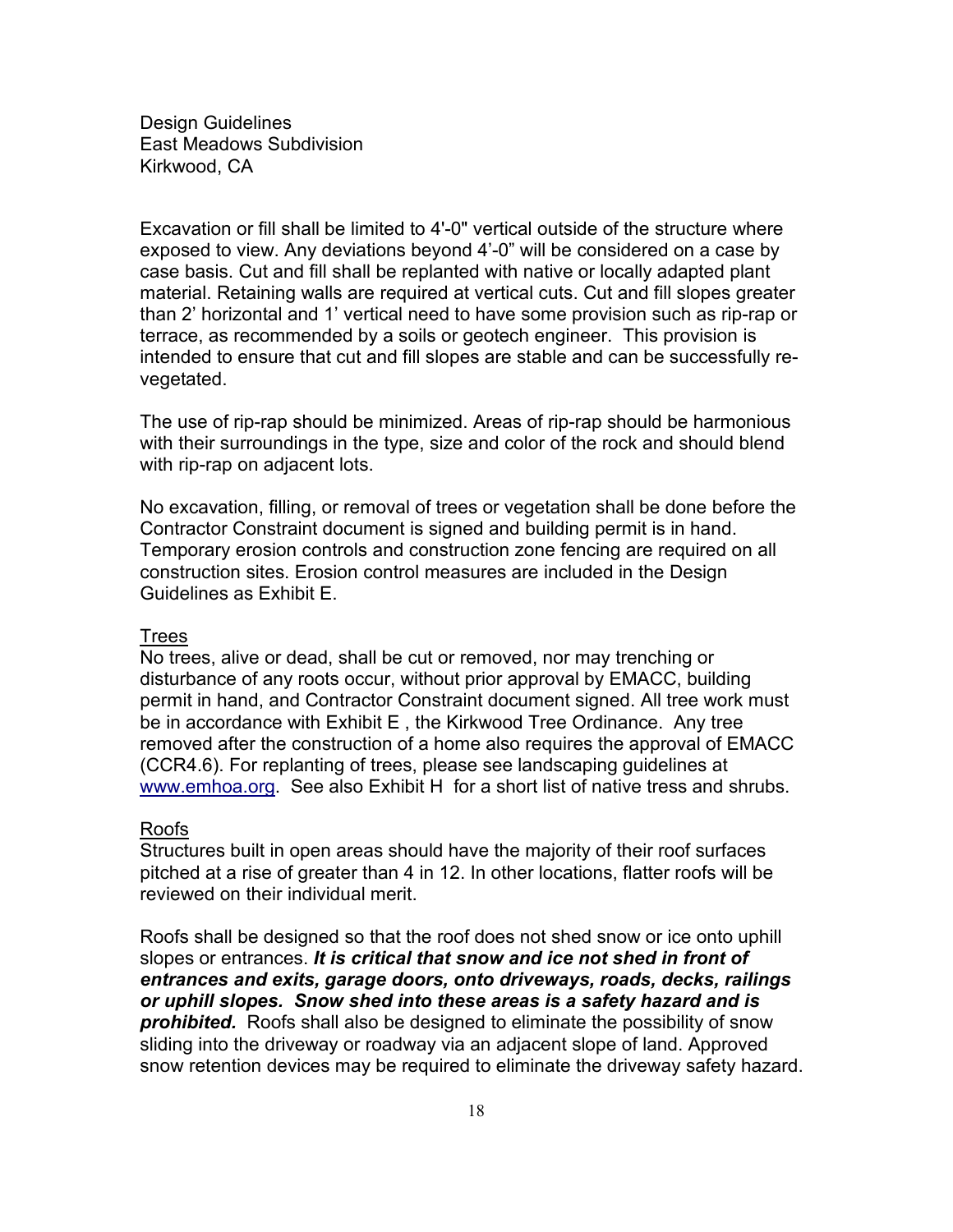Design Guidelines
East Meadows Subdivision
Kirkwood, CA

Excavation or fill shall be limited to 4'-0" vertical outside of the structure where exposed to view. Any deviations beyond 4'-0" will be considered on a case by case basis. Cut and fill shall be replanted with native or locally adapted plant material. Retaining walls are required at vertical cuts. Cut and fill slopes greater than 2' horizontal and 1' vertical need to have some provision such as rip-rap or terrace, as recommended by a soils or geotech engineer. This provision is intended to ensure that cut and fill slopes are stable and can be successfully re-vegetated.

The use of rip-rap should be minimized. Areas of rip-rap should be harmonious with their surroundings in the type, size and color of the rock and should blend with rip-rap on adjacent lots.

No excavation, filling, or removal of trees or vegetation shall be done before the Contractor Constraint document is signed and building permit is in hand. Temporary erosion controls and construction zone fencing are required on all construction sites. Erosion control measures are included in the Design Guidelines as Exhibit E.

<u>Trees</u>

No trees, alive or dead, shall be cut or removed, nor may trenching or disturbance of any roots occur, without prior approval by EMACC, building permit in hand, and Contractor Constraint document signed. All tree work must be in accordance with Exhibit E , the Kirkwood Tree Ordinance. Any tree removed after the construction of a home also requires the approval of EMACC (CCR4.6). For replanting of trees, please see landscaping guidelines at www.emhoa.org. See also Exhibit H for a short list of native tress and shrubs.

<u>Roofs</u>

Structures built in open areas should have the majority of their roof surfaces pitched at a rise of greater than 4 in 12. In other locations, flatter roofs will be reviewed on their individual merit.

Roofs shall be designed so that the roof does not shed snow or ice onto uphill slopes or entrances. ***It is critical that snow and ice not shed in front of entrances and exits, garage doors, onto driveways, roads, decks, railings or uphill slopes. Snow shed into these areas is a safety hazard and is prohibited.*** Roofs shall also be designed to eliminate the possibility of snow sliding into the driveway or roadway via an adjacent slope of land. Approved snow retention devices may be required to eliminate the driveway safety hazard.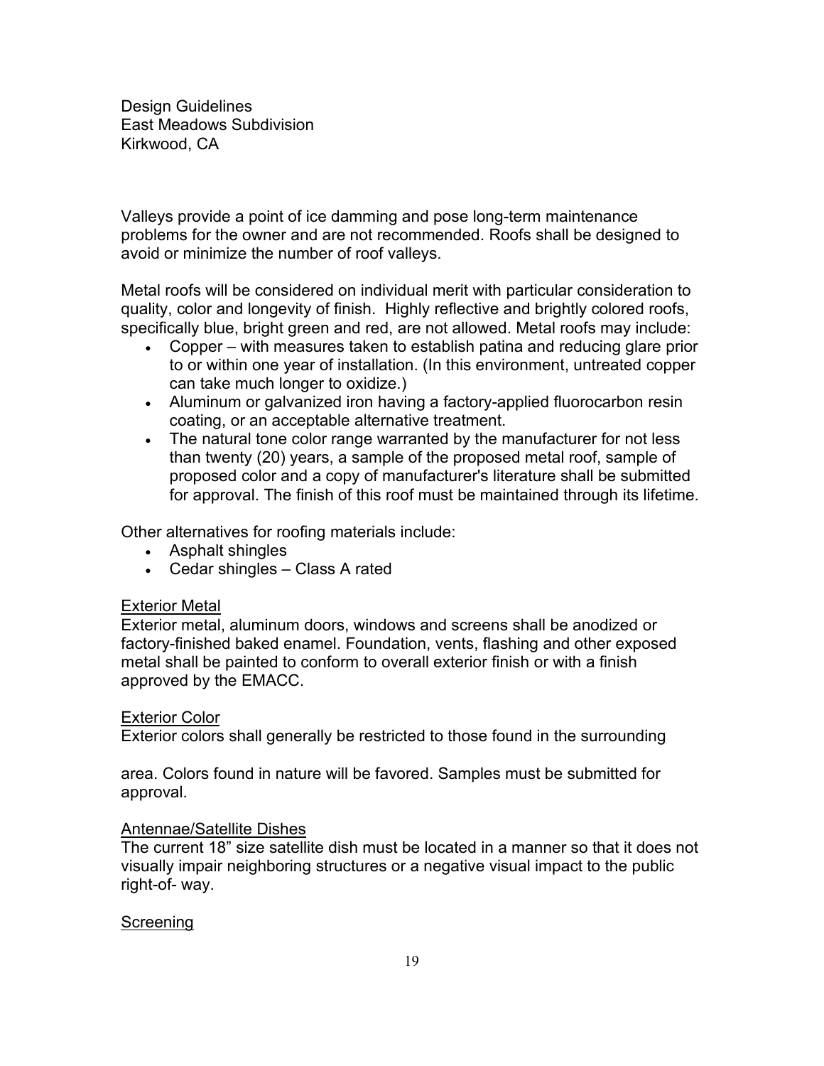Valleys provide a point of ice damming and pose long-term maintenance problems for the owner and are not recommended. Roofs shall be designed to avoid or minimize the number of roof valleys.

Metal roofs will be considered on individual merit with particular consideration to quality, color and longevity of finish. Highly reflective and brightly colored roofs, specifically blue, bright green and red, are not allowed. Metal roofs may include:

- Copper – with measures taken to establish patina and reducing glare prior to or within one year of installation. (In this environment, untreated copper can take much longer to oxidize.)
- Aluminum or galvanized iron having a factory-applied fluorocarbon resin coating, or an acceptable alternative treatment.
- The natural tone color range warranted by the manufacturer for not less than twenty (20) years, a sample of the proposed metal roof, sample of proposed color and a copy of manufacturer's literature shall be submitted for approval. The finish of this roof must be maintained through its lifetime.

Other alternatives for roofing materials include:

- Asphalt shingles
- Cedar shingles – Class A rated

<u>Exterior Metal</u>
Exterior metal, aluminum doors, windows and screens shall be anodized or factory-finished baked enamel. Foundation, vents, flashing and other exposed metal shall be painted to conform to overall exterior finish or with a finish approved by the EMACC.

<u>Exterior Color</u>
Exterior colors shall generally be restricted to those found in the surrounding area. Colors found in nature will be favored. Samples must be submitted for approval.

<u>Antennae/Satellite Dishes</u>
The current 18" size satellite dish must be located in a manner so that it does not visually impair neighboring structures or a negative visual impact to the public right-of- way.

<u>Screening</u>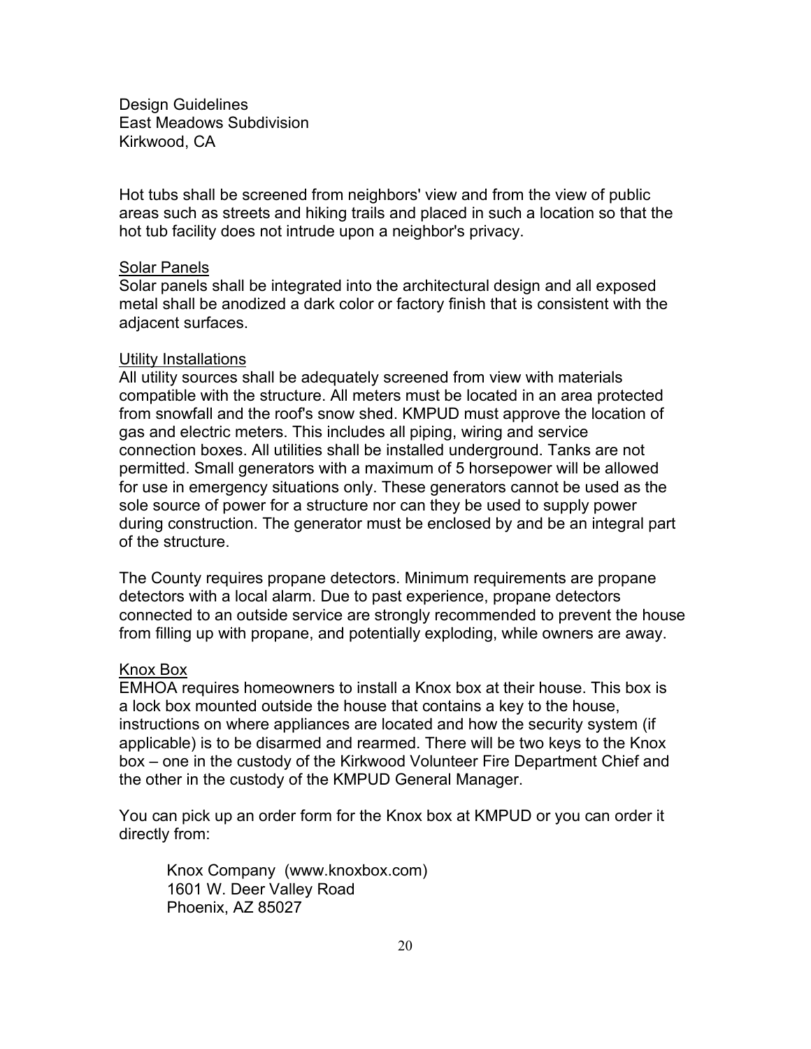Design Guidelines
East Meadows Subdivision
Kirkwood, CA

Hot tubs shall be screened from neighbors' view and from the view of public areas such as streets and hiking trails and placed in such a location so that the hot tub facility does not intrude upon a neighbor's privacy.

<u>Solar Panels</u>
Solar panels shall be integrated into the architectural design and all exposed metal shall be anodized a dark color or factory finish that is consistent with the adjacent surfaces.

<u>Utility Installations</u>
All utility sources shall be adequately screened from view with materials compatible with the structure. All meters must be located in an area protected from snowfall and the roof's snow shed. KMPUD must approve the location of gas and electric meters. This includes all piping, wiring and service connection boxes. All utilities shall be installed underground. Tanks are not permitted. Small generators with a maximum of 5 horsepower will be allowed for use in emergency situations only. These generators cannot be used as the sole source of power for a structure nor can they be used to supply power during construction. The generator must be enclosed by and be an integral part of the structure.

The County requires propane detectors. Minimum requirements are propane detectors with a local alarm. Due to past experience, propane detectors connected to an outside service are strongly recommended to prevent the house from filling up with propane, and potentially exploding, while owners are away.

<u>Knox Box</u>
EMHOA requires homeowners to install a Knox box at their house. This box is a lock box mounted outside the house that contains a key to the house, instructions on where appliances are located and how the security system (if applicable) is to be disarmed and rearmed. There will be two keys to the Knox box – one in the custody of the Kirkwood Volunteer Fire Department Chief and the other in the custody of the KMPUD General Manager.

You can pick up an order form for the Knox box at KMPUD or you can order it directly from:

> Knox Company (www.knoxbox.com)
> 1601 W. Deer Valley Road
> Phoenix, AZ 85027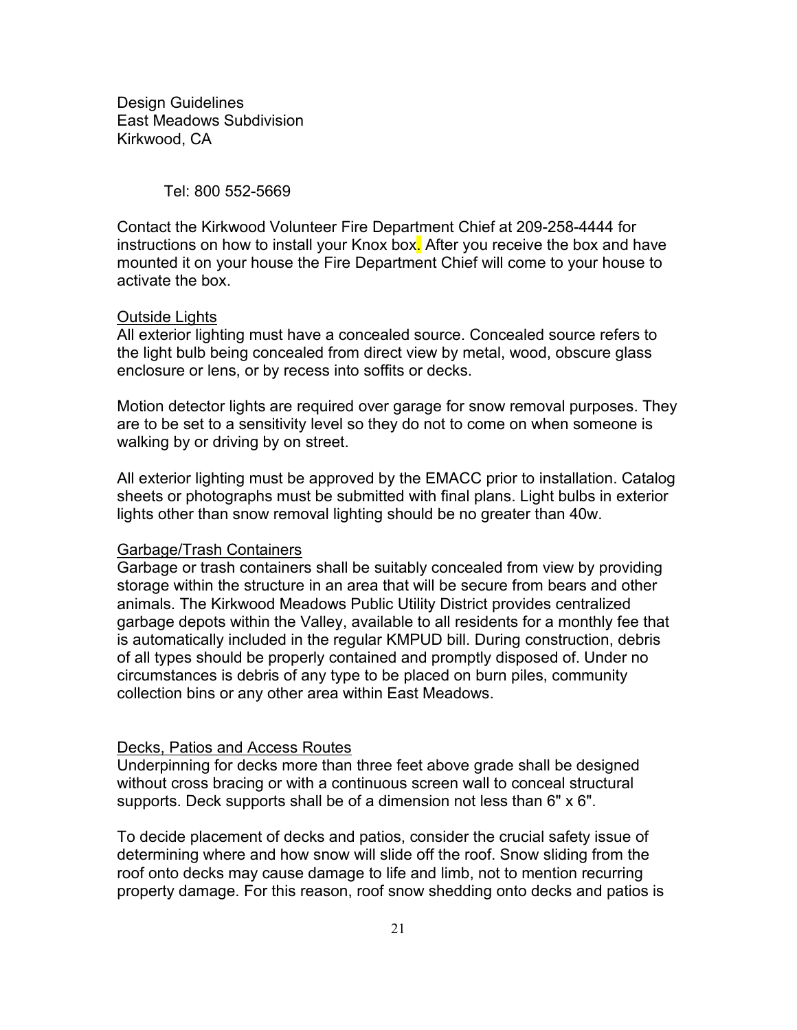Design Guidelines
East Meadows Subdivision
Kirkwood, CA

Tel: 800 552-5669

Contact the Kirkwood Volunteer Fire Department Chief at 209-258-4444 for instructions on how to install your Knox box. After you receive the box and have mounted it on your house the Fire Department Chief will come to your house to activate the box.

Outside Lights

All exterior lighting must have a concealed source. Concealed source refers to the light bulb being concealed from direct view by metal, wood, obscure glass enclosure or lens, or by recess into soffits or decks.

Motion detector lights are required over garage for snow removal purposes. They are to be set to a sensitivity level so they do not to come on when someone is walking by or driving by on street.

All exterior lighting must be approved by the EMACC prior to installation. Catalog sheets or photographs must be submitted with final plans. Light bulbs in exterior lights other than snow removal lighting should be no greater than 40w.

Garbage/Trash Containers

Garbage or trash containers shall be suitably concealed from view by providing storage within the structure in an area that will be secure from bears and other animals. The Kirkwood Meadows Public Utility District provides centralized garbage depots within the Valley, available to all residents for a monthly fee that is automatically included in the regular KMPUD bill. During construction, debris of all types should be properly contained and promptly disposed of. Under no circumstances is debris of any type to be placed on burn piles, community collection bins or any other area within East Meadows.

Decks, Patios and Access Routes

Underpinning for decks more than three feet above grade shall be designed without cross bracing or with a continuous screen wall to conceal structural supports. Deck supports shall be of a dimension not less than 6" x 6".

To decide placement of decks and patios, consider the crucial safety issue of determining where and how snow will slide off the roof. Snow sliding from the roof onto decks may cause damage to life and limb, not to mention recurring property damage. For this reason, roof snow shedding onto decks and patios is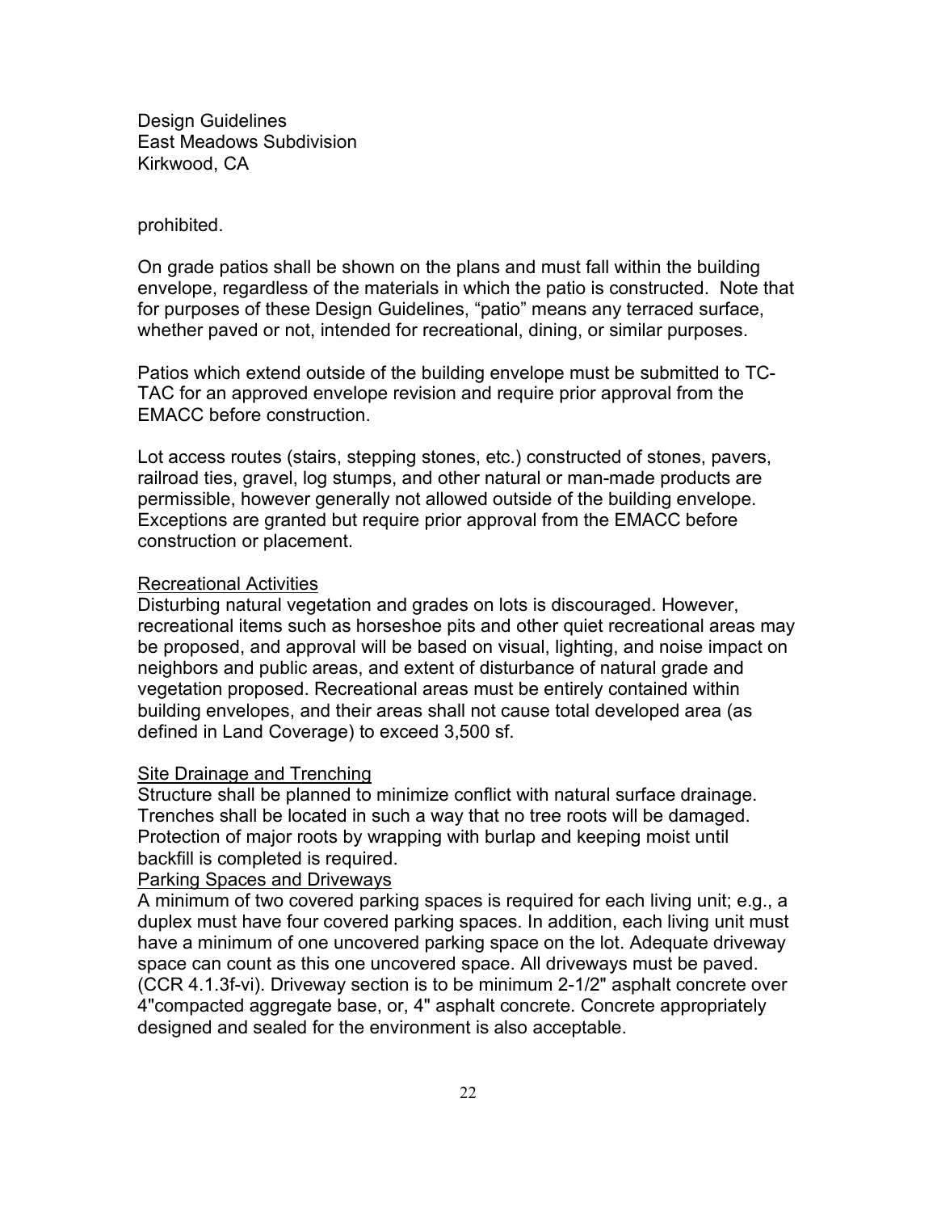prohibited.

On grade patios shall be shown on the plans and must fall within the building envelope, regardless of the materials in which the patio is constructed. Note that for purposes of these Design Guidelines, "patio" means any terraced surface, whether paved or not, intended for recreational, dining, or similar purposes.

Patios which extend outside of the building envelope must be submitted to TC-TAC for an approved envelope revision and require prior approval from the EMACC before construction.

Lot access routes (stairs, stepping stones, etc.) constructed of stones, pavers, railroad ties, gravel, log stumps, and other natural or man-made products are permissible, however generally not allowed outside of the building envelope. Exceptions are granted but require prior approval from the EMACC before construction or placement.

<u>Recreational Activities</u>

Disturbing natural vegetation and grades on lots is discouraged. However, recreational items such as horseshoe pits and other quiet recreational areas may be proposed, and approval will be based on visual, lighting, and noise impact on neighbors and public areas, and extent of disturbance of natural grade and vegetation proposed. Recreational areas must be entirely contained within building envelopes, and their areas shall not cause total developed area (as defined in Land Coverage) to exceed 3,500 sf.

<u>Site Drainage and Trenching</u>

Structure shall be planned to minimize conflict with natural surface drainage. Trenches shall be located in such a way that no tree roots will be damaged. Protection of major roots by wrapping with burlap and keeping moist until backfill is completed is required.

<u>Parking Spaces and Driveways</u>

A minimum of two covered parking spaces is required for each living unit; e.g., a duplex must have four covered parking spaces. In addition, each living unit must have a minimum of one uncovered parking space on the lot. Adequate driveway space can count as this one uncovered space. All driveways must be paved. (CCR 4.1.3f-vi). Driveway section is to be minimum 2-1/2" asphalt concrete over 4"compacted aggregate base, or, 4" asphalt concrete. Concrete appropriately designed and sealed for the environment is also acceptable.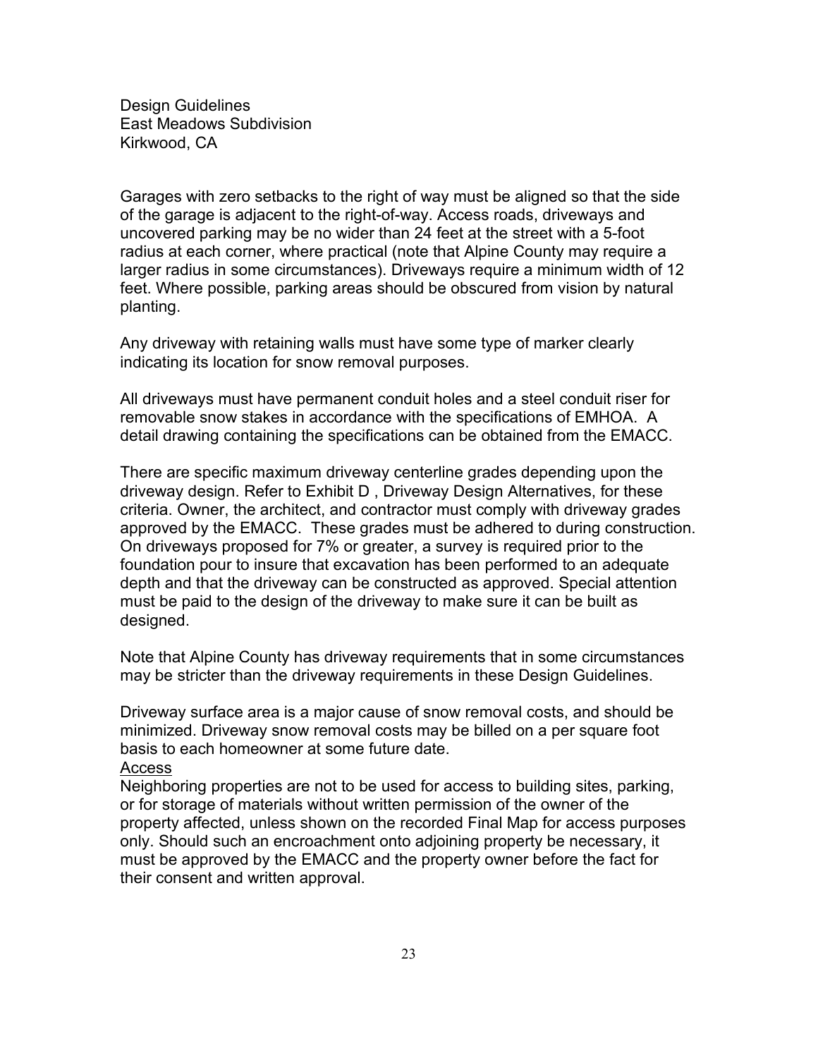Garages with zero setbacks to the right of way must be aligned so that the side of the garage is adjacent to the right-of-way. Access roads, driveways and uncovered parking may be no wider than 24 feet at the street with a 5-foot radius at each corner, where practical (note that Alpine County may require a larger radius in some circumstances). Driveways require a minimum width of 12 feet. Where possible, parking areas should be obscured from vision by natural planting.

Any driveway with retaining walls must have some type of marker clearly indicating its location for snow removal purposes.

All driveways must have permanent conduit holes and a steel conduit riser for removable snow stakes in accordance with the specifications of EMHOA. A detail drawing containing the specifications can be obtained from the EMACC.

There are specific maximum driveway centerline grades depending upon the driveway design. Refer to Exhibit D , Driveway Design Alternatives, for these criteria. Owner, the architect, and contractor must comply with driveway grades approved by the EMACC. These grades must be adhered to during construction. On driveways proposed for 7% or greater, a survey is required prior to the foundation pour to insure that excavation has been performed to an adequate depth and that the driveway can be constructed as approved. Special attention must be paid to the design of the driveway to make sure it can be built as designed.

Note that Alpine County has driveway requirements that in some circumstances may be stricter than the driveway requirements in these Design Guidelines.

Driveway surface area is a major cause of snow removal costs, and should be minimized. Driveway snow removal costs may be billed on a per square foot basis to each homeowner at some future date.

<u>Access</u>

Neighboring properties are not to be used for access to building sites, parking, or for storage of materials without written permission of the owner of the property affected, unless shown on the recorded Final Map for access purposes only. Should such an encroachment onto adjoining property be necessary, it must be approved by the EMACC and the property owner before the fact for their consent and written approval.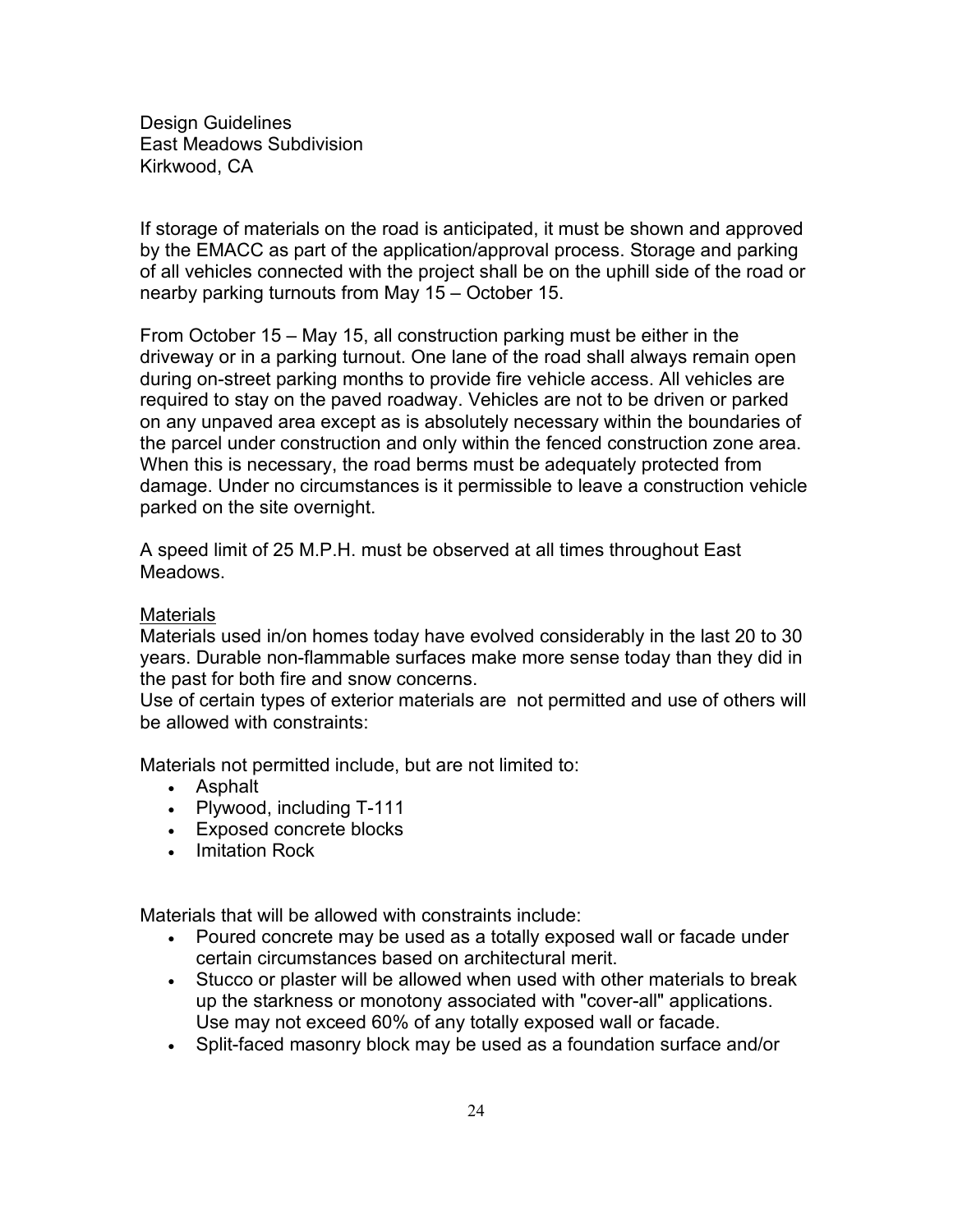Design Guidelines
East Meadows Subdivision
Kirkwood, CA

If storage of materials on the road is anticipated, it must be shown and approved by the EMACC as part of the application/approval process. Storage and parking of all vehicles connected with the project shall be on the uphill side of the road or nearby parking turnouts from May 15 – October 15.

From October 15 – May 15, all construction parking must be either in the driveway or in a parking turnout. One lane of the road shall always remain open during on-street parking months to provide fire vehicle access. All vehicles are required to stay on the paved roadway. Vehicles are not to be driven or parked on any unpaved area except as is absolutely necessary within the boundaries of the parcel under construction and only within the fenced construction zone area. When this is necessary, the road berms must be adequately protected from damage. Under no circumstances is it permissible to leave a construction vehicle parked on the site overnight.

A speed limit of 25 M.P.H. must be observed at all times throughout East Meadows.

<u>Materials</u>
Materials used in/on homes today have evolved considerably in the last 20 to 30 years. Durable non-flammable surfaces make more sense today than they did in the past for both fire and snow concerns.
Use of certain types of exterior materials are not permitted and use of others will be allowed with constraints:

Materials not permitted include, but are not limited to:

- Asphalt
- Plywood, including T-111
- Exposed concrete blocks
- Imitation Rock

Materials that will be allowed with constraints include:

- Poured concrete may be used as a totally exposed wall or facade under certain circumstances based on architectural merit.
- Stucco or plaster will be allowed when used with other materials to break up the starkness or monotony associated with "cover-all" applications. Use may not exceed 60% of any totally exposed wall or facade.
- Split-faced masonry block may be used as a foundation surface and/or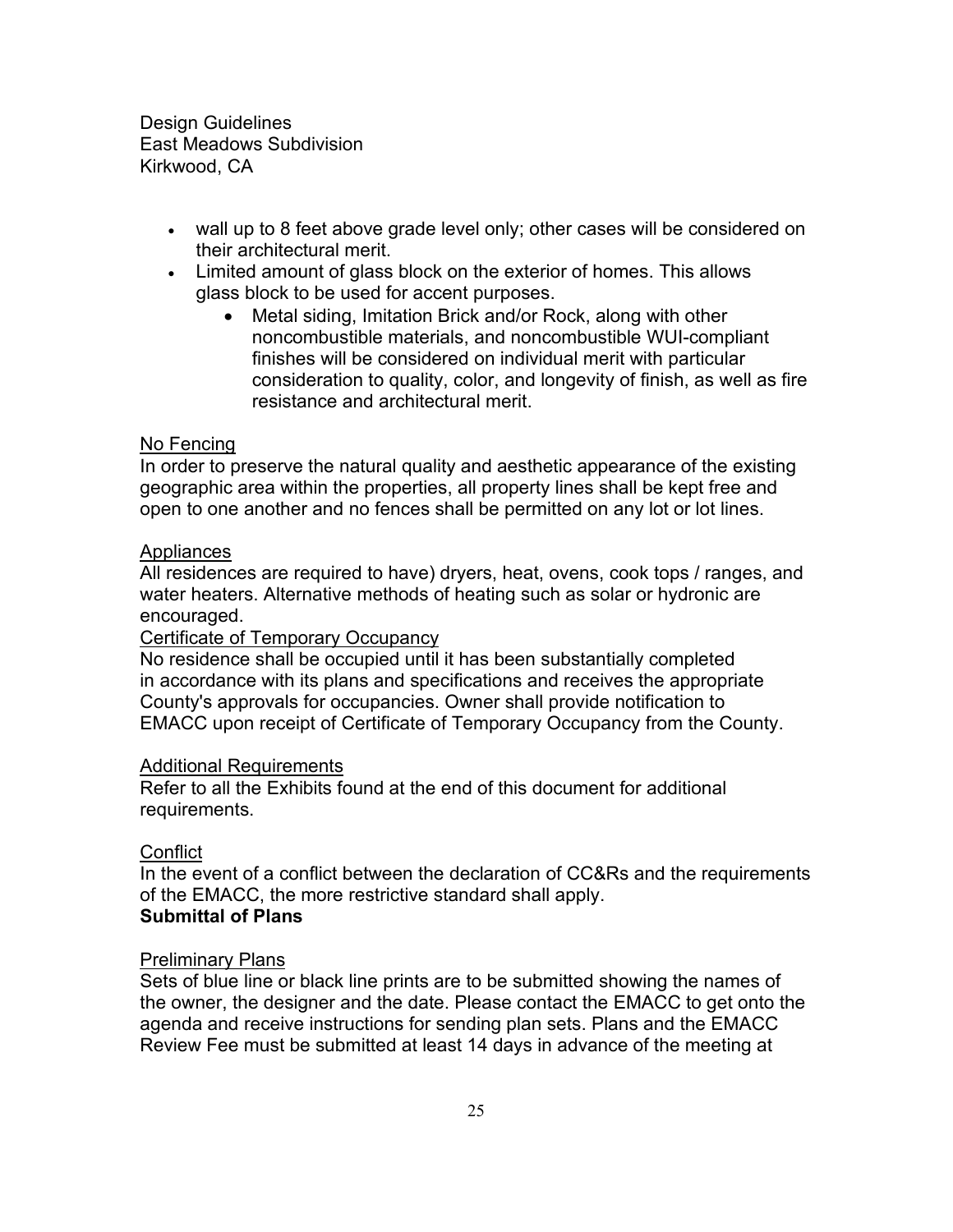- wall up to 8 feet above grade level only; other cases will be considered on their architectural merit.
- Limited amount of glass block on the exterior of homes. This allows glass block to be used for accent purposes.
    - Metal siding, Imitation Brick and/or Rock, along with other noncombustible materials, and noncombustible WUI-compliant finishes will be considered on individual merit with particular consideration to quality, color, and longevity of finish, as well as fire resistance and architectural merit.

<u>No Fencing</u>

In order to preserve the natural quality and aesthetic appearance of the existing geographic area within the properties, all property lines shall be kept free and open to one another and no fences shall be permitted on any lot or lot lines.

<u>Appliances</u>

All residences are required to have) dryers, heat, ovens, cook tops / ranges, and water heaters. Alternative methods of heating such as solar or hydronic are encouraged.

<u>Certificate of Temporary Occupancy</u>

No residence shall be occupied until it has been substantially completed in accordance with its plans and specifications and receives the appropriate County's approvals for occupancies. Owner shall provide notification to EMACC upon receipt of Certificate of Temporary Occupancy from the County.

<u>Additional Requirements</u>

Refer to all the Exhibits found at the end of this document for additional requirements.

<u>Conflict</u>

In the event of a conflict between the declaration of CC&Rs and the requirements of the EMACC, the more restrictive standard shall apply.

**Submittal of Plans**

<u>Preliminary Plans</u>

Sets of blue line or black line prints are to be submitted showing the names of the owner, the designer and the date. Please contact the EMACC to get onto the agenda and receive instructions for sending plan sets. Plans and the EMACC Review Fee must be submitted at least 14 days in advance of the meeting at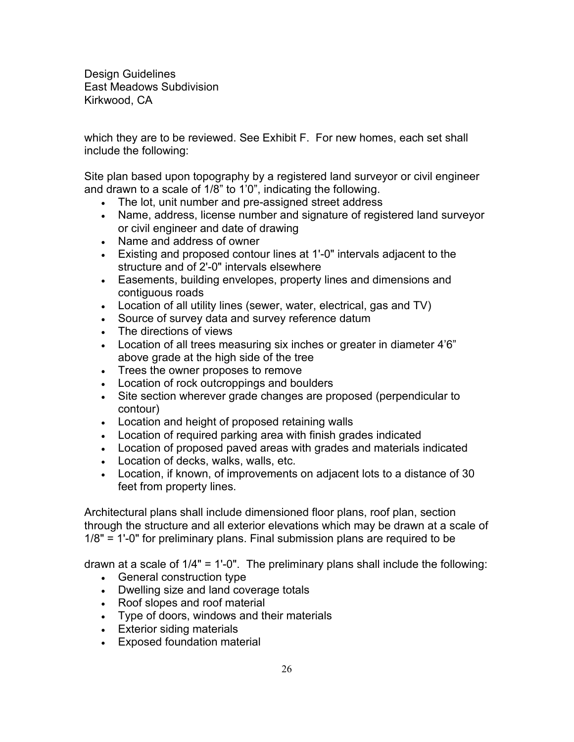which they are to be reviewed. See Exhibit F. For new homes, each set shall include the following:

Site plan based upon topography by a registered land surveyor or civil engineer and drawn to a scale of 1/8" to 1'0", indicating the following.

- The lot, unit number and pre-assigned street address
- Name, address, license number and signature of registered land surveyor or civil engineer and date of drawing
- Name and address of owner
- Existing and proposed contour lines at 1'-0" intervals adjacent to the structure and of 2'-0" intervals elsewhere
- Easements, building envelopes, property lines and dimensions and contiguous roads
- Location of all utility lines (sewer, water, electrical, gas and TV)
- Source of survey data and survey reference datum
- The directions of views
- Location of all trees measuring six inches or greater in diameter 4'6" above grade at the high side of the tree
- Trees the owner proposes to remove
- Location of rock outcroppings and boulders
- Site section wherever grade changes are proposed (perpendicular to contour)
- Location and height of proposed retaining walls
- Location of required parking area with finish grades indicated
- Location of proposed paved areas with grades and materials indicated
- Location of decks, walks, walls, etc.
- Location, if known, of improvements on adjacent lots to a distance of 30 feet from property lines.

Architectural plans shall include dimensioned floor plans, roof plan, section through the structure and all exterior elevations which may be drawn at a scale of 1/8" = 1'-0" for preliminary plans. Final submission plans are required to be drawn at a scale of 1/4" = 1'-0". The preliminary plans shall include the following:

- General construction type
- Dwelling size and land coverage totals
- Roof slopes and roof material
- Type of doors, windows and their materials
- Exterior siding materials
- Exposed foundation material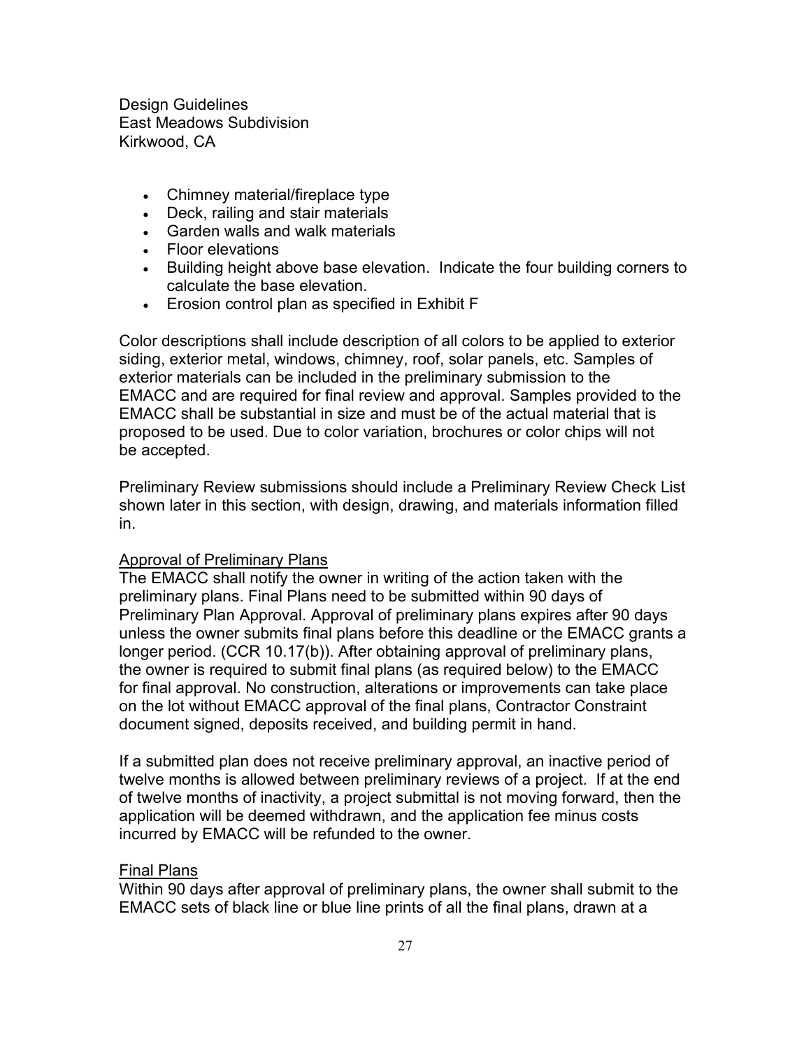- Chimney material/fireplace type
- Deck, railing and stair materials
- Garden walls and walk materials
- Floor elevations
- Building height above base elevation. Indicate the four building corners to calculate the base elevation.
- Erosion control plan as specified in Exhibit F

Color descriptions shall include description of all colors to be applied to exterior siding, exterior metal, windows, chimney, roof, solar panels, etc. Samples of exterior materials can be included in the preliminary submission to the EMACC and are required for final review and approval. Samples provided to the EMACC shall be substantial in size and must be of the actual material that is proposed to be used. Due to color variation, brochures or color chips will not be accepted.

Preliminary Review submissions should include a Preliminary Review Check List shown later in this section, with design, drawing, and materials information filled in.

<u>Approval of Preliminary Plans</u>

The EMACC shall notify the owner in writing of the action taken with the preliminary plans. Final Plans need to be submitted within 90 days of Preliminary Plan Approval. Approval of preliminary plans expires after 90 days unless the owner submits final plans before this deadline or the EMACC grants a longer period. (CCR 10.17(b)). After obtaining approval of preliminary plans, the owner is required to submit final plans (as required below) to the EMACC for final approval. No construction, alterations or improvements can take place on the lot without EMACC approval of the final plans, Contractor Constraint document signed, deposits received, and building permit in hand.

If a submitted plan does not receive preliminary approval, an inactive period of twelve months is allowed between preliminary reviews of a project. If at the end of twelve months of inactivity, a project submittal is not moving forward, then the application will be deemed withdrawn, and the application fee minus costs incurred by EMACC will be refunded to the owner.

<u>Final Plans</u>

Within 90 days after approval of preliminary plans, the owner shall submit to the EMACC sets of black line or blue line prints of all the final plans, drawn at a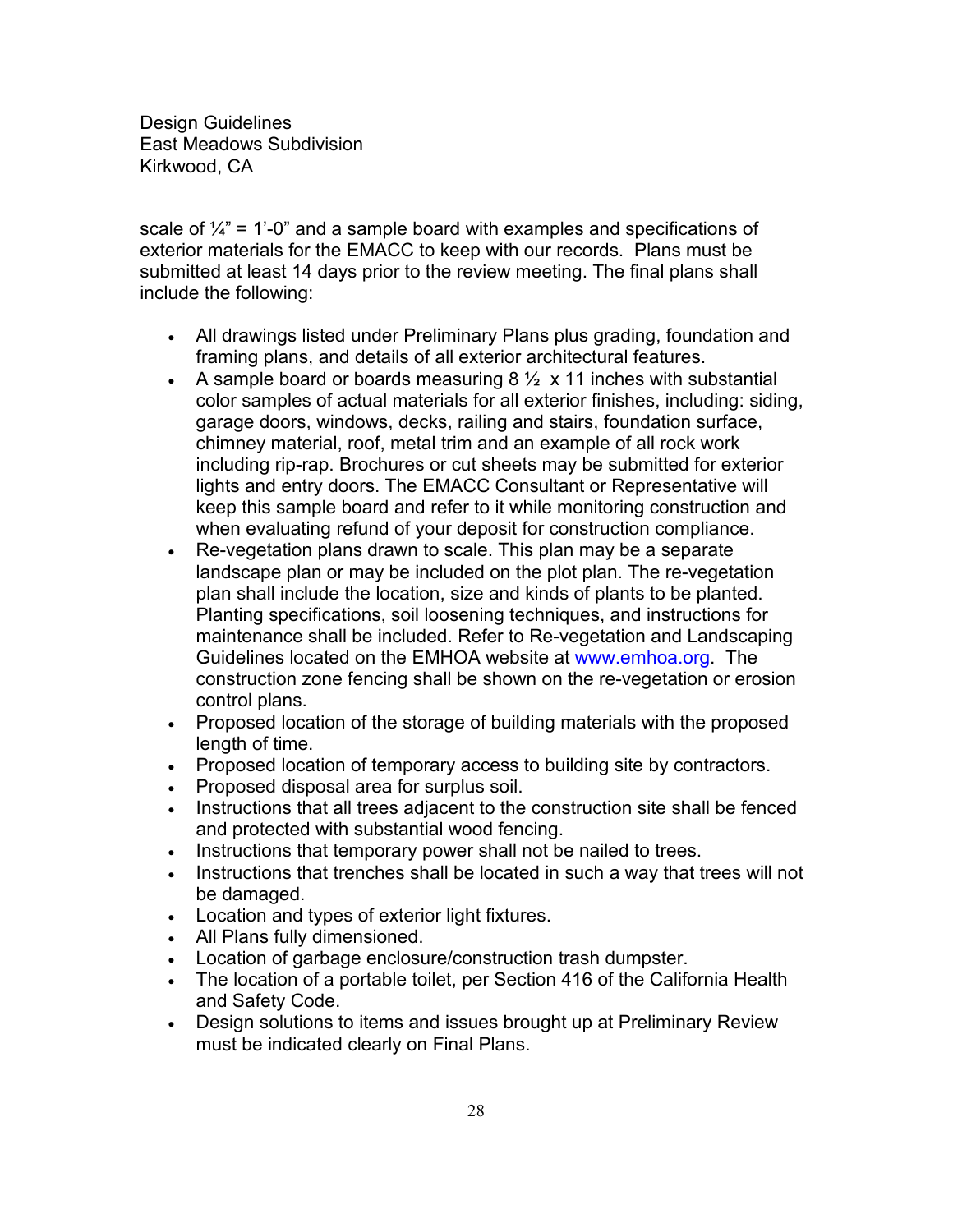scale of ¼” = 1’-0” and a sample board with examples and specifications of exterior materials for the EMACC to keep with our records. Plans must be submitted at least 14 days prior to the review meeting. The final plans shall include the following:

- All drawings listed under Preliminary Plans plus grading, foundation and framing plans, and details of all exterior architectural features.
- A sample board or boards measuring 8 ½ x 11 inches with substantial color samples of actual materials for all exterior finishes, including: siding, garage doors, windows, decks, railing and stairs, foundation surface, chimney material, roof, metal trim and an example of all rock work including rip-rap. Brochures or cut sheets may be submitted for exterior lights and entry doors. The EMACC Consultant or Representative will keep this sample board and refer to it while monitoring construction and when evaluating refund of your deposit for construction compliance.
- Re-vegetation plans drawn to scale. This plan may be a separate landscape plan or may be included on the plot plan. The re-vegetation plan shall include the location, size and kinds of plants to be planted. Planting specifications, soil loosening techniques, and instructions for maintenance shall be included. Refer to Re-vegetation and Landscaping Guidelines located on the EMHOA website at www.emhoa.org. The construction zone fencing shall be shown on the re-vegetation or erosion control plans.
- Proposed location of the storage of building materials with the proposed length of time.
- Proposed location of temporary access to building site by contractors.
- Proposed disposal area for surplus soil.
- Instructions that all trees adjacent to the construction site shall be fenced and protected with substantial wood fencing.
- Instructions that temporary power shall not be nailed to trees.
- Instructions that trenches shall be located in such a way that trees will not be damaged.
- Location and types of exterior light fixtures.
- All Plans fully dimensioned.
- Location of garbage enclosure/construction trash dumpster.
- The location of a portable toilet, per Section 416 of the California Health and Safety Code.
- Design solutions to items and issues brought up at Preliminary Review must be indicated clearly on Final Plans.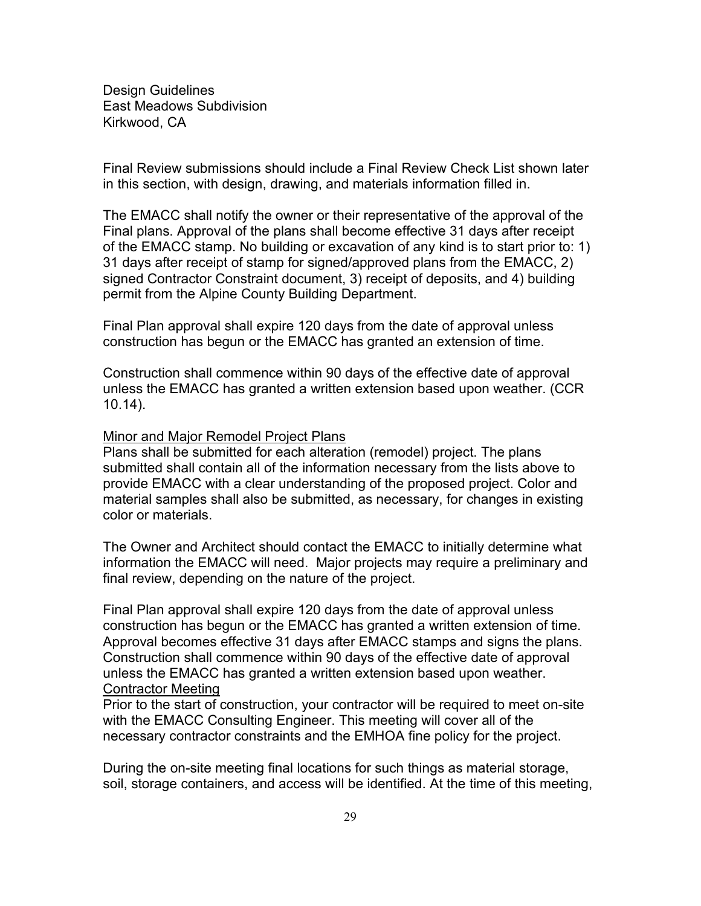Design Guidelines
East Meadows Subdivision
Kirkwood, CA

Final Review submissions should include a Final Review Check List shown later in this section, with design, drawing, and materials information filled in.

The EMACC shall notify the owner or their representative of the approval of the Final plans. Approval of the plans shall become effective 31 days after receipt of the EMACC stamp. No building or excavation of any kind is to start prior to: 1) 31 days after receipt of stamp for signed/approved plans from the EMACC, 2) signed Contractor Constraint document, 3) receipt of deposits, and 4) building permit from the Alpine County Building Department.

Final Plan approval shall expire 120 days from the date of approval unless construction has begun or the EMACC has granted an extension of time.

Construction shall commence within 90 days of the effective date of approval unless the EMACC has granted a written extension based upon weather. (CCR 10.14).

<u>Minor and Major Remodel Project Plans</u>

Plans shall be submitted for each alteration (remodel) project. The plans submitted shall contain all of the information necessary from the lists above to provide EMACC with a clear understanding of the proposed project. Color and material samples shall also be submitted, as necessary, for changes in existing color or materials.

The Owner and Architect should contact the EMACC to initially determine what information the EMACC will need. Major projects may require a preliminary and final review, depending on the nature of the project.

Final Plan approval shall expire 120 days from the date of approval unless construction has begun or the EMACC has granted a written extension of time. Approval becomes effective 31 days after EMACC stamps and signs the plans. Construction shall commence within 90 days of the effective date of approval unless the EMACC has granted a written extension based upon weather.

<u>Contractor Meeting</u>

Prior to the start of construction, your contractor will be required to meet on-site with the EMACC Consulting Engineer. This meeting will cover all of the necessary contractor constraints and the EMHOA fine policy for the project.

During the on-site meeting final locations for such things as material storage, soil, storage containers, and access will be identified. At the time of this meeting,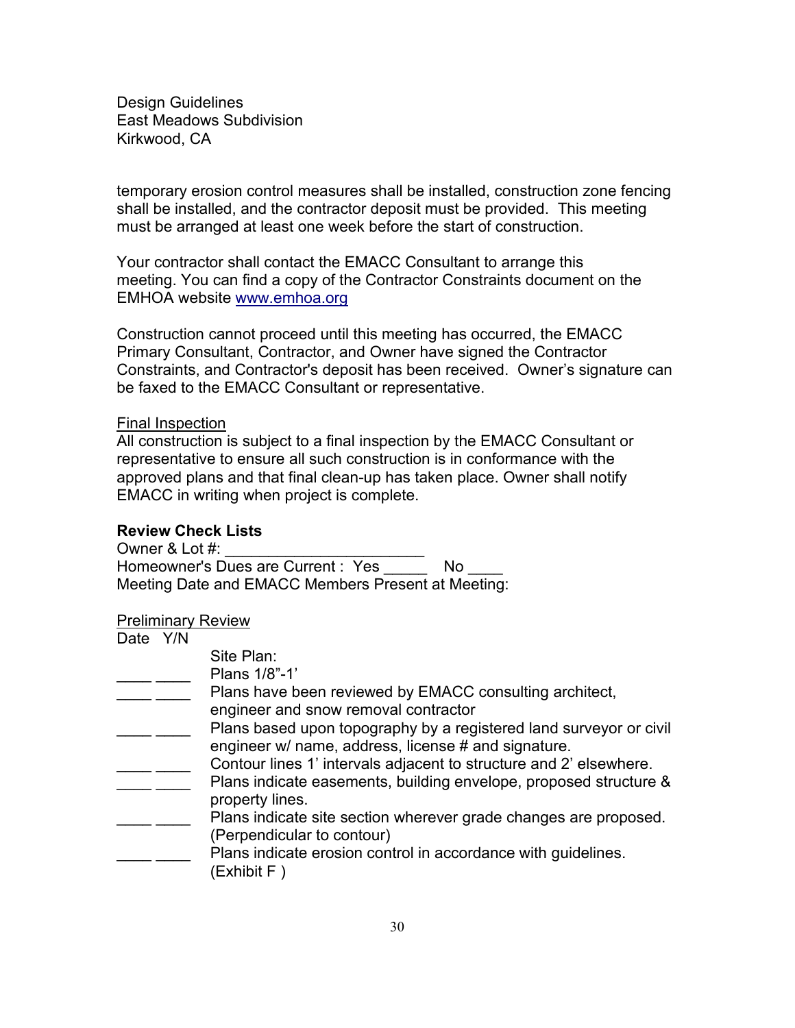temporary erosion control measures shall be installed, construction zone fencing shall be installed, and the contractor deposit must be provided. This meeting must be arranged at least one week before the start of construction.

Your contractor shall contact the EMACC Consultant to arrange this meeting. You can find a copy of the Contractor Constraints document on the EMHOA website www.emhoa.org

Construction cannot proceed until this meeting has occurred, the EMACC Primary Consultant, Contractor, and Owner have signed the Contractor Constraints, and Contractor's deposit has been received. Owner's signature can be faxed to the EMACC Consultant or representative.

<u>Final Inspection</u>
All construction is subject to a final inspection by the EMACC Consultant or representative to ensure all such construction is in conformance with the approved plans and that final clean-up has taken place. Owner shall notify EMACC in writing when project is complete.

**Review Check Lists**
Owner & Lot #: ______________________
Homeowner's Dues are Current : Yes _____ No ____
Meeting Date and EMACC Members Present at Meeting:

<u>Preliminary Review</u>

| Date | Y/N | |
|---|---|---|
| | | Site Plan: |
| ____ | ____ | Plans 1/8"-1' |
| ____ | ____ | Plans have been reviewed by EMACC consulting architect, engineer and snow removal contractor |
| ____ | ____ | Plans based upon topography by a registered land surveyor or civil engineer w/ name, address, license # and signature. |
| ____ | ____ | Contour lines 1' intervals adjacent to structure and 2' elsewhere. |
| ____ | ____ | Plans indicate easements, building envelope, proposed structure & property lines. |
| ____ | ____ | Plans indicate site section wherever grade changes are proposed. (Perpendicular to contour) |
| ____ | ____ | Plans indicate erosion control in accordance with guidelines. (Exhibit F ) |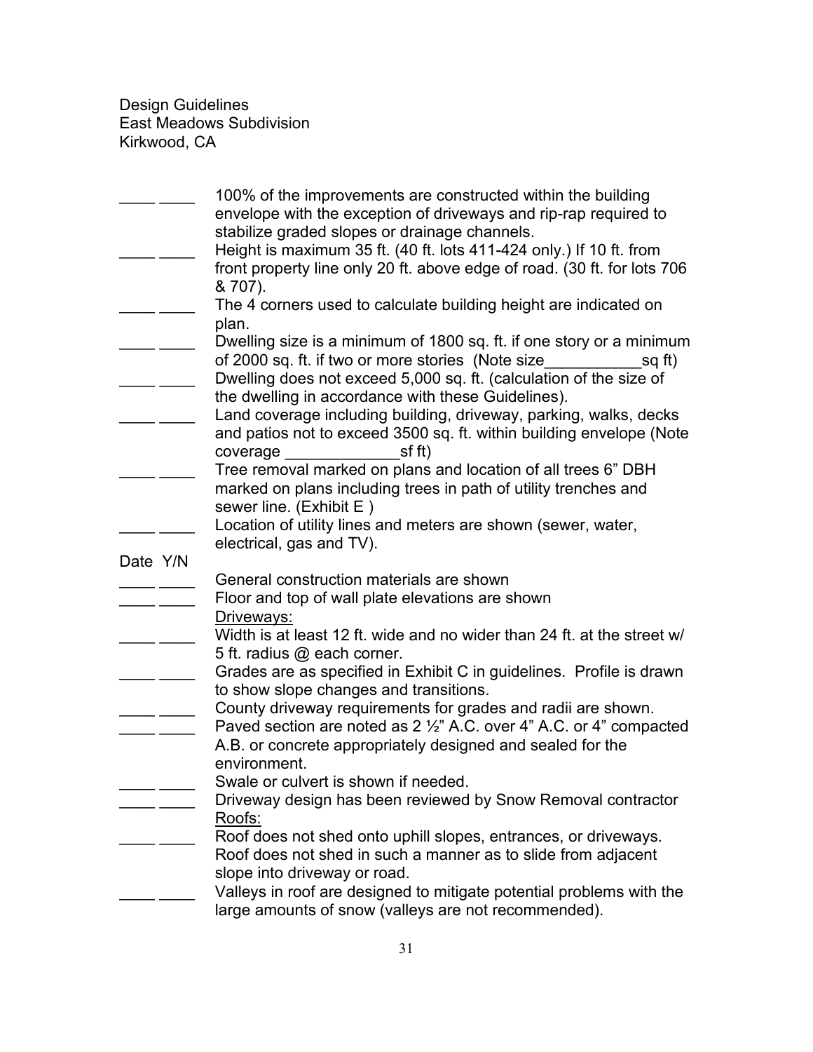Design Guidelines
East Meadows Subdivision
Kirkwood, CA

____ ____ 100% of the improvements are constructed within the building envelope with the exception of driveways and rip-rap required to stabilize graded slopes or drainage channels.

____ ____ Height is maximum 35 ft. (40 ft. lots 411-424 only.) If 10 ft. from front property line only 20 ft. above edge of road. (30 ft. for lots 706 & 707).

____ ____ The 4 corners used to calculate building height are indicated on plan.

____ ____ Dwelling size is a minimum of 1800 sq. ft. if one story or a minimum of 2000 sq. ft. if two or more stories (Note size___________sq ft)

____ ____ Dwelling does not exceed 5,000 sq. ft. (calculation of the size of the dwelling in accordance with these Guidelines).

____ ____ Land coverage including building, driveway, parking, walks, decks and patios not to exceed 3500 sq. ft. within building envelope (Note coverage _____________sf ft)

____ ____ Tree removal marked on plans and location of all trees 6" DBH marked on plans including trees in path of utility trenches and sewer line. (Exhibit E )

____ ____ Location of utility lines and meters are shown (sewer, water, electrical, gas and TV).

Date Y/N

____ ____ General construction materials are shown

____ ____ Floor and top of wall plate elevations are shown

<u>Driveways:</u>

____ ____ Width is at least 12 ft. wide and no wider than 24 ft. at the street w/ 5 ft. radius @ each corner.

____ ____ Grades are as specified in Exhibit C in guidelines. Profile is drawn to show slope changes and transitions.

____ ____ County driveway requirements for grades and radii are shown.

____ ____ Paved section are noted as 2 ½" A.C. over 4" A.C. or 4" compacted A.B. or concrete appropriately designed and sealed for the environment.

____ ____ Swale or culvert is shown if needed.

____ ____ Driveway design has been reviewed by Snow Removal contractor

<u>Roofs:</u>

____ ____ Roof does not shed onto uphill slopes, entrances, or driveways. Roof does not shed in such a manner as to slide from adjacent slope into driveway or road.

____ ____ Valleys in roof are designed to mitigate potential problems with the large amounts of snow (valleys are not recommended).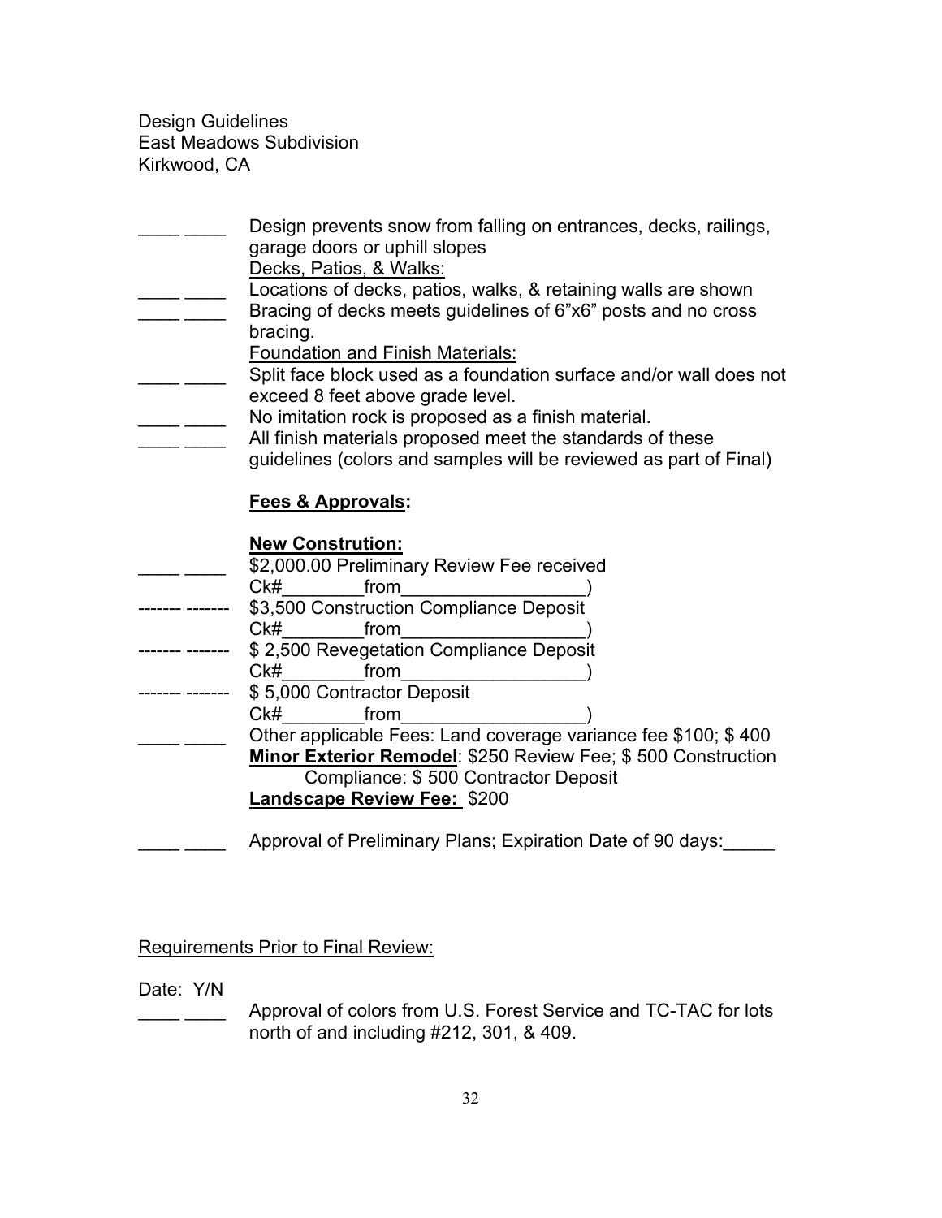Design Guidelines
East Meadows Subdivision
Kirkwood, CA

____ ____ Design prevents snow from falling on entrances, decks, railings, garage doors or uphill slopes

Decks, Patios, & Walks:

____ ____ Locations of decks, patios, walks, & retaining walls are shown

____ ____ Bracing of decks meets guidelines of 6"x6" posts and no cross bracing.

Foundation and Finish Materials:

____ ____ Split face block used as a foundation surface and/or wall does not exceed 8 feet above grade level.

____ ____ No imitation rock is proposed as a finish material.

____ ____ All finish materials proposed meet the standards of these guidelines (colors and samples will be reviewed as part of Final)

**Fees & Approvals:**

**New Constrution:**

____ ____ $2,000.00 Preliminary Review Fee received
Ck#________from__________________)

------- ------- $3,500 Construction Compliance Deposit
Ck#________from__________________)

------- ------- $ 2,500 Revegetation Compliance Deposit
Ck#________from__________________)

------- ------- $ 5,000 Contractor Deposit
Ck#________from__________________)

____ ____ Other applicable Fees: Land coverage variance fee $100; $ 400

**Minor Exterior Remodel**: $250 Review Fee; $ 500 Construction Compliance: $ 500 Contractor Deposit

**Landscape Review Fee:** $200

____ ____ Approval of Preliminary Plans; Expiration Date of 90 days:_____

Requirements Prior to Final Review:

Date: Y/N

____ ____ Approval of colors from U.S. Forest Service and TC-TAC for lots north of and including #212, 301, & 409.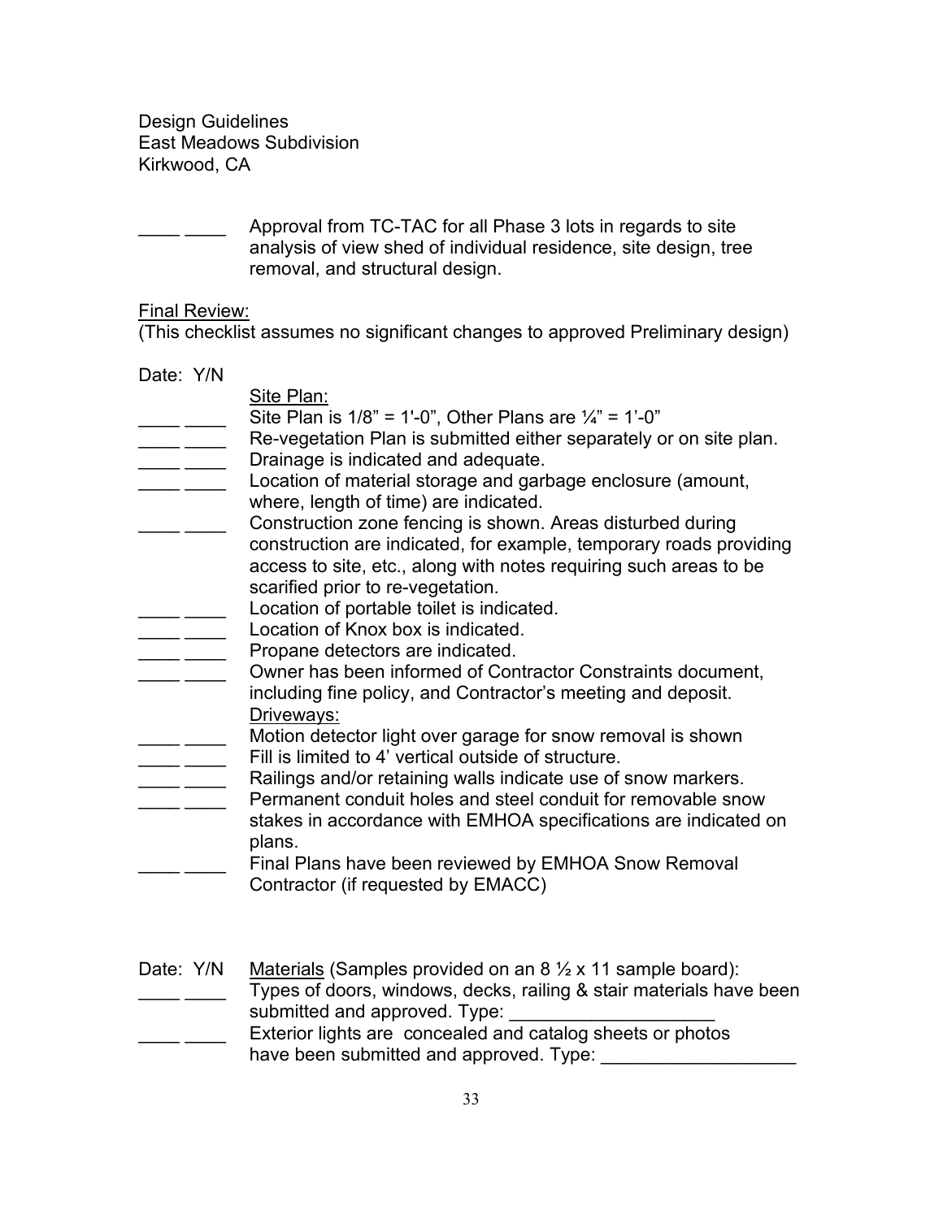Design Guidelines
East Meadows Subdivision
Kirkwood, CA

____ ____ Approval from TC-TAC for all Phase 3 lots in regards to site analysis of view shed of individual residence, site design, tree removal, and structural design.

Final Review:
(This checklist assumes no significant changes to approved Preliminary design)

Date: Y/N

Site Plan:

____ ____ Site Plan is 1/8" = 1'-0", Other Plans are ¼" = 1'-0"
____ ____ Re-vegetation Plan is submitted either separately or on site plan.
____ ____ Drainage is indicated and adequate.
____ ____ Location of material storage and garbage enclosure (amount, where, length of time) are indicated.
____ ____ Construction zone fencing is shown. Areas disturbed during construction are indicated, for example, temporary roads providing access to site, etc., along with notes requiring such areas to be scarified prior to re-vegetation.
____ ____ Location of portable toilet is indicated.
____ ____ Location of Knox box is indicated.
____ ____ Propane detectors are indicated.
____ ____ Owner has been informed of Contractor Constraints document, including fine policy, and Contractor's meeting and deposit.

Driveways:

____ ____ Motion detector light over garage for snow removal is shown
____ ____ Fill is limited to 4' vertical outside of structure.
____ ____ Railings and/or retaining walls indicate use of snow markers.
____ ____ Permanent conduit holes and steel conduit for removable snow stakes in accordance with EMHOA specifications are indicated on plans.
____ ____ Final Plans have been reviewed by EMHOA Snow Removal Contractor (if requested by EMACC)

Date: Y/N Materials (Samples provided on an 8 ½ x 11 sample board):

____ ____ Types of doors, windows, decks, railing & stair materials have been submitted and approved. Type: ____________________
____ ____ Exterior lights are concealed and catalog sheets or photos have been submitted and approved. Type: ___________________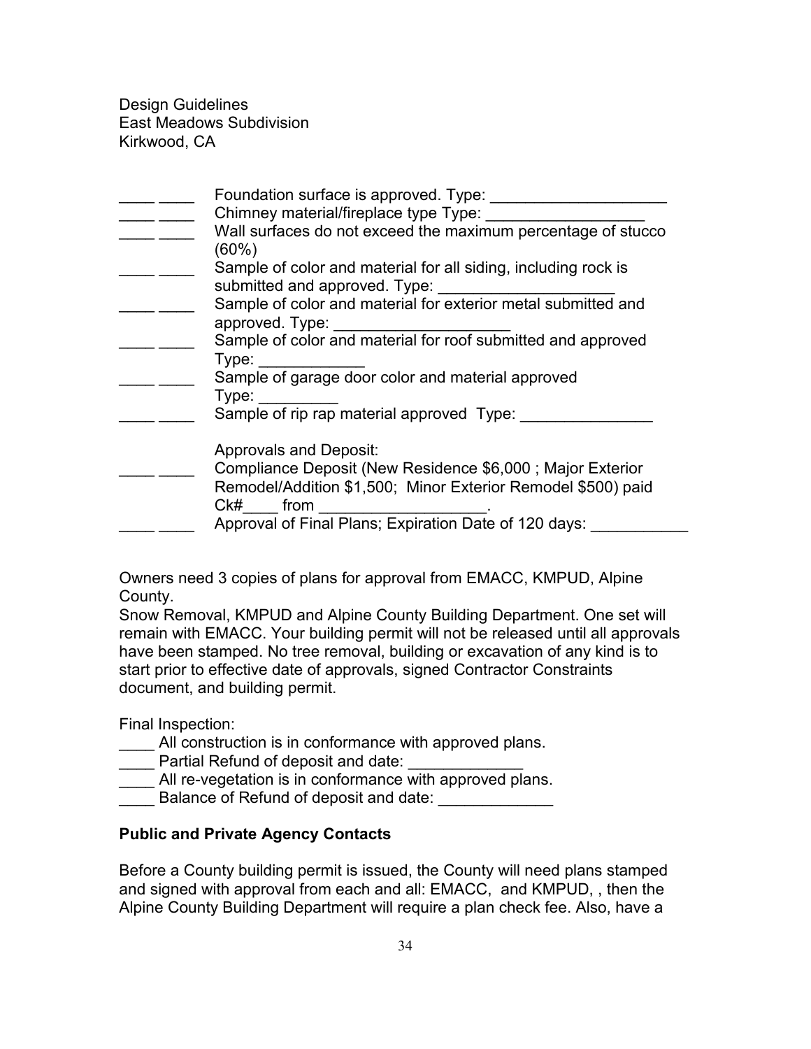Design Guidelines
East Meadows Subdivision
Kirkwood, CA

____ ____ Foundation surface is approved. Type: ____________________

____ ____ Chimney material/fireplace type Type: __________________

____ ____ Wall surfaces do not exceed the maximum percentage of stucco (60%)

____ ____ Sample of color and material for all siding, including rock is submitted and approved. Type: ____________________

____ ____ Sample of color and material for exterior metal submitted and approved. Type: ____________________

____ ____ Sample of color and material for roof submitted and approved Type: ____________

____ ____ Sample of garage door color and material approved Type: _________

____ ____ Sample of rip rap material approved Type: _______________

Approvals and Deposit:

____ ____ Compliance Deposit (New Residence $6,000 ; Major Exterior Remodel/Addition $1,500; Minor Exterior Remodel $500) paid Ck#____ from ___________________.

____ ____ Approval of Final Plans; Expiration Date of 120 days: ___________

Owners need 3 copies of plans for approval from EMACC, KMPUD, Alpine County.
Snow Removal, KMPUD and Alpine County Building Department. One set will remain with EMACC. Your building permit will not be released until all approvals have been stamped. No tree removal, building or excavation of any kind is to start prior to effective date of approvals, signed Contractor Constraints document, and building permit.

Final Inspection:

____ All construction is in conformance with approved plans.
____ Partial Refund of deposit and date: _____________
____ All re-vegetation is in conformance with approved plans.
____ Balance of Refund of deposit and date: _____________

**Public and Private Agency Contacts**

Before a County building permit is issued, the County will need plans stamped and signed with approval from each and all: EMACC, and KMPUD, , then the Alpine County Building Department will require a plan check fee. Also, have a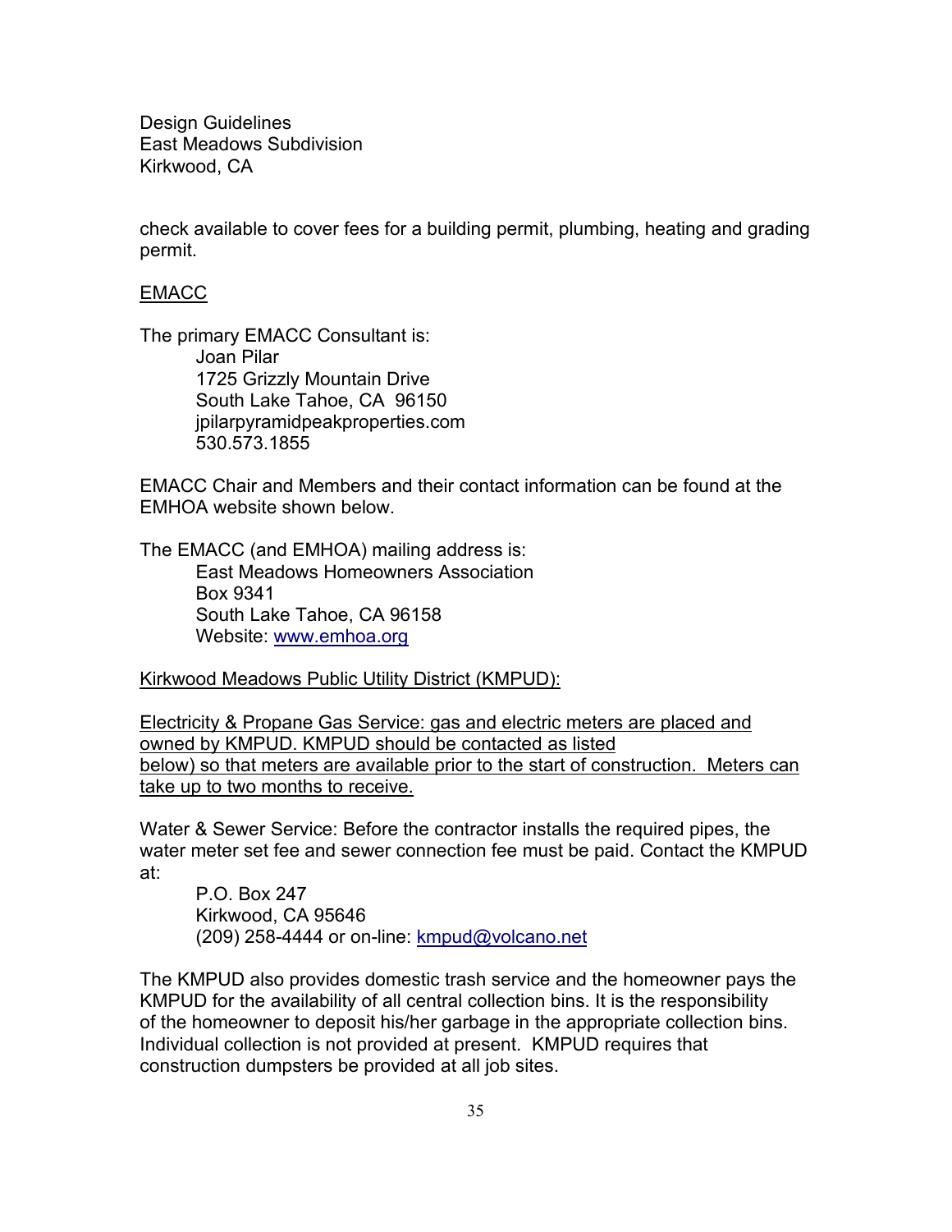check available to cover fees for a building permit, plumbing, heating and grading permit.

<u>EMACC</u>

The primary EMACC Consultant is:

Joan Pilar  
1725 Grizzly Mountain Drive  
South Lake Tahoe, CA  96150  
jpilarpyramidpeakproperties.com  
530.573.1855

EMACC Chair and Members and their contact information can be found at the EMHOA website shown below.

The EMACC (and EMHOA) mailing address is:

East Meadows Homeowners Association  
Box 9341  
South Lake Tahoe, CA 96158  
Website: www.emhoa.org

<u>Kirkwood Meadows Public Utility District (KMPUD):</u>

<u>Electricity & Propane Gas Service: gas and electric meters are placed and owned by KMPUD. KMPUD should be contacted as listed below) so that meters are available prior to the start of construction. Meters can take up to two months to receive.</u>

Water & Sewer Service: Before the contractor installs the required pipes, the water meter set fee and sewer connection fee must be paid. Contact the KMPUD at:

P.O. Box 247  
Kirkwood, CA 95646  
(209) 258-4444 or on-line: kmpud@volcano.net

The KMPUD also provides domestic trash service and the homeowner pays the KMPUD for the availability of all central collection bins. It is the responsibility of the homeowner to deposit his/her garbage in the appropriate collection bins. Individual collection is not provided at present. KMPUD requires that construction dumpsters be provided at all job sites.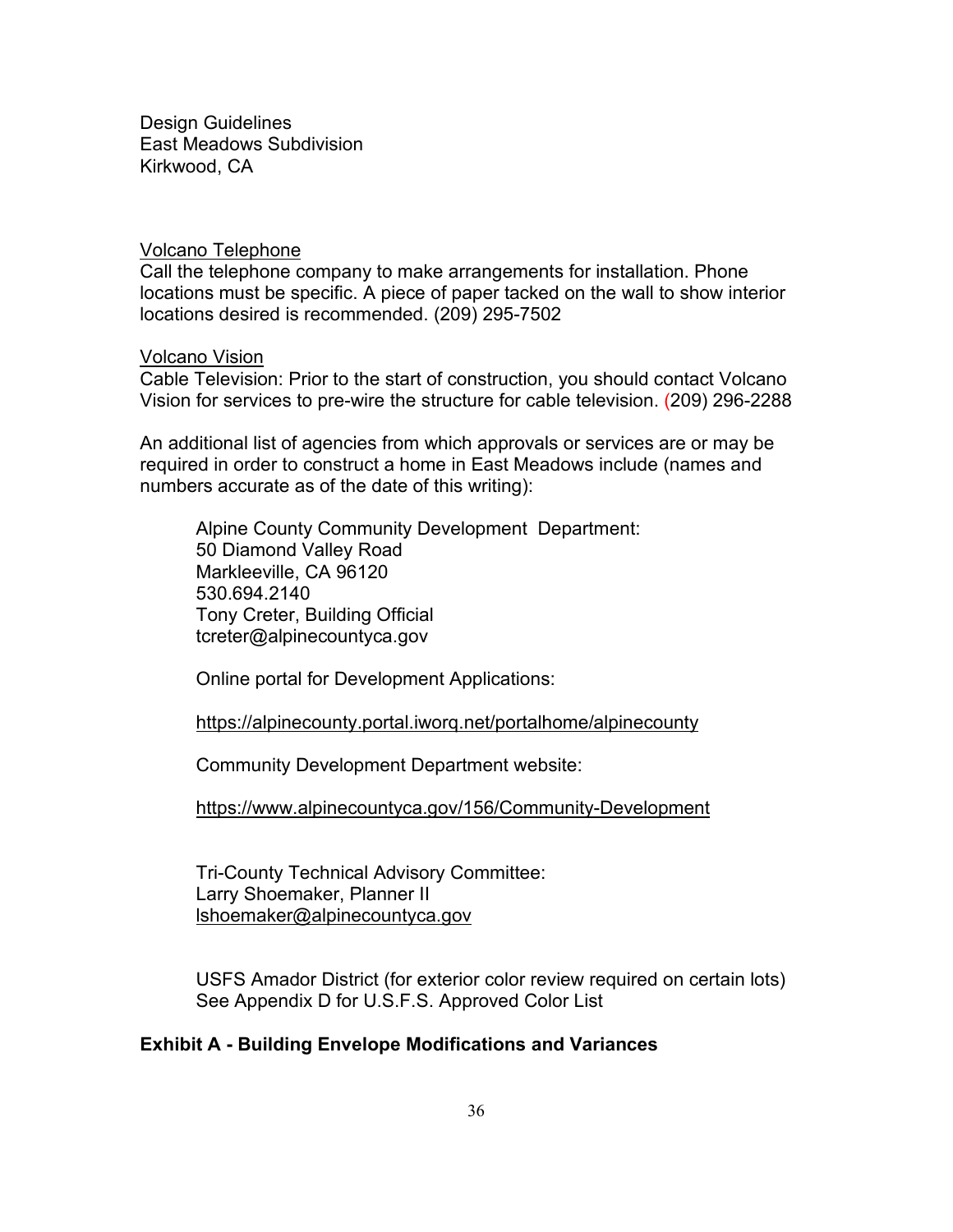Design Guidelines
East Meadows Subdivision
Kirkwood, CA

Volcano Telephone

Call the telephone company to make arrangements for installation. Phone locations must be specific. A piece of paper tacked on the wall to show interior locations desired is recommended. (209) 295-7502

Volcano Vision

Cable Television: Prior to the start of construction, you should contact Volcano Vision for services to pre-wire the structure for cable television. (209) 296-2288

An additional list of agencies from which approvals or services are or may be required in order to construct a home in East Meadows include (names and numbers accurate as of the date of this writing):

Alpine County Community Development Department:
50 Diamond Valley Road
Markleeville, CA 96120
530.694.2140
Tony Creter, Building Official
tcreter@alpinecountyca.gov

Online portal for Development Applications:

https://alpinecounty.portal.iworq.net/portalhome/alpinecounty

Community Development Department website:

https://www.alpinecountyca.gov/156/Community-Development

Tri-County Technical Advisory Committee:
Larry Shoemaker, Planner II
lshoemaker@alpinecountyca.gov

USFS Amador District (for exterior color review required on certain lots)
See Appendix D for U.S.F.S. Approved Color List

**Exhibit A - Building Envelope Modifications and Variances**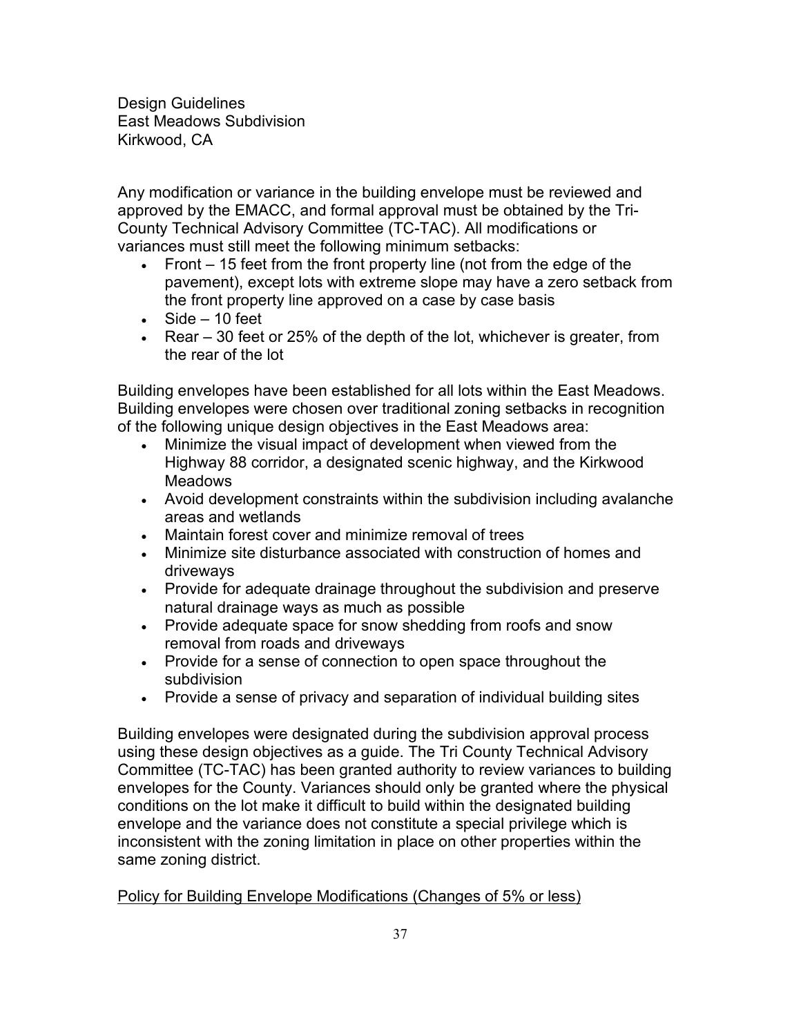Design Guidelines
East Meadows Subdivision
Kirkwood, CA

Any modification or variance in the building envelope must be reviewed and approved by the EMACC, and formal approval must be obtained by the Tri-County Technical Advisory Committee (TC-TAC). All modifications or variances must still meet the following minimum setbacks:

- Front – 15 feet from the front property line (not from the edge of the pavement), except lots with extreme slope may have a zero setback from the front property line approved on a case by case basis
- Side – 10 feet
- Rear – 30 feet or 25% of the depth of the lot, whichever is greater, from the rear of the lot

Building envelopes have been established for all lots within the East Meadows. Building envelopes were chosen over traditional zoning setbacks in recognition of the following unique design objectives in the East Meadows area:

- Minimize the visual impact of development when viewed from the Highway 88 corridor, a designated scenic highway, and the Kirkwood Meadows
- Avoid development constraints within the subdivision including avalanche areas and wetlands
- Maintain forest cover and minimize removal of trees
- Minimize site disturbance associated with construction of homes and driveways
- Provide for adequate drainage throughout the subdivision and preserve natural drainage ways as much as possible
- Provide adequate space for snow shedding from roofs and snow removal from roads and driveways
- Provide for a sense of connection to open space throughout the subdivision
- Provide a sense of privacy and separation of individual building sites

Building envelopes were designated during the subdivision approval process using these design objectives as a guide. The Tri County Technical Advisory Committee (TC-TAC) has been granted authority to review variances to building envelopes for the County. Variances should only be granted where the physical conditions on the lot make it difficult to build within the designated building envelope and the variance does not constitute a special privilege which is inconsistent with the zoning limitation in place on other properties within the same zoning district.

<u>Policy for Building Envelope Modifications (Changes of 5% or less)</u>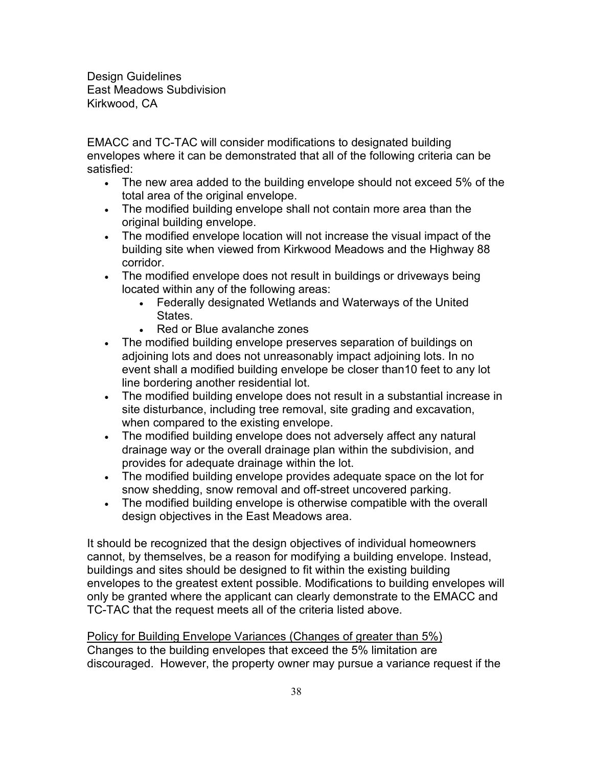Design Guidelines
East Meadows Subdivision
Kirkwood, CA

EMACC and TC-TAC will consider modifications to designated building envelopes where it can be demonstrated that all of the following criteria can be satisfied:

- The new area added to the building envelope should not exceed 5% of the total area of the original envelope.
- The modified building envelope shall not contain more area than the original building envelope.
- The modified envelope location will not increase the visual impact of the building site when viewed from Kirkwood Meadows and the Highway 88 corridor.
- The modified envelope does not result in buildings or driveways being located within any of the following areas:
  - Federally designated Wetlands and Waterways of the United States.
  - Red or Blue avalanche zones
- The modified building envelope preserves separation of buildings on adjoining lots and does not unreasonably impact adjoining lots. In no event shall a modified building envelope be closer than10 feet to any lot line bordering another residential lot.
- The modified building envelope does not result in a substantial increase in site disturbance, including tree removal, site grading and excavation, when compared to the existing envelope.
- The modified building envelope does not adversely affect any natural drainage way or the overall drainage plan within the subdivision, and provides for adequate drainage within the lot.
- The modified building envelope provides adequate space on the lot for snow shedding, snow removal and off-street uncovered parking.
- The modified building envelope is otherwise compatible with the overall design objectives in the East Meadows area.

It should be recognized that the design objectives of individual homeowners cannot, by themselves, be a reason for modifying a building envelope. Instead, buildings and sites should be designed to fit within the existing building envelopes to the greatest extent possible. Modifications to building envelopes will only be granted where the applicant can clearly demonstrate to the EMACC and TC-TAC that the request meets all of the criteria listed above.

<u>Policy for Building Envelope Variances (Changes of greater than 5%)</u>
Changes to the building envelopes that exceed the 5% limitation are discouraged. However, the property owner may pursue a variance request if the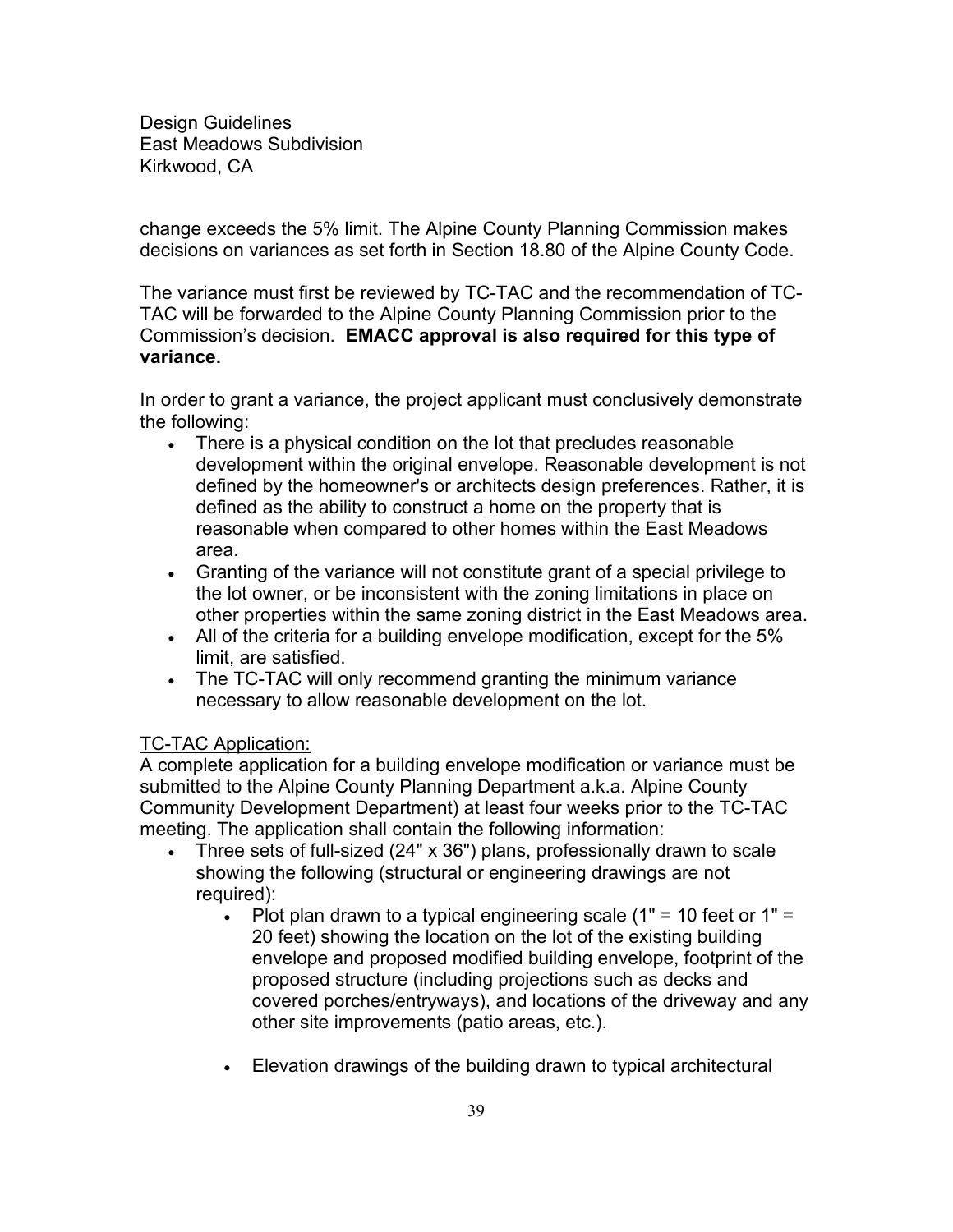change exceeds the 5% limit. The Alpine County Planning Commission makes decisions on variances as set forth in Section 18.80 of the Alpine County Code.

The variance must first be reviewed by TC-TAC and the recommendation of TC-TAC will be forwarded to the Alpine County Planning Commission prior to the Commission's decision. **EMACC approval is also required for this type of variance.**

In order to grant a variance, the project applicant must conclusively demonstrate the following:

- There is a physical condition on the lot that precludes reasonable development within the original envelope. Reasonable development is not defined by the homeowner's or architects design preferences. Rather, it is defined as the ability to construct a home on the property that is reasonable when compared to other homes within the East Meadows area.
- Granting of the variance will not constitute grant of a special privilege to the lot owner, or be inconsistent with the zoning limitations in place on other properties within the same zoning district in the East Meadows area.
- All of the criteria for a building envelope modification, except for the 5% limit, are satisfied.
- The TC-TAC will only recommend granting the minimum variance necessary to allow reasonable development on the lot.

<u>TC-TAC Application:</u>
A complete application for a building envelope modification or variance must be submitted to the Alpine County Planning Department a.k.a. Alpine County Community Development Department) at least four weeks prior to the TC-TAC meeting. The application shall contain the following information:

- Three sets of full-sized (24" x 36") plans, professionally drawn to scale showing the following (structural or engineering drawings are not required):
  - Plot plan drawn to a typical engineering scale (1" = 10 feet or 1" = 20 feet) showing the location on the lot of the existing building envelope and proposed modified building envelope, footprint of the proposed structure (including projections such as decks and covered porches/entryways), and locations of the driveway and any other site improvements (patio areas, etc.).
  - Elevation drawings of the building drawn to typical architectural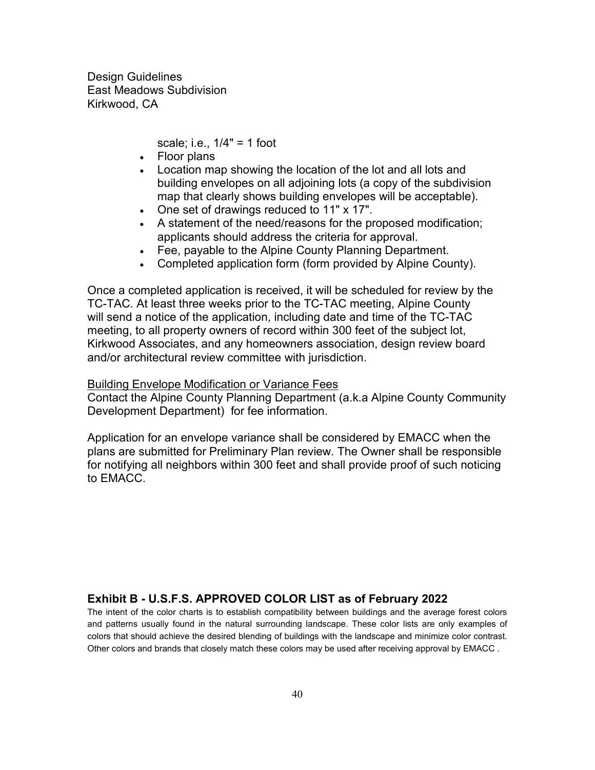scale; i.e., 1/4" = 1 foot

- Floor plans
- Location map showing the location of the lot and all lots and building envelopes on all adjoining lots (a copy of the subdivision map that clearly shows building envelopes will be acceptable).
- One set of drawings reduced to 11" x 17".
- A statement of the need/reasons for the proposed modification; applicants should address the criteria for approval.
- Fee, payable to the Alpine County Planning Department.
- Completed application form (form provided by Alpine County).

Once a completed application is received, it will be scheduled for review by the TC-TAC. At least three weeks prior to the TC-TAC meeting, Alpine County will send a notice of the application, including date and time of the TC-TAC meeting, to all property owners of record within 300 feet of the subject lot, Kirkwood Associates, and any homeowners association, design review board and/or architectural review committee with jurisdiction.

<u>Building Envelope Modification or Variance Fees</u>

Contact the Alpine County Planning Department (a.k.a Alpine County Community Development Department)  for fee information.

Application for an envelope variance shall be considered by EMACC when the plans are submitted for Preliminary Plan review. The Owner shall be responsible for notifying all neighbors within 300 feet and shall provide proof of such noticing to EMACC.

## Exhibit B - U.S.F.S. APPROVED COLOR LIST as of February 2022

The intent of the color charts is to establish compatibility between buildings and the average forest colors and patterns usually found in the natural surrounding landscape. These color lists are only examples of colors that should achieve the desired blending of buildings with the landscape and minimize color contrast. Other colors and brands that closely match these colors may be used after receiving approval by EMACC .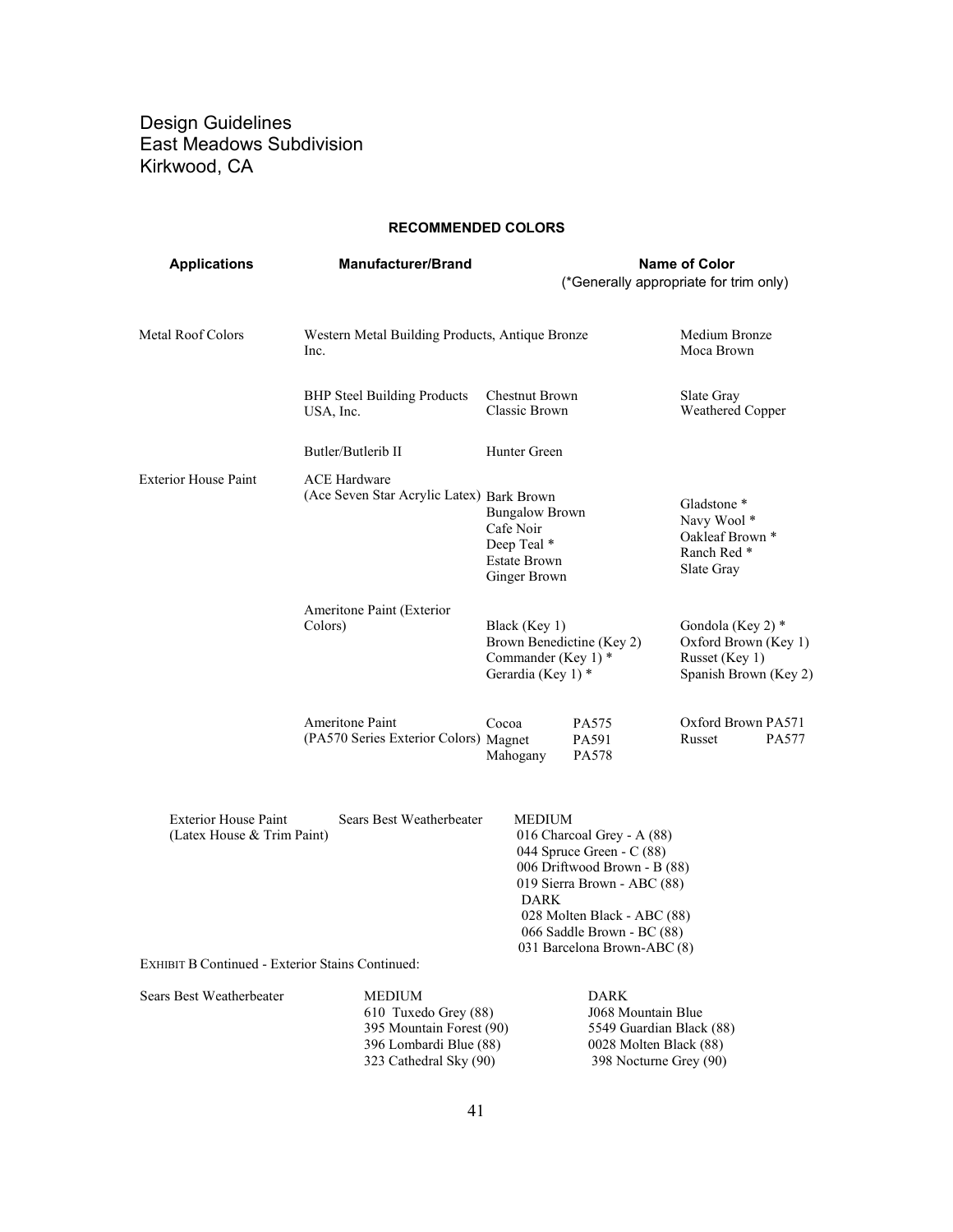Design Guidelines
East Meadows Subdivision
Kirkwood, CA

**RECOMMENDED COLORS**

| Applications | Manufacturer/Brand | Name of Color (*Generally appropriate for trim only) | |
|---|---|---|---|
| Metal Roof Colors | Western Metal Building Products, Inc. | Antique Bronze | Medium Bronze<br>Moca Brown |
| | BHP Steel Building Products USA, Inc. | Chestnut Brown<br>Classic Brown | Slate Gray<br>Weathered Copper |
| | Butler/Butlerib II | Hunter Green | |
| Exterior House Paint | ACE Hardware (Ace Seven Star Acrylic Latex) | Bark Brown<br>Bungalow Brown<br>Cafe Noir<br>Deep Teal *<br>Estate Brown<br>Ginger Brown | Gladstone *<br>Navy Wool *<br>Oakleaf Brown *<br>Ranch Red *<br>Slate Gray |
| | Ameritone Paint (Exterior Colors) | Black (Key 1)<br>Brown Benedictine (Key 2)<br>Commander (Key 1) *<br>Gerardia (Key 1) * | Gondola (Key 2) *<br>Oxford Brown (Key 1)<br>Russet (Key 1)<br>Spanish Brown (Key 2) |
| | Ameritone Paint (PA570 Series Exterior Colors) | Cocoa PA575<br>Magnet PA591<br>Mahogany PA578 | Oxford Brown PA571<br>Russet PA577 |

| Exterior House Paint (Latex House & Trim Paint) | Sears Best Weatherbeater | |
|---|---|---|
| | | MEDIUM<br>016 Charcoal Grey - A (88)<br>044 Spruce Green - C (88)<br>006 Driftwood Brown - B (88)<br>019 Sierra Brown - ABC (88)<br>DARK<br>028 Molten Black - ABC (88)<br>066 Saddle Brown - BC (88)<br>031 Barcelona Brown-ABC (8) |

EXHIBIT B Continued - Exterior Stains Continued:

| Sears Best Weatherbeater | MEDIUM | DARK |
|---|---|---|
| | 610 Tuxedo Grey (88) | J068 Mountain Blue |
| | 395 Mountain Forest (90) | 5549 Guardian Black (88) |
| | 396 Lombardi Blue (88) | 0028 Molten Black (88) |
| | 323 Cathedral Sky (90) | 398 Nocturne Grey (90) |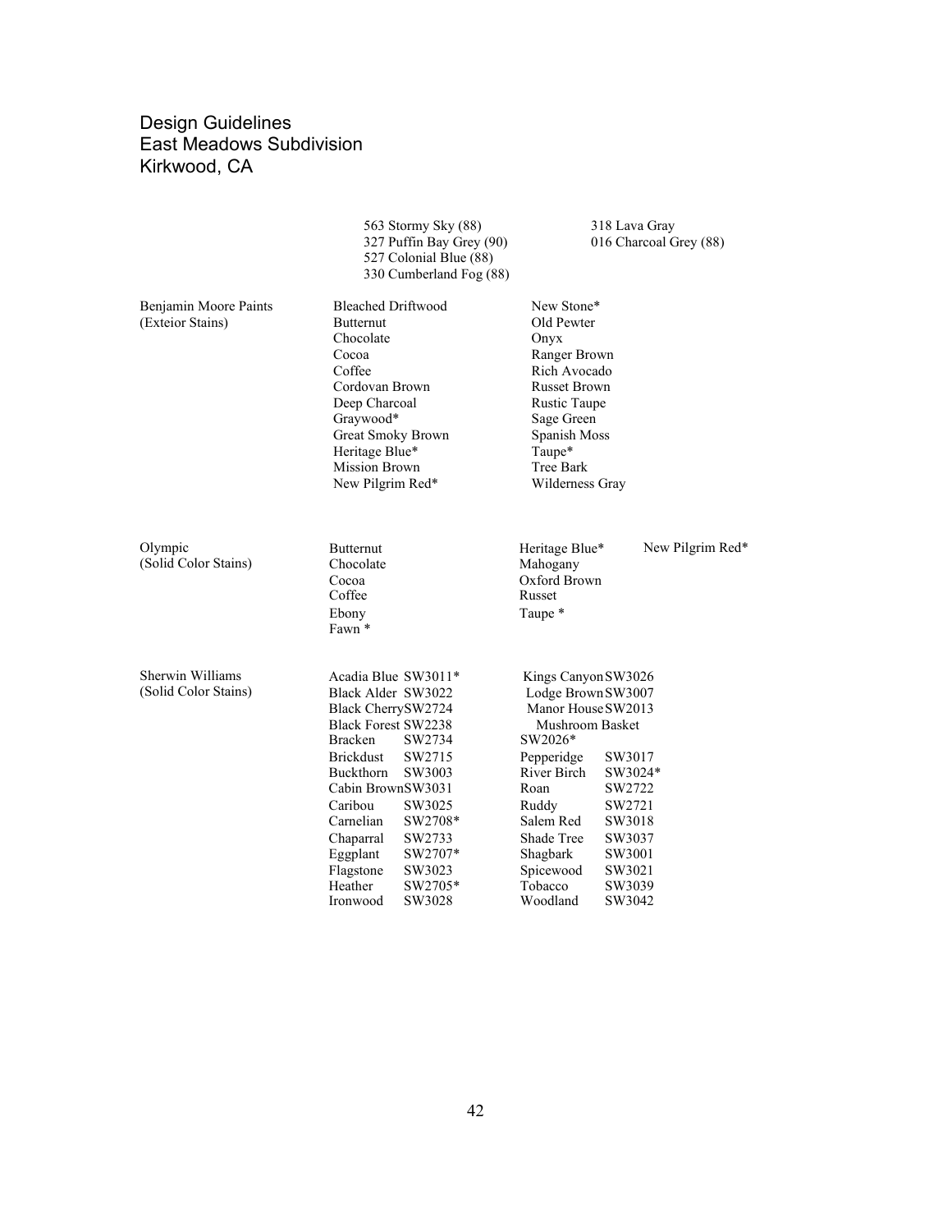Design Guidelines
East Meadows Subdivision
Kirkwood, CA

563 Stormy Sky (88)
327 Puffin Bay Grey (90)
527 Colonial Blue (88)
330 Cumberland Fog (88)
318 Lava Gray
016 Charcoal Grey (88)

**Benjamin Moore Paints (Exteior Stains)**

- Bleached Driftwood
- Butternut
- Chocolate
- Cocoa
- Coffee
- Cordovan Brown
- Deep Charcoal
- Graywood*
- Great Smoky Brown
- Heritage Blue*
- Mission Brown
- New Pilgrim Red*
- New Stone*
- Old Pewter
- Onyx
- Ranger Brown
- Rich Avocado
- Russet Brown
- Rustic Taupe
- Sage Green
- Spanish Moss
- Taupe*
- Tree Bark
- Wilderness Gray

**Olympic (Solid Color Stains)**

- Butternut
- Chocolate
- Cocoa
- Coffee
- Ebony
- Fawn *
- Heritage Blue*
- Mahogany
- Oxford Brown
- Russet
- Taupe *
- New Pilgrim Red*

**Sherwin Williams (Solid Color Stains)**

| | | | |
|---|---|---|---|
| Acadia Blue | SW3011* | Kings Canyon | SW3026 |
| Black Alder | SW3022 | Lodge Brown | SW3007 |
| Black Cherry | SW2724 | Manor House | SW2013 |
| Black Forest | SW2238 | Mushroom Basket | SW2026* |
| Bracken | SW2734 | Pepperidge | SW3017 |
| Brickdust | SW2715 | River Birch | SW3024* |
| Buckthorn | SW3003 | Roan | SW2722 |
| Cabin Brown | SW3031 | Ruddy | SW2721 |
| Caribou | SW3025 | Salem Red | SW3018 |
| Carnelian | SW2708* | Shade Tree | SW3037 |
| Chaparral | SW2733 | Shagbark | SW3001 |
| Eggplant | SW2707* | Spicewood | SW3021 |
| Flagstone | SW3023 | Tobacco | SW3039 |
| Heather | SW2705* | Woodland | SW3042 |
| Ironwood | SW3028 | | |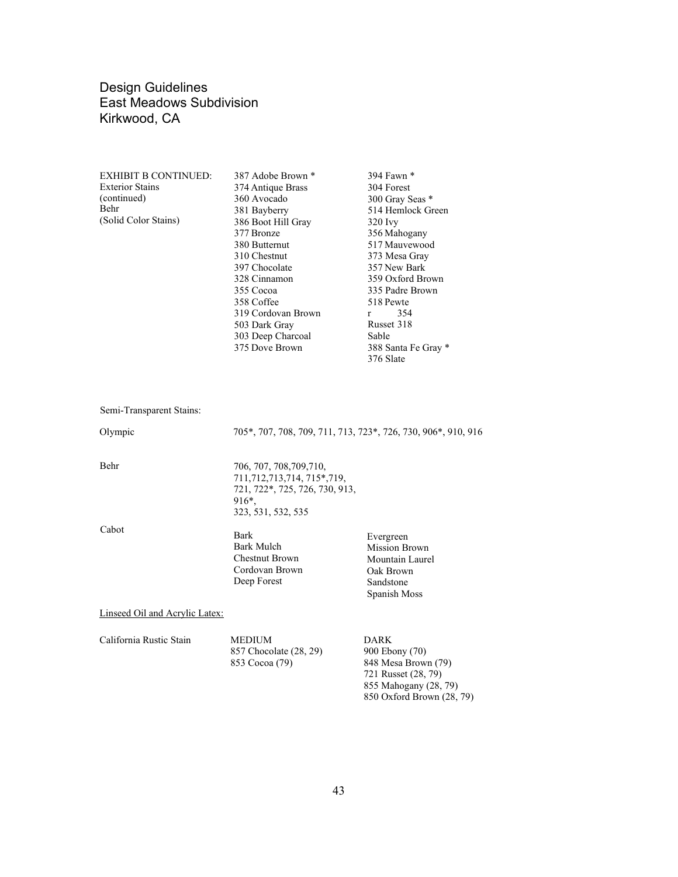Design Guidelines
East Meadows Subdivision
Kirkwood, CA

EXHIBIT B CONTINUED:
Exterior Stains
(continued)
Behr
(Solid Color Stains)

387 Adobe Brown *
374 Antique Brass
360 Avocado
381 Bayberry
386 Boot Hill Gray
377 Bronze
380 Butternut
310 Chestnut
397 Chocolate
328 Cinnamon
355 Cocoa
358 Coffee
319 Cordovan Brown
503 Dark Gray
303 Deep Charcoal
375 Dove Brown

394 Fawn *
304 Forest
300 Gray Seas *
514 Hemlock Green
320 Ivy
356 Mahogany
517 Mauvewood
373 Mesa Gray
357 New Bark
359 Oxford Brown
335 Padre Brown
518 Pewte
r 354
Russet 318
Sable
388 Santa Fe Gray *
376 Slate

Semi-Transparent Stains:

Olympic

705*, 707, 708, 709, 711, 713, 723*, 726, 730, 906*, 910, 916

Behr

706, 707, 708,709,710,
711,712,713,714, 715*,719,
721, 722*, 725, 726, 730, 913,
916*,
323, 531, 532, 535

Cabot

Bark
Bark Mulch
Chestnut Brown
Cordovan Brown
Deep Forest

Evergreen
Mission Brown
Mountain Laurel
Oak Brown
Sandstone
Spanish Moss

<u>Linseed Oil and Acrylic Latex:</u>

California Rustic Stain

MEDIUM
857 Chocolate (28, 29)
853 Cocoa (79)

DARK
900 Ebony (70)
848 Mesa Brown (79)
721 Russet (28, 79)
855 Mahogany (28, 79)
850 Oxford Brown (28, 79)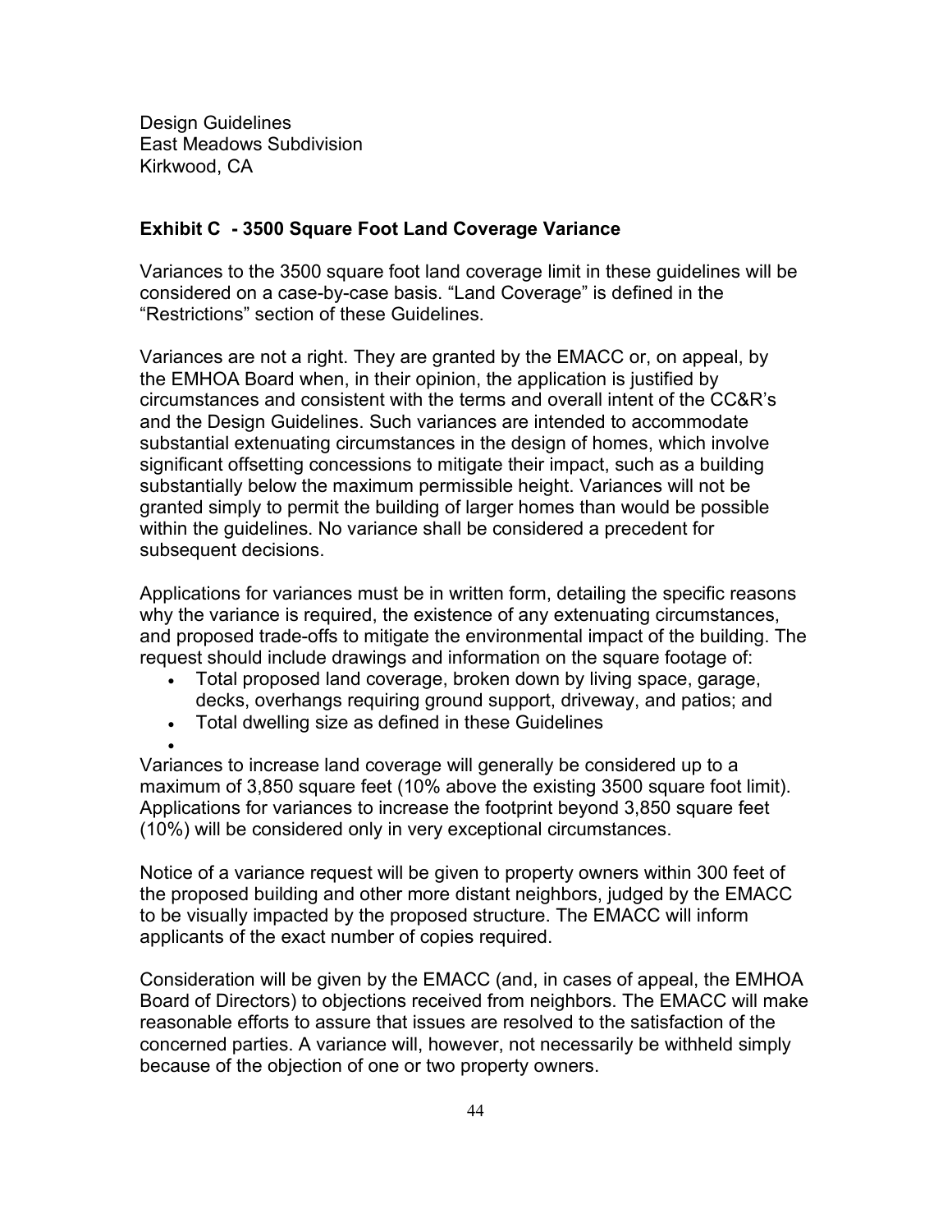Design Guidelines
East Meadows Subdivision
Kirkwood, CA

### Exhibit C - 3500 Square Foot Land Coverage Variance

Variances to the 3500 square foot land coverage limit in these guidelines will be considered on a case-by-case basis. “Land Coverage” is defined in the “Restrictions” section of these Guidelines.

Variances are not a right. They are granted by the EMACC or, on appeal, by the EMHOA Board when, in their opinion, the application is justified by circumstances and consistent with the terms and overall intent of the CC&R’s and the Design Guidelines. Such variances are intended to accommodate substantial extenuating circumstances in the design of homes, which involve significant offsetting concessions to mitigate their impact, such as a building substantially below the maximum permissible height. Variances will not be granted simply to permit the building of larger homes than would be possible within the guidelines. No variance shall be considered a precedent for subsequent decisions.

Applications for variances must be in written form, detailing the specific reasons why the variance is required, the existence of any extenuating circumstances, and proposed trade-offs to mitigate the environmental impact of the building. The request should include drawings and information on the square footage of:

- Total proposed land coverage, broken down by living space, garage, decks, overhangs requiring ground support, driveway, and patios; and
- Total dwelling size as defined in these Guidelines

Variances to increase land coverage will generally be considered up to a maximum of 3,850 square feet (10% above the existing 3500 square foot limit). Applications for variances to increase the footprint beyond 3,850 square feet (10%) will be considered only in very exceptional circumstances.

Notice of a variance request will be given to property owners within 300 feet of the proposed building and other more distant neighbors, judged by the EMACC to be visually impacted by the proposed structure. The EMACC will inform applicants of the exact number of copies required.

Consideration will be given by the EMACC (and, in cases of appeal, the EMHOA Board of Directors) to objections received from neighbors. The EMACC will make reasonable efforts to assure that issues are resolved to the satisfaction of the concerned parties. A variance will, however, not necessarily be withheld simply because of the objection of one or two property owners.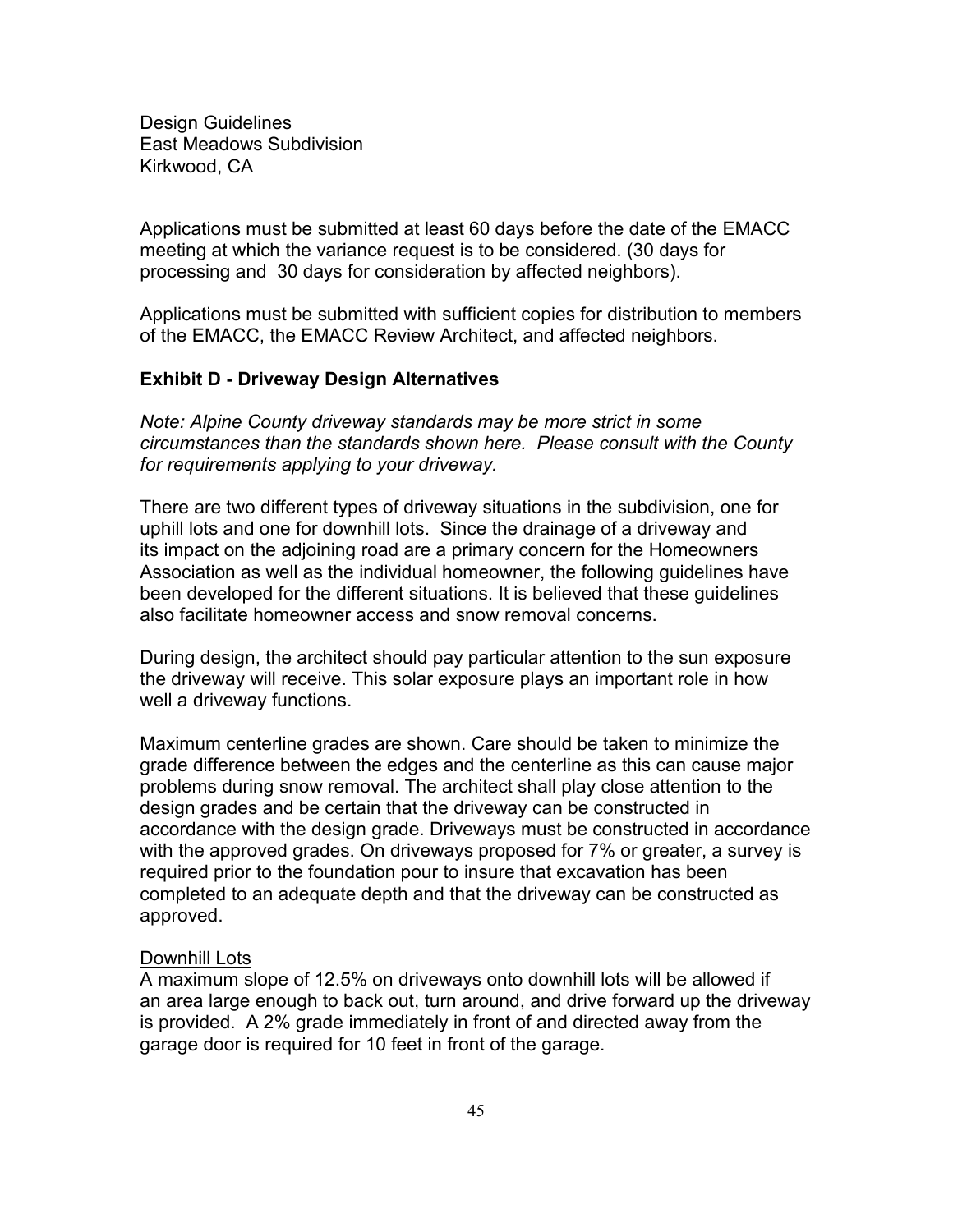Design Guidelines
East Meadows Subdivision
Kirkwood, CA

Applications must be submitted at least 60 days before the date of the EMACC meeting at which the variance request is to be considered. (30 days for processing and 30 days for consideration by affected neighbors).

Applications must be submitted with sufficient copies for distribution to members of the EMACC, the EMACC Review Architect, and affected neighbors.

### Exhibit D - Driveway Design Alternatives

*Note: Alpine County driveway standards may be more strict in some circumstances than the standards shown here. Please consult with the County for requirements applying to your driveway.*

There are two different types of driveway situations in the subdivision, one for uphill lots and one for downhill lots. Since the drainage of a driveway and its impact on the adjoining road are a primary concern for the Homeowners Association as well as the individual homeowner, the following guidelines have been developed for the different situations. It is believed that these guidelines also facilitate homeowner access and snow removal concerns.

During design, the architect should pay particular attention to the sun exposure the driveway will receive. This solar exposure plays an important role in how well a driveway functions.

Maximum centerline grades are shown. Care should be taken to minimize the grade difference between the edges and the centerline as this can cause major problems during snow removal. The architect shall play close attention to the design grades and be certain that the driveway can be constructed in accordance with the design grade. Driveways must be constructed in accordance with the approved grades. On driveways proposed for 7% or greater, a survey is required prior to the foundation pour to insure that excavation has been completed to an adequate depth and that the driveway can be constructed as approved.

<u>Downhill Lots</u>
A maximum slope of 12.5% on driveways onto downhill lots will be allowed if an area large enough to back out, turn around, and drive forward up the driveway is provided. A 2% grade immediately in front of and directed away from the garage door is required for 10 feet in front of the garage.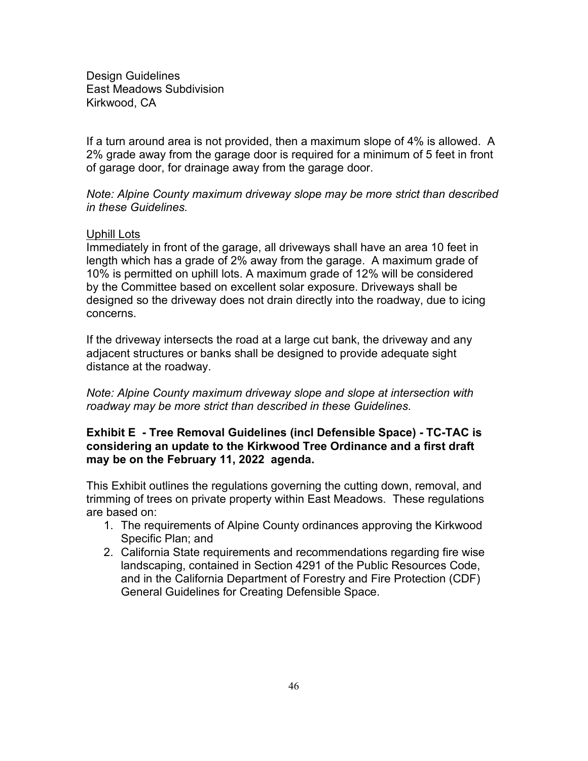If a turn around area is not provided, then a maximum slope of 4% is allowed. A 2% grade away from the garage door is required for a minimum of 5 feet in front of garage door, for drainage away from the garage door.

*Note: Alpine County maximum driveway slope may be more strict than described in these Guidelines.*

<u>Uphill Lots</u>

Immediately in front of the garage, all driveways shall have an area 10 feet in length which has a grade of 2% away from the garage. A maximum grade of 10% is permitted on uphill lots. A maximum grade of 12% will be considered by the Committee based on excellent solar exposure. Driveways shall be designed so the driveway does not drain directly into the roadway, due to icing concerns.

If the driveway intersects the road at a large cut bank, the driveway and any adjacent structures or banks shall be designed to provide adequate sight distance at the roadway.

*Note: Alpine County maximum driveway slope and slope at intersection with roadway may be more strict than described in these Guidelines.*

**Exhibit E - Tree Removal Guidelines (incl Defensible Space) - TC-TAC is considering an update to the Kirkwood Tree Ordinance and a first draft may be on the February 11, 2022 agenda.**

This Exhibit outlines the regulations governing the cutting down, removal, and trimming of trees on private property within East Meadows. These regulations are based on:

1. The requirements of Alpine County ordinances approving the Kirkwood Specific Plan; and
2. California State requirements and recommendations regarding fire wise landscaping, contained in Section 4291 of the Public Resources Code, and in the California Department of Forestry and Fire Protection (CDF) General Guidelines for Creating Defensible Space.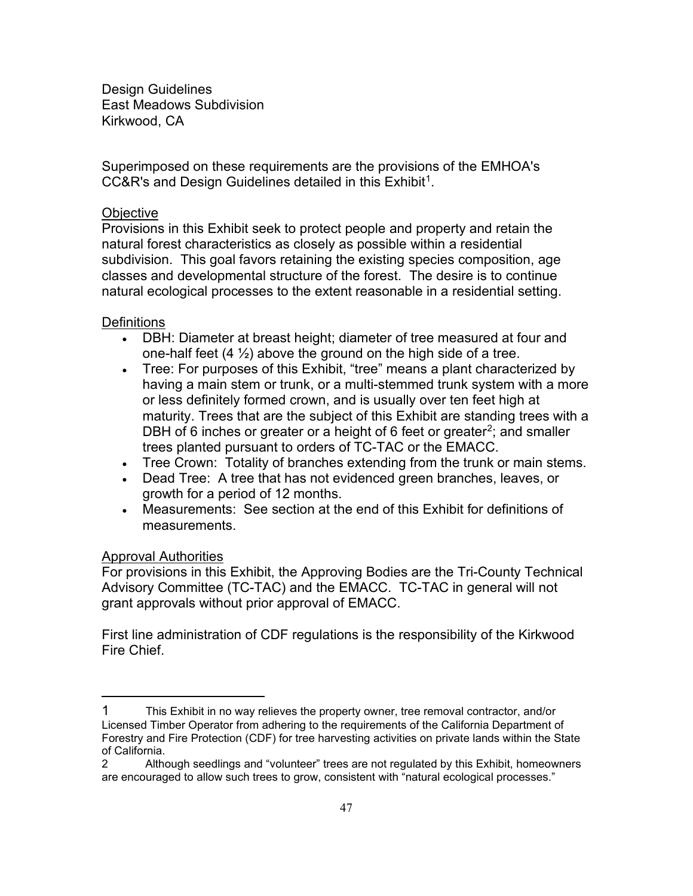Design Guidelines
East Meadows Subdivision
Kirkwood, CA

Superimposed on these requirements are the provisions of the EMHOA's CC&R's and Design Guidelines detailed in this Exhibit[1].

<u>Objective</u>

Provisions in this Exhibit seek to protect people and property and retain the natural forest characteristics as closely as possible within a residential subdivision. This goal favors retaining the existing species composition, age classes and developmental structure of the forest. The desire is to continue natural ecological processes to the extent reasonable in a residential setting.

<u>Definitions</u>

- DBH: Diameter at breast height; diameter of tree measured at four and one-half feet (4 ½) above the ground on the high side of a tree.
- Tree: For purposes of this Exhibit, "tree" means a plant characterized by having a main stem or trunk, or a multi-stemmed trunk system with a more or less definitely formed crown, and is usually over ten feet high at maturity. Trees that are the subject of this Exhibit are standing trees with a DBH of 6 inches or greater or a height of 6 feet or greater[2]; and smaller trees planted pursuant to orders of TC-TAC or the EMACC.
- Tree Crown: Totality of branches extending from the trunk or main stems.
- Dead Tree: A tree that has not evidenced green branches, leaves, or growth for a period of 12 months.
- Measurements: See section at the end of this Exhibit for definitions of measurements.

<u>Approval Authorities</u>

For provisions in this Exhibit, the Approving Bodies are the Tri-County Technical Advisory Committee (TC-TAC) and the EMACC. TC-TAC in general will not grant approvals without prior approval of EMACC.

First line administration of CDF regulations is the responsibility of the Kirkwood Fire Chief.

---

1 This Exhibit in no way relieves the property owner, tree removal contractor, and/or Licensed Timber Operator from adhering to the requirements of the California Department of Forestry and Fire Protection (CDF) for tree harvesting activities on private lands within the State of California.

2 Although seedlings and "volunteer" trees are not regulated by this Exhibit, homeowners are encouraged to allow such trees to grow, consistent with "natural ecological processes."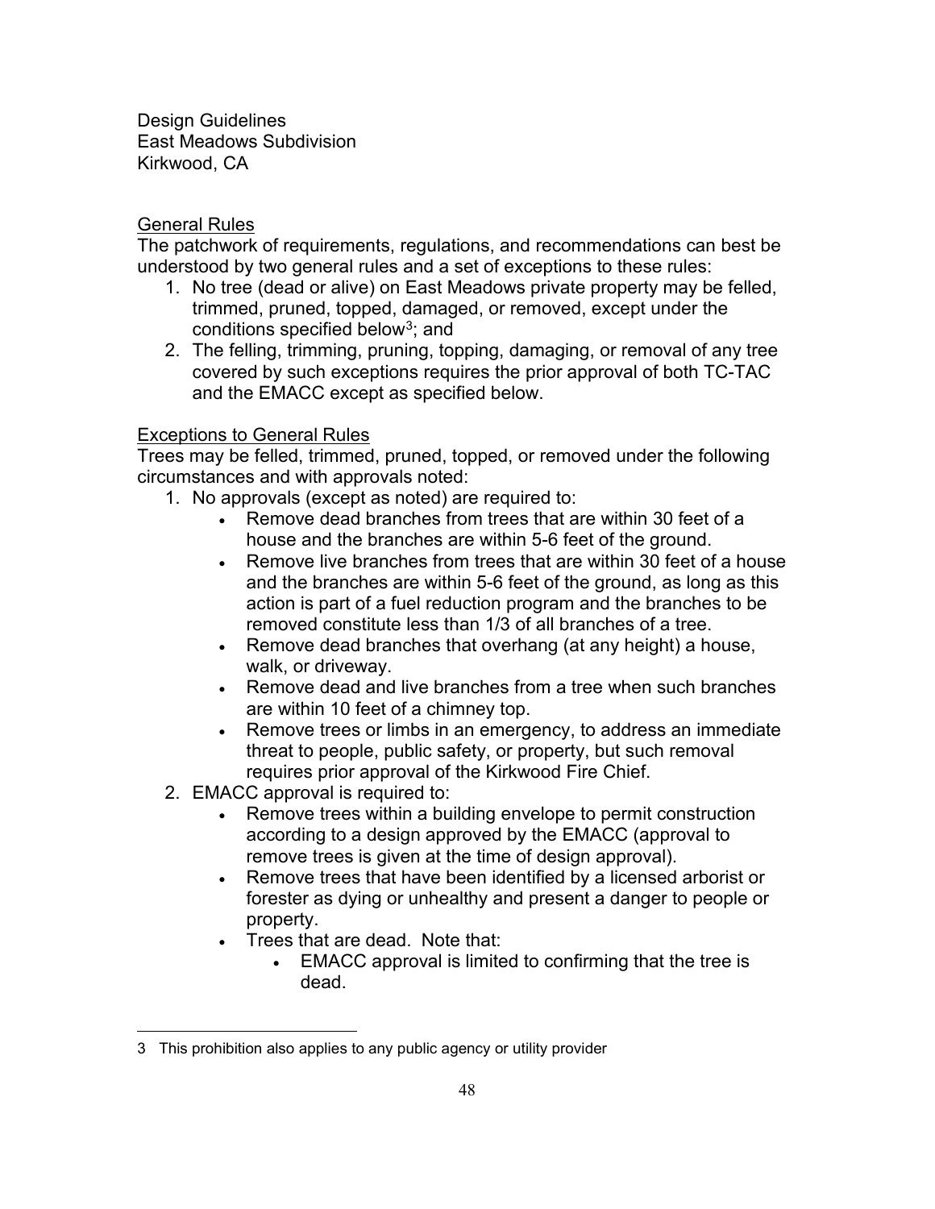Design Guidelines
East Meadows Subdivision
Kirkwood, CA

General Rules

The patchwork of requirements, regulations, and recommendations can best be understood by two general rules and a set of exceptions to these rules:

1. No tree (dead or alive) on East Meadows private property may be felled, trimmed, pruned, topped, damaged, or removed, except under the conditions specified below[3]; and
2. The felling, trimming, pruning, topping, damaging, or removal of any tree covered by such exceptions requires the prior approval of both TC-TAC and the EMACC except as specified below.

Exceptions to General Rules

Trees may be felled, trimmed, pruned, topped, or removed under the following circumstances and with approvals noted:

1. No approvals (except as noted) are required to:
   - Remove dead branches from trees that are within 30 feet of a house and the branches are within 5-6 feet of the ground.
   - Remove live branches from trees that are within 30 feet of a house and the branches are within 5-6 feet of the ground, as long as this action is part of a fuel reduction program and the branches to be removed constitute less than 1/3 of all branches of a tree.
   - Remove dead branches that overhang (at any height) a house, walk, or driveway.
   - Remove dead and live branches from a tree when such branches are within 10 feet of a chimney top.
   - Remove trees or limbs in an emergency, to address an immediate threat to people, public safety, or property, but such removal requires prior approval of the Kirkwood Fire Chief.
2. EMACC approval is required to:
   - Remove trees within a building envelope to permit construction according to a design approved by the EMACC (approval to remove trees is given at the time of design approval).
   - Remove trees that have been identified by a licensed arborist or forester as dying or unhealthy and present a danger to people or property.
   - Trees that are dead. Note that:
     - EMACC approval is limited to confirming that the tree is dead.

---

3 This prohibition also applies to any public agency or utility provider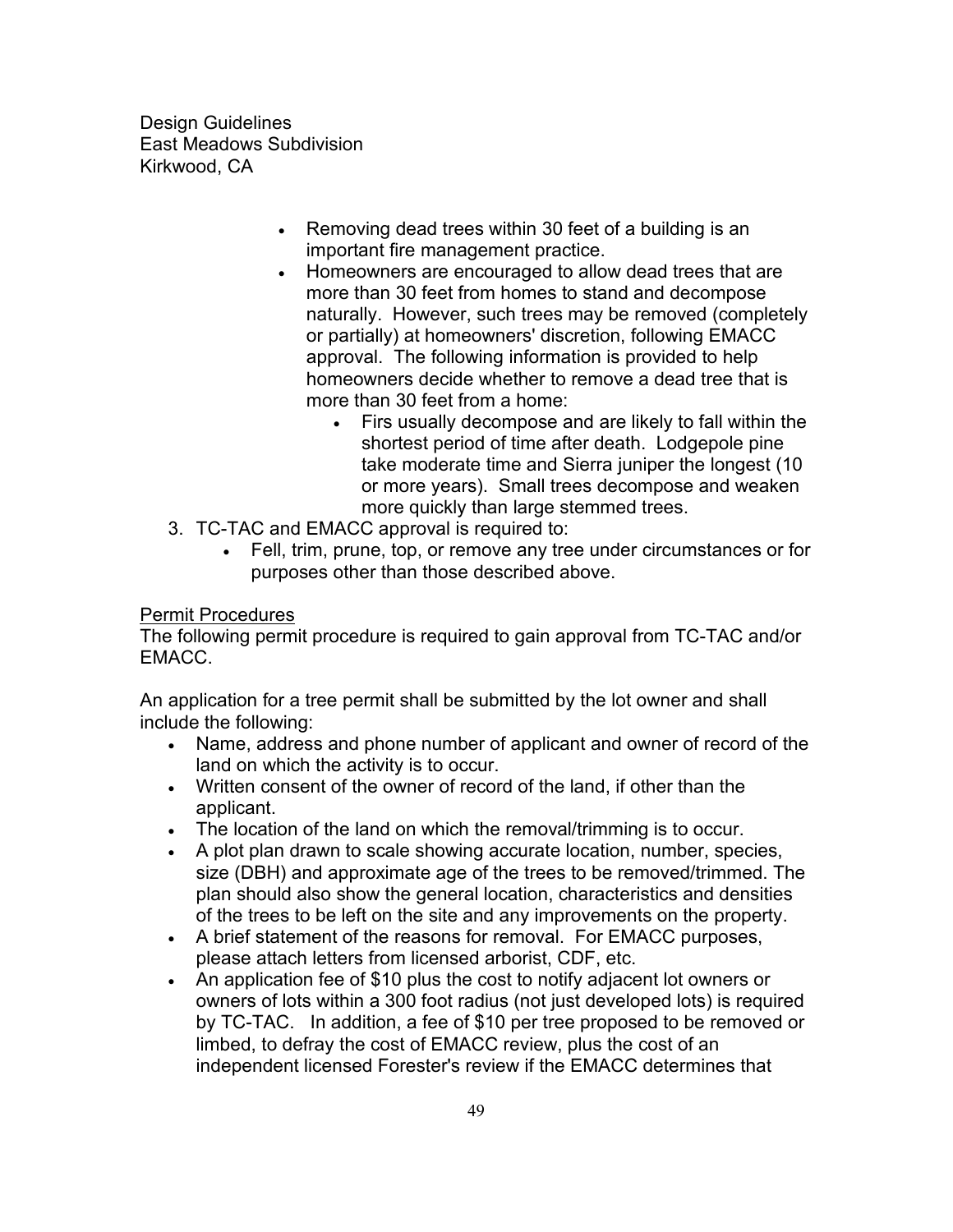- Removing dead trees within 30 feet of a building is an important fire management practice.
- Homeowners are encouraged to allow dead trees that are more than 30 feet from homes to stand and decompose naturally. However, such trees may be removed (completely or partially) at homeowners' discretion, following EMACC approval. The following information is provided to help homeowners decide whether to remove a dead tree that is more than 30 feet from a home:
    - Firs usually decompose and are likely to fall within the shortest period of time after death. Lodgepole pine take moderate time and Sierra juniper the longest (10 or more years). Small trees decompose and weaken more quickly than large stemmed trees.

3. TC-TAC and EMACC approval is required to:
    - Fell, trim, prune, top, or remove any tree under circumstances or for purposes other than those described above.

<u>Permit Procedures</u>

The following permit procedure is required to gain approval from TC-TAC and/or EMACC.

An application for a tree permit shall be submitted by the lot owner and shall include the following:

- Name, address and phone number of applicant and owner of record of the land on which the activity is to occur.
- Written consent of the owner of record of the land, if other than the applicant.
- The location of the land on which the removal/trimming is to occur.
- A plot plan drawn to scale showing accurate location, number, species, size (DBH) and approximate age of the trees to be removed/trimmed. The plan should also show the general location, characteristics and densities of the trees to be left on the site and any improvements on the property.
- A brief statement of the reasons for removal. For EMACC purposes, please attach letters from licensed arborist, CDF, etc.
- An application fee of $10 plus the cost to notify adjacent lot owners or owners of lots within a 300 foot radius (not just developed lots) is required by TC-TAC. In addition, a fee of $10 per tree proposed to be removed or limbed, to defray the cost of EMACC review, plus the cost of an independent licensed Forester's review if the EMACC determines that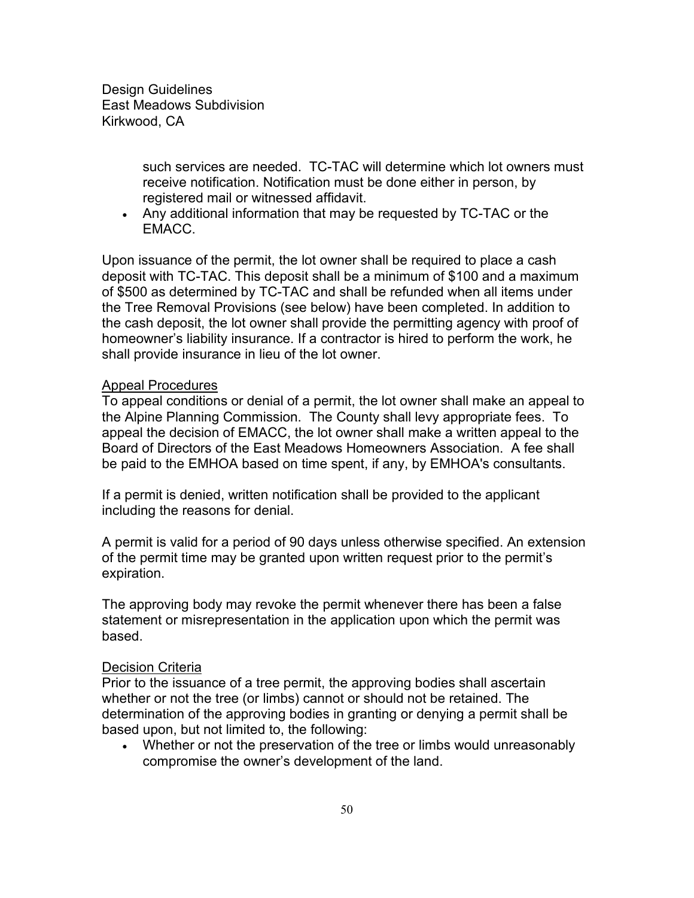such services are needed. TC-TAC will determine which lot owners must receive notification. Notification must be done either in person, by registered mail or witnessed affidavit.

- Any additional information that may be requested by TC-TAC or the EMACC.

Upon issuance of the permit, the lot owner shall be required to place a cash deposit with TC-TAC. This deposit shall be a minimum of $100 and a maximum of $500 as determined by TC-TAC and shall be refunded when all items under the Tree Removal Provisions (see below) have been completed. In addition to the cash deposit, the lot owner shall provide the permitting agency with proof of homeowner's liability insurance. If a contractor is hired to perform the work, he shall provide insurance in lieu of the lot owner.

<u>Appeal Procedures</u>

To appeal conditions or denial of a permit, the lot owner shall make an appeal to the Alpine Planning Commission. The County shall levy appropriate fees. To appeal the decision of EMACC, the lot owner shall make a written appeal to the Board of Directors of the East Meadows Homeowners Association. A fee shall be paid to the EMHOA based on time spent, if any, by EMHOA's consultants.

If a permit is denied, written notification shall be provided to the applicant including the reasons for denial.

A permit is valid for a period of 90 days unless otherwise specified. An extension of the permit time may be granted upon written request prior to the permit's expiration.

The approving body may revoke the permit whenever there has been a false statement or misrepresentation in the application upon which the permit was based.

<u>Decision Criteria</u>

Prior to the issuance of a tree permit, the approving bodies shall ascertain whether or not the tree (or limbs) cannot or should not be retained. The determination of the approving bodies in granting or denying a permit shall be based upon, but not limited to, the following:

- Whether or not the preservation of the tree or limbs would unreasonably compromise the owner's development of the land.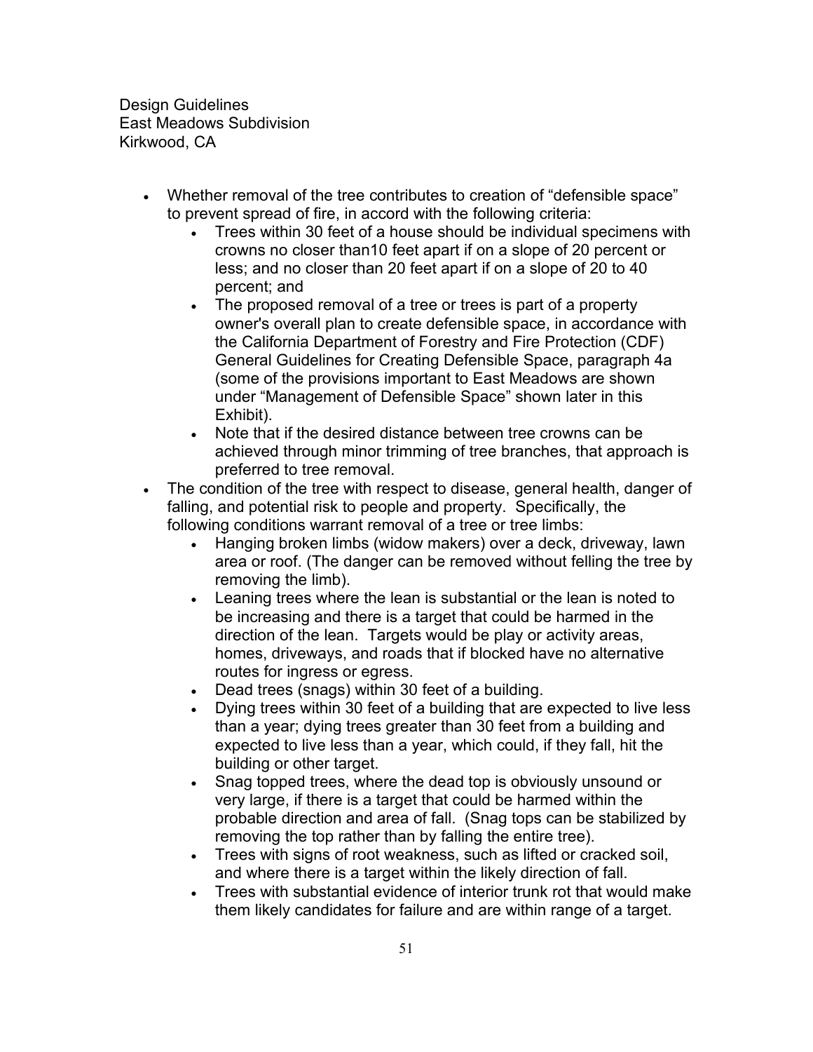- Whether removal of the tree contributes to creation of "defensible space" to prevent spread of fire, in accord with the following criteria:
    - Trees within 30 feet of a house should be individual specimens with crowns no closer than10 feet apart if on a slope of 20 percent or less; and no closer than 20 feet apart if on a slope of 20 to 40 percent; and
    - The proposed removal of a tree or trees is part of a property owner's overall plan to create defensible space, in accordance with the California Department of Forestry and Fire Protection (CDF) General Guidelines for Creating Defensible Space, paragraph 4a (some of the provisions important to East Meadows are shown under "Management of Defensible Space" shown later in this Exhibit).
    - Note that if the desired distance between tree crowns can be achieved through minor trimming of tree branches, that approach is preferred to tree removal.
- The condition of the tree with respect to disease, general health, danger of falling, and potential risk to people and property. Specifically, the following conditions warrant removal of a tree or tree limbs:
    - Hanging broken limbs (widow makers) over a deck, driveway, lawn area or roof. (The danger can be removed without felling the tree by removing the limb).
    - Leaning trees where the lean is substantial or the lean is noted to be increasing and there is a target that could be harmed in the direction of the lean. Targets would be play or activity areas, homes, driveways, and roads that if blocked have no alternative routes for ingress or egress.
    - Dead trees (snags) within 30 feet of a building.
    - Dying trees within 30 feet of a building that are expected to live less than a year; dying trees greater than 30 feet from a building and expected to live less than a year, which could, if they fall, hit the building or other target.
    - Snag topped trees, where the dead top is obviously unsound or very large, if there is a target that could be harmed within the probable direction and area of fall. (Snag tops can be stabilized by removing the top rather than by falling the entire tree).
    - Trees with signs of root weakness, such as lifted or cracked soil, and where there is a target within the likely direction of fall.
    - Trees with substantial evidence of interior trunk rot that would make them likely candidates for failure and are within range of a target.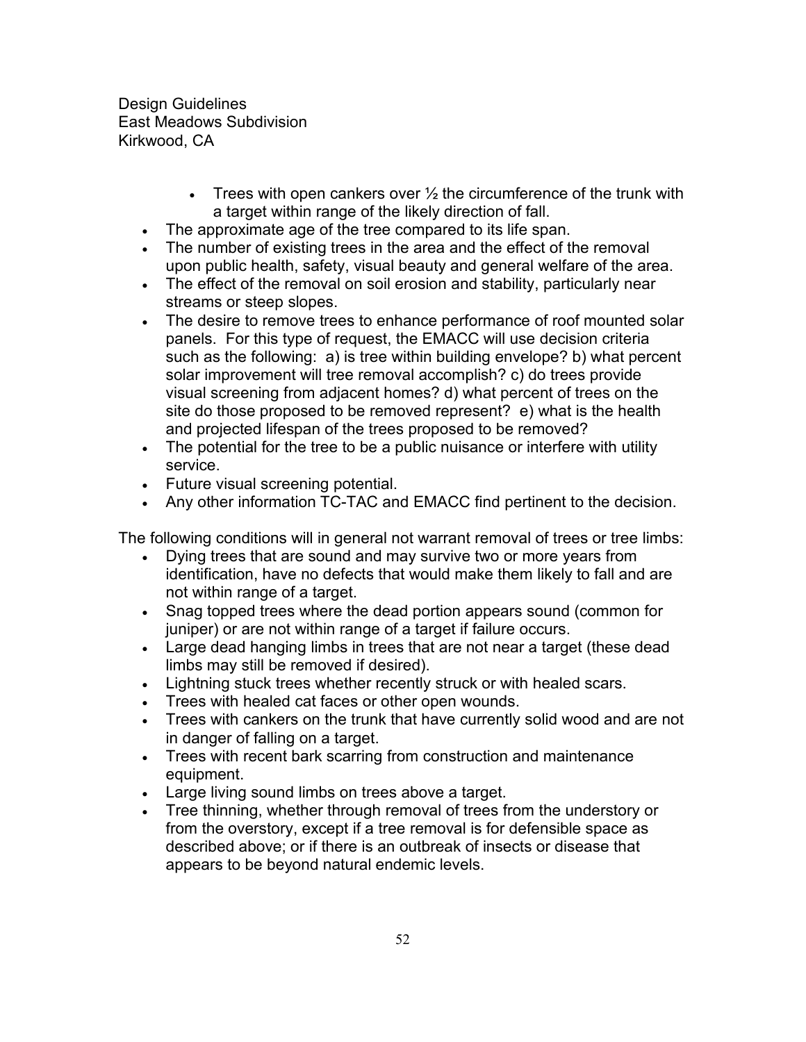- Trees with open cankers over ½ the circumference of the trunk with a target within range of the likely direction of fall.
- The approximate age of the tree compared to its life span.
- The number of existing trees in the area and the effect of the removal upon public health, safety, visual beauty and general welfare of the area.
- The effect of the removal on soil erosion and stability, particularly near streams or steep slopes.
- The desire to remove trees to enhance performance of roof mounted solar panels. For this type of request, the EMACC will use decision criteria such as the following: a) is tree within building envelope? b) what percent solar improvement will tree removal accomplish? c) do trees provide visual screening from adjacent homes? d) what percent of trees on the site do those proposed to be removed represent? e) what is the health and projected lifespan of the trees proposed to be removed?
- The potential for the tree to be a public nuisance or interfere with utility service.
- Future visual screening potential.
- Any other information TC-TAC and EMACC find pertinent to the decision.

The following conditions will in general not warrant removal of trees or tree limbs:

- Dying trees that are sound and may survive two or more years from identification, have no defects that would make them likely to fall and are not within range of a target.
- Snag topped trees where the dead portion appears sound (common for juniper) or are not within range of a target if failure occurs.
- Large dead hanging limbs in trees that are not near a target (these dead limbs may still be removed if desired).
- Lightning stuck trees whether recently struck or with healed scars.
- Trees with healed cat faces or other open wounds.
- Trees with cankers on the trunk that have currently solid wood and are not in danger of falling on a target.
- Trees with recent bark scarring from construction and maintenance equipment.
- Large living sound limbs on trees above a target.
- Tree thinning, whether through removal of trees from the understory or from the overstory, except if a tree removal is for defensible space as described above; or if there is an outbreak of insects or disease that appears to be beyond natural endemic levels.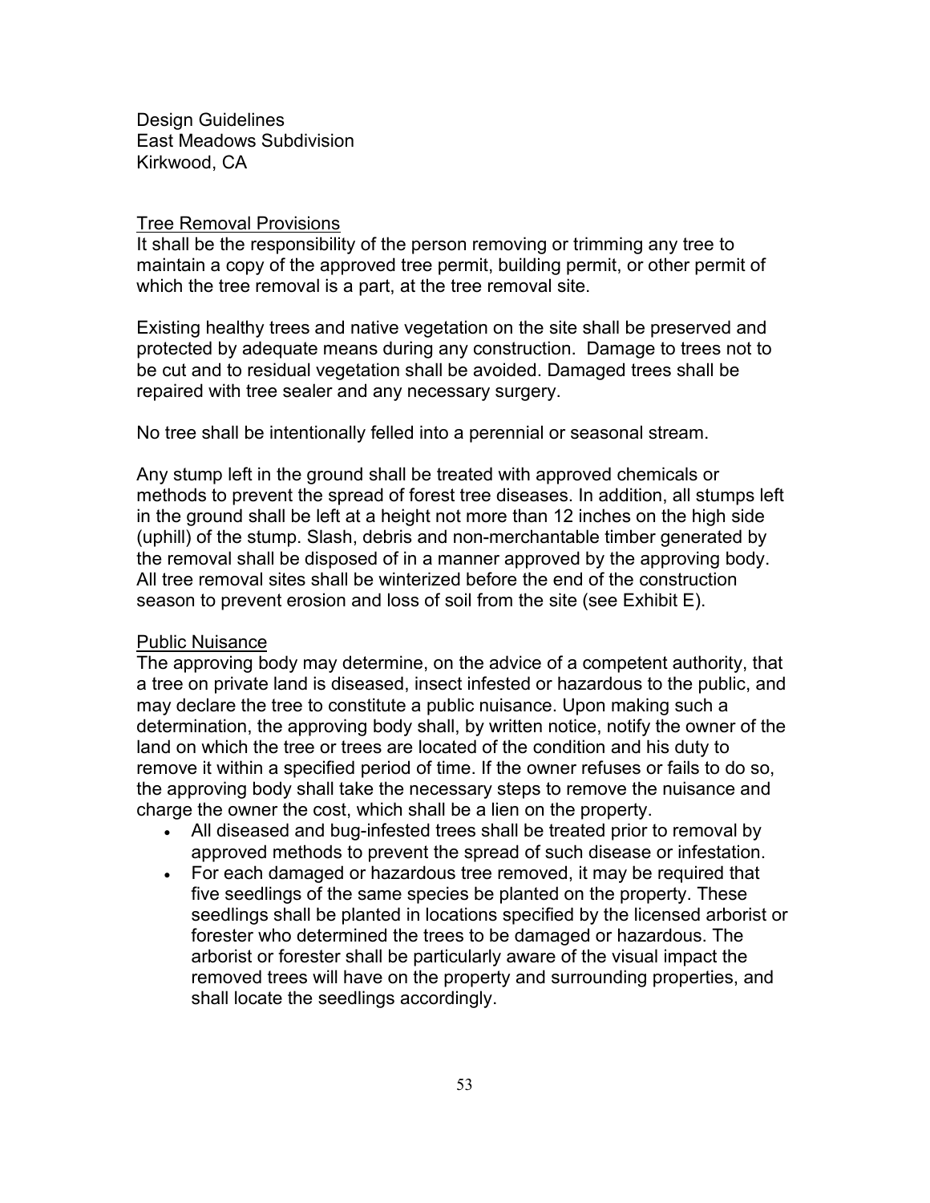Design Guidelines
East Meadows Subdivision
Kirkwood, CA

## Tree Removal Provisions

It shall be the responsibility of the person removing or trimming any tree to maintain a copy of the approved tree permit, building permit, or other permit of which the tree removal is a part, at the tree removal site.

Existing healthy trees and native vegetation on the site shall be preserved and protected by adequate means during any construction. Damage to trees not to be cut and to residual vegetation shall be avoided. Damaged trees shall be repaired with tree sealer and any necessary surgery.

No tree shall be intentionally felled into a perennial or seasonal stream.

Any stump left in the ground shall be treated with approved chemicals or methods to prevent the spread of forest tree diseases. In addition, all stumps left in the ground shall be left at a height not more than 12 inches on the high side (uphill) of the stump. Slash, debris and non-merchantable timber generated by the removal shall be disposed of in a manner approved by the approving body. All tree removal sites shall be winterized before the end of the construction season to prevent erosion and loss of soil from the site (see Exhibit E).

## Public Nuisance

The approving body may determine, on the advice of a competent authority, that a tree on private land is diseased, insect infested or hazardous to the public, and may declare the tree to constitute a public nuisance. Upon making such a determination, the approving body shall, by written notice, notify the owner of the land on which the tree or trees are located of the condition and his duty to remove it within a specified period of time. If the owner refuses or fails to do so, the approving body shall take the necessary steps to remove the nuisance and charge the owner the cost, which shall be a lien on the property.

- All diseased and bug-infested trees shall be treated prior to removal by approved methods to prevent the spread of such disease or infestation.
- For each damaged or hazardous tree removed, it may be required that five seedlings of the same species be planted on the property. These seedlings shall be planted in locations specified by the licensed arborist or forester who determined the trees to be damaged or hazardous. The arborist or forester shall be particularly aware of the visual impact the removed trees will have on the property and surrounding properties, and shall locate the seedlings accordingly.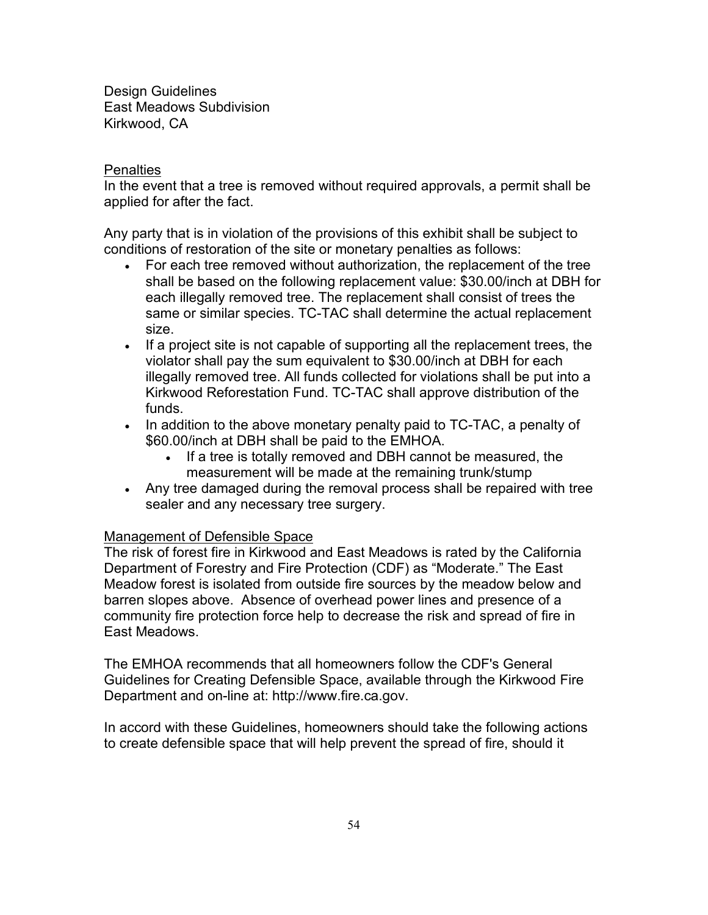Design Guidelines
East Meadows Subdivision
Kirkwood, CA

## Penalties

In the event that a tree is removed without required approvals, a permit shall be applied for after the fact.

Any party that is in violation of the provisions of this exhibit shall be subject to conditions of restoration of the site or monetary penalties as follows:

- For each tree removed without authorization, the replacement of the tree shall be based on the following replacement value: $30.00/inch at DBH for each illegally removed tree. The replacement shall consist of trees the same or similar species. TC-TAC shall determine the actual replacement size.
- If a project site is not capable of supporting all the replacement trees, the violator shall pay the sum equivalent to $30.00/inch at DBH for each illegally removed tree. All funds collected for violations shall be put into a Kirkwood Reforestation Fund. TC-TAC shall approve distribution of the funds.
- In addition to the above monetary penalty paid to TC-TAC, a penalty of $60.00/inch at DBH shall be paid to the EMHOA.
  - If a tree is totally removed and DBH cannot be measured, the measurement will be made at the remaining trunk/stump
- Any tree damaged during the removal process shall be repaired with tree sealer and any necessary tree surgery.

## Management of Defensible Space

The risk of forest fire in Kirkwood and East Meadows is rated by the California Department of Forestry and Fire Protection (CDF) as "Moderate." The East Meadow forest is isolated from outside fire sources by the meadow below and barren slopes above. Absence of overhead power lines and presence of a community fire protection force help to decrease the risk and spread of fire in East Meadows.

The EMHOA recommends that all homeowners follow the CDF's General Guidelines for Creating Defensible Space, available through the Kirkwood Fire Department and on-line at: http://www.fire.ca.gov.

In accord with these Guidelines, homeowners should take the following actions to create defensible space that will help prevent the spread of fire, should it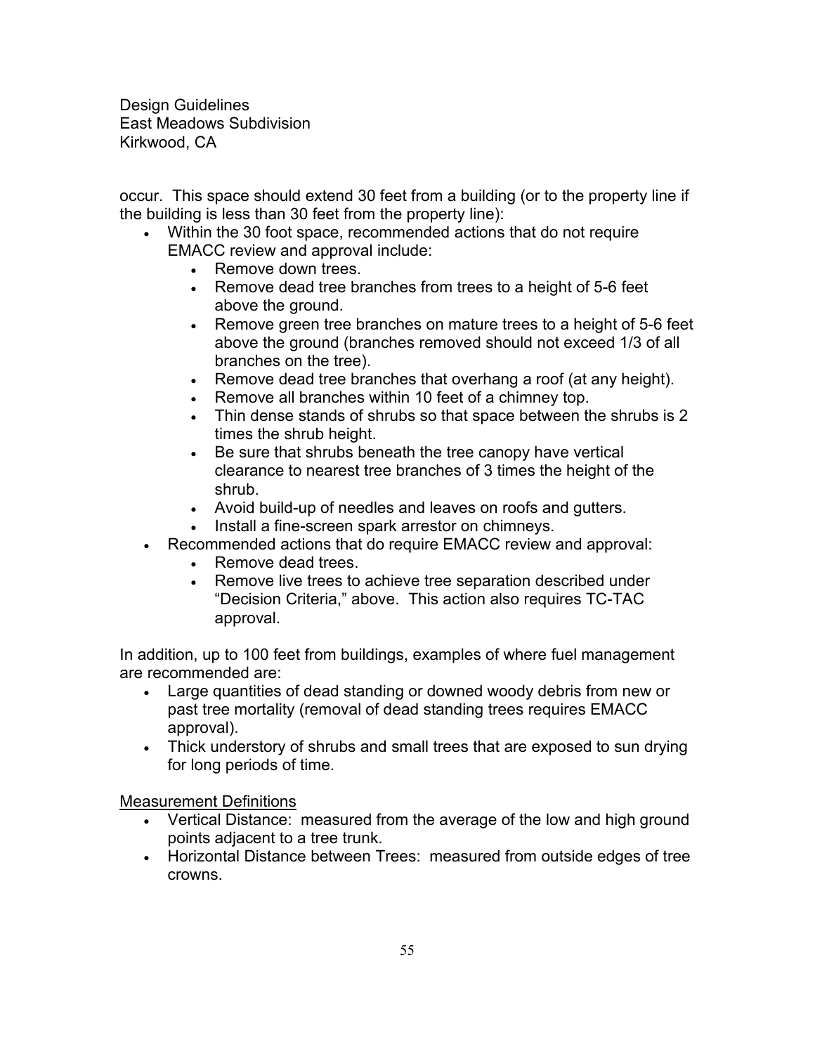occur. This space should extend 30 feet from a building (or to the property line if the building is less than 30 feet from the property line):

- Within the 30 foot space, recommended actions that do not require EMACC review and approval include:
  - Remove down trees.
  - Remove dead tree branches from trees to a height of 5-6 feet above the ground.
  - Remove green tree branches on mature trees to a height of 5-6 feet above the ground (branches removed should not exceed 1/3 of all branches on the tree).
  - Remove dead tree branches that overhang a roof (at any height).
  - Remove all branches within 10 feet of a chimney top.
  - Thin dense stands of shrubs so that space between the shrubs is 2 times the shrub height.
  - Be sure that shrubs beneath the tree canopy have vertical clearance to nearest tree branches of 3 times the height of the shrub.
  - Avoid build-up of needles and leaves on roofs and gutters.
  - Install a fine-screen spark arrestor on chimneys.
- Recommended actions that do require EMACC review and approval:
  - Remove dead trees.
  - Remove live trees to achieve tree separation described under "Decision Criteria," above. This action also requires TC-TAC approval.

In addition, up to 100 feet from buildings, examples of where fuel management are recommended are:

- Large quantities of dead standing or downed woody debris from new or past tree mortality (removal of dead standing trees requires EMACC approval).
- Thick understory of shrubs and small trees that are exposed to sun drying for long periods of time.

<u>Measurement Definitions</u>

- Vertical Distance: measured from the average of the low and high ground points adjacent to a tree trunk.
- Horizontal Distance between Trees: measured from outside edges of tree crowns.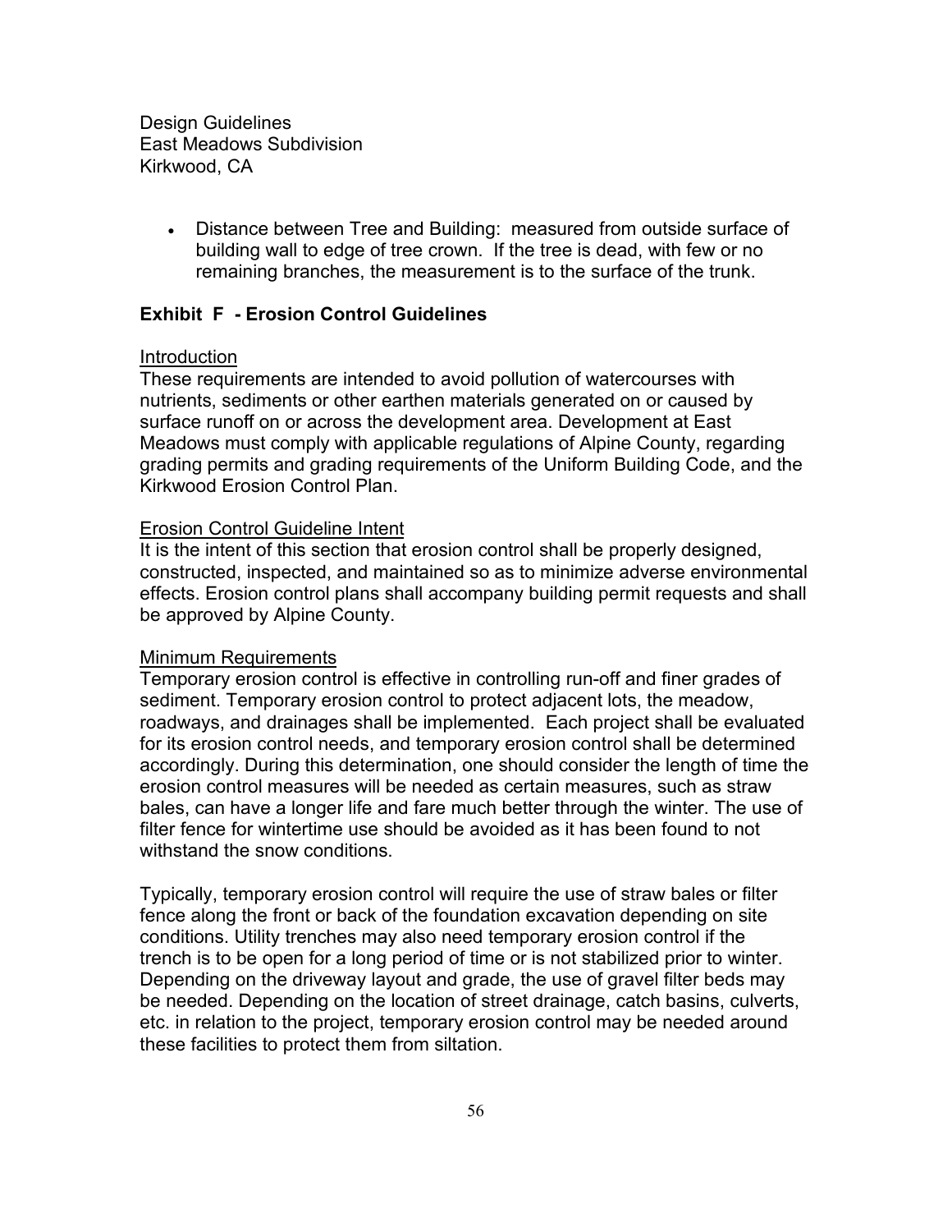- Distance between Tree and Building: measured from outside surface of building wall to edge of tree crown. If the tree is dead, with few or no remaining branches, the measurement is to the surface of the trunk.

## Exhibit F - Erosion Control Guidelines

Introduction

These requirements are intended to avoid pollution of watercourses with nutrients, sediments or other earthen materials generated on or caused by surface runoff on or across the development area. Development at East Meadows must comply with applicable regulations of Alpine County, regarding grading permits and grading requirements of the Uniform Building Code, and the Kirkwood Erosion Control Plan.

Erosion Control Guideline Intent

It is the intent of this section that erosion control shall be properly designed, constructed, inspected, and maintained so as to minimize adverse environmental effects. Erosion control plans shall accompany building permit requests and shall be approved by Alpine County.

Minimum Requirements

Temporary erosion control is effective in controlling run-off and finer grades of sediment. Temporary erosion control to protect adjacent lots, the meadow, roadways, and drainages shall be implemented. Each project shall be evaluated for its erosion control needs, and temporary erosion control shall be determined accordingly. During this determination, one should consider the length of time the erosion control measures will be needed as certain measures, such as straw bales, can have a longer life and fare much better through the winter. The use of filter fence for wintertime use should be avoided as it has been found to not withstand the snow conditions.

Typically, temporary erosion control will require the use of straw bales or filter fence along the front or back of the foundation excavation depending on site conditions. Utility trenches may also need temporary erosion control if the trench is to be open for a long period of time or is not stabilized prior to winter. Depending on the driveway layout and grade, the use of gravel filter beds may be needed. Depending on the location of street drainage, catch basins, culverts, etc. in relation to the project, temporary erosion control may be needed around these facilities to protect them from siltation.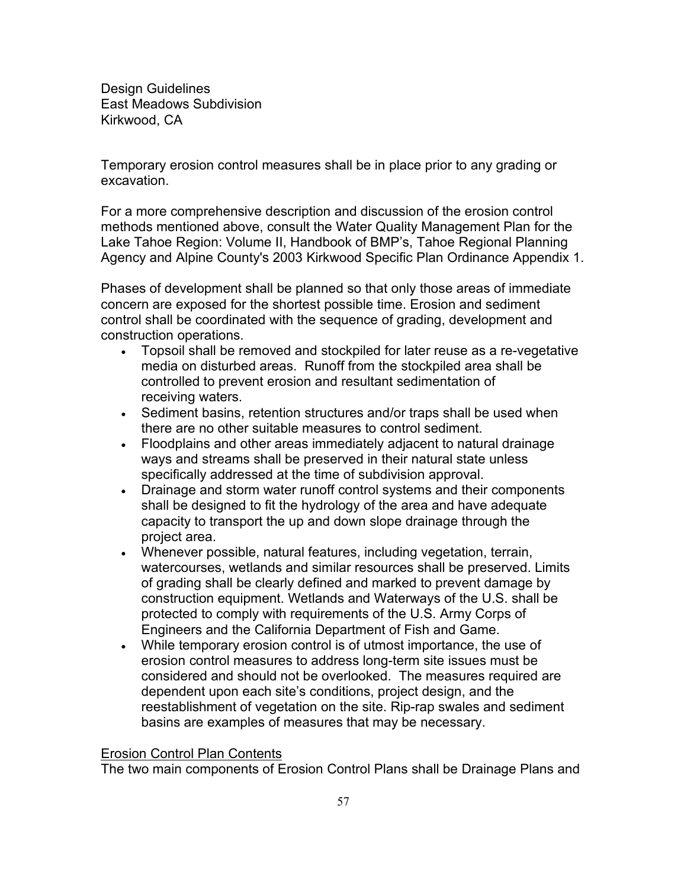Temporary erosion control measures shall be in place prior to any grading or excavation.

For a more comprehensive description and discussion of the erosion control methods mentioned above, consult the Water Quality Management Plan for the Lake Tahoe Region: Volume II, Handbook of BMP's, Tahoe Regional Planning Agency and Alpine County's 2003 Kirkwood Specific Plan Ordinance Appendix 1.

Phases of development shall be planned so that only those areas of immediate concern are exposed for the shortest possible time. Erosion and sediment control shall be coordinated with the sequence of grading, development and construction operations.

- Topsoil shall be removed and stockpiled for later reuse as a re-vegetative media on disturbed areas. Runoff from the stockpiled area shall be controlled to prevent erosion and resultant sedimentation of receiving waters.
- Sediment basins, retention structures and/or traps shall be used when there are no other suitable measures to control sediment.
- Floodplains and other areas immediately adjacent to natural drainage ways and streams shall be preserved in their natural state unless specifically addressed at the time of subdivision approval.
- Drainage and storm water runoff control systems and their components shall be designed to fit the hydrology of the area and have adequate capacity to transport the up and down slope drainage through the project area.
- Whenever possible, natural features, including vegetation, terrain, watercourses, wetlands and similar resources shall be preserved. Limits of grading shall be clearly defined and marked to prevent damage by construction equipment. Wetlands and Waterways of the U.S. shall be protected to comply with requirements of the U.S. Army Corps of Engineers and the California Department of Fish and Game.
- While temporary erosion control is of utmost importance, the use of erosion control measures to address long-term site issues must be considered and should not be overlooked. The measures required are dependent upon each site's conditions, project design, and the reestablishment of vegetation on the site. Rip-rap swales and sediment basins are examples of measures that may be necessary.

<u>Erosion Control Plan Contents</u>

The two main components of Erosion Control Plans shall be Drainage Plans and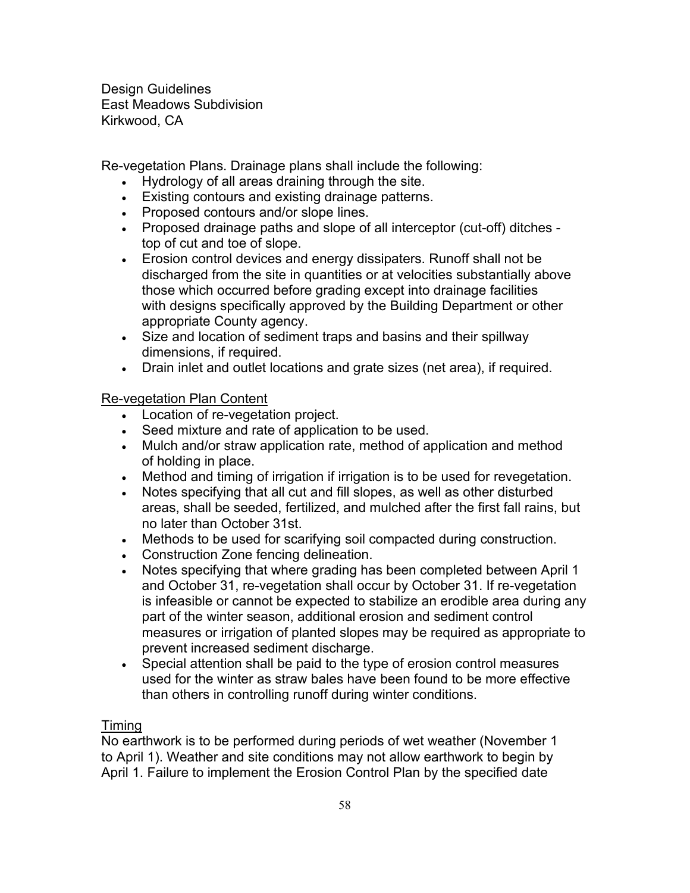Design Guidelines
East Meadows Subdivision
Kirkwood, CA

Re-vegetation Plans. Drainage plans shall include the following:

- Hydrology of all areas draining through the site.
- Existing contours and existing drainage patterns.
- Proposed contours and/or slope lines.
- Proposed drainage paths and slope of all interceptor (cut-off) ditches - top of cut and toe of slope.
- Erosion control devices and energy dissipaters. Runoff shall not be discharged from the site in quantities or at velocities substantially above those which occurred before grading except into drainage facilities with designs specifically approved by the Building Department or other appropriate County agency.
- Size and location of sediment traps and basins and their spillway dimensions, if required.
- Drain inlet and outlet locations and grate sizes (net area), if required.

<u>Re-vegetation Plan Content</u>

- Location of re-vegetation project.
- Seed mixture and rate of application to be used.
- Mulch and/or straw application rate, method of application and method of holding in place.
- Method and timing of irrigation if irrigation is to be used for revegetation.
- Notes specifying that all cut and fill slopes, as well as other disturbed areas, shall be seeded, fertilized, and mulched after the first fall rains, but no later than October 31st.
- Methods to be used for scarifying soil compacted during construction.
- Construction Zone fencing delineation.
- Notes specifying that where grading has been completed between April 1 and October 31, re-vegetation shall occur by October 31. If re-vegetation is infeasible or cannot be expected to stabilize an erodible area during any part of the winter season, additional erosion and sediment control measures or irrigation of planted slopes may be required as appropriate to prevent increased sediment discharge.
- Special attention shall be paid to the type of erosion control measures used for the winter as straw bales have been found to be more effective than others in controlling runoff during winter conditions.

<u>Timing</u>

No earthwork is to be performed during periods of wet weather (November 1 to April 1). Weather and site conditions may not allow earthwork to begin by April 1. Failure to implement the Erosion Control Plan by the specified date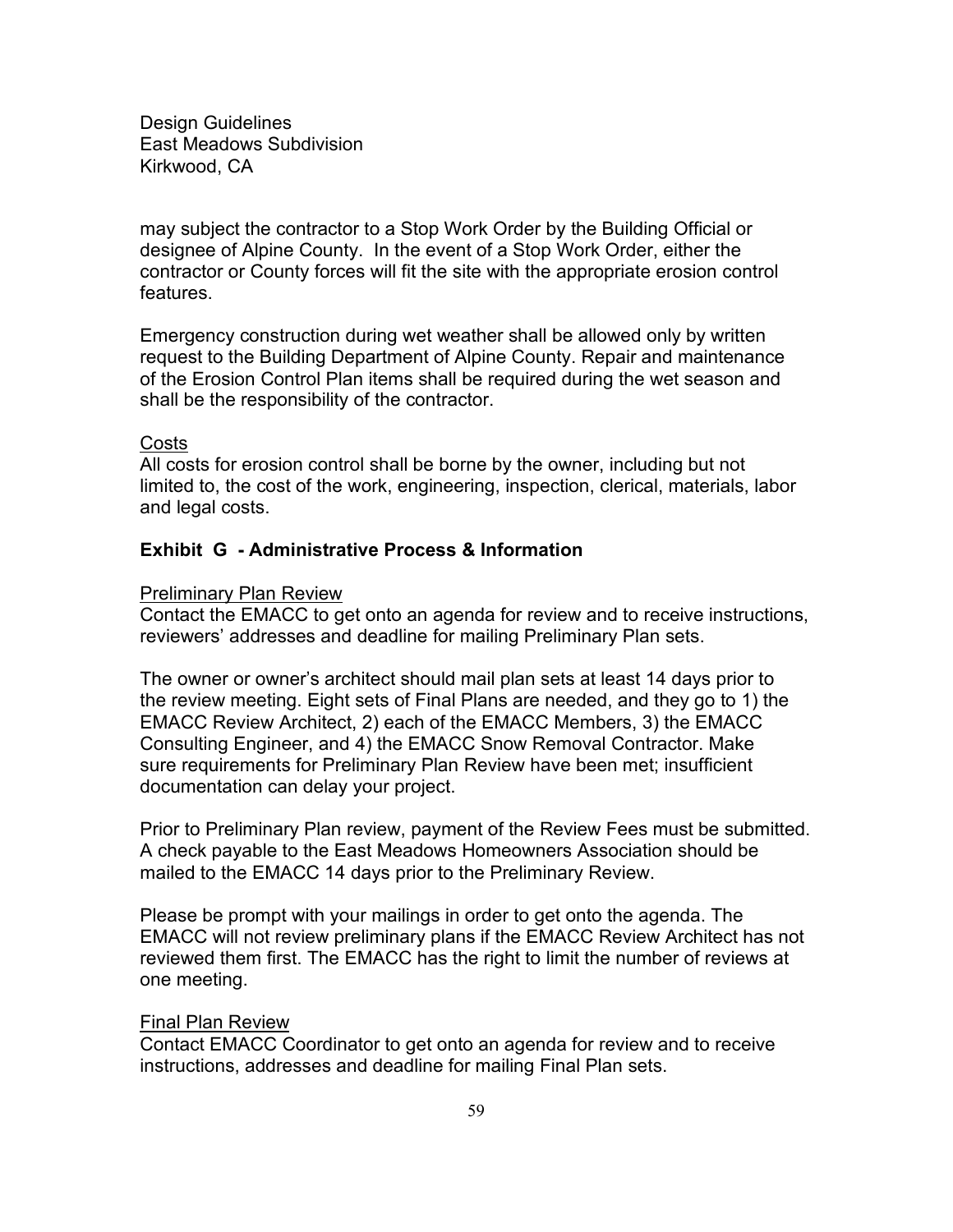may subject the contractor to a Stop Work Order by the Building Official or designee of Alpine County. In the event of a Stop Work Order, either the contractor or County forces will fit the site with the appropriate erosion control features.

Emergency construction during wet weather shall be allowed only by written request to the Building Department of Alpine County. Repair and maintenance of the Erosion Control Plan items shall be required during the wet season and shall be the responsibility of the contractor.

Costs

All costs for erosion control shall be borne by the owner, including but not limited to, the cost of the work, engineering, inspection, clerical, materials, labor and legal costs.

## Exhibit G - Administrative Process & Information

Preliminary Plan Review

Contact the EMACC to get onto an agenda for review and to receive instructions, reviewers' addresses and deadline for mailing Preliminary Plan sets.

The owner or owner's architect should mail plan sets at least 14 days prior to the review meeting. Eight sets of Final Plans are needed, and they go to 1) the EMACC Review Architect, 2) each of the EMACC Members, 3) the EMACC Consulting Engineer, and 4) the EMACC Snow Removal Contractor. Make sure requirements for Preliminary Plan Review have been met; insufficient documentation can delay your project.

Prior to Preliminary Plan review, payment of the Review Fees must be submitted. A check payable to the East Meadows Homeowners Association should be mailed to the EMACC 14 days prior to the Preliminary Review.

Please be prompt with your mailings in order to get onto the agenda. The EMACC will not review preliminary plans if the EMACC Review Architect has not reviewed them first. The EMACC has the right to limit the number of reviews at one meeting.

Final Plan Review

Contact EMACC Coordinator to get onto an agenda for review and to receive instructions, addresses and deadline for mailing Final Plan sets.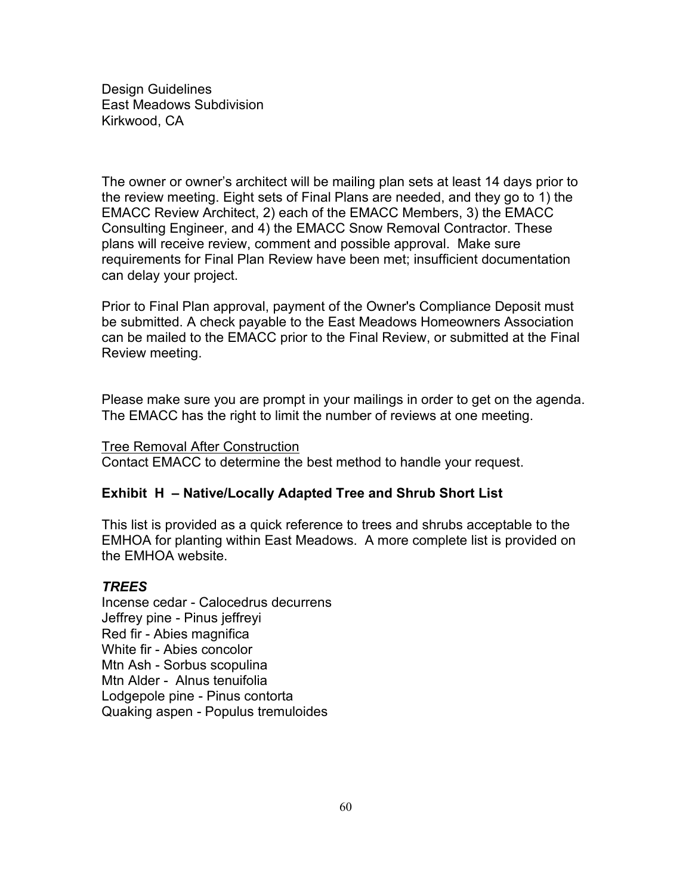Design Guidelines
East Meadows Subdivision
Kirkwood, CA

The owner or owner's architect will be mailing plan sets at least 14 days prior to the review meeting. Eight sets of Final Plans are needed, and they go to 1) the EMACC Review Architect, 2) each of the EMACC Members, 3) the EMACC Consulting Engineer, and 4) the EMACC Snow Removal Contractor. These plans will receive review, comment and possible approval. Make sure requirements for Final Plan Review have been met; insufficient documentation can delay your project.

Prior to Final Plan approval, payment of the Owner's Compliance Deposit must be submitted. A check payable to the East Meadows Homeowners Association can be mailed to the EMACC prior to the Final Review, or submitted at the Final Review meeting.

Please make sure you are prompt in your mailings in order to get on the agenda. The EMACC has the right to limit the number of reviews at one meeting.

<u>Tree Removal After Construction</u>
Contact EMACC to determine the best method to handle your request.

**Exhibit H – Native/Locally Adapted Tree and Shrub Short List**

This list is provided as a quick reference to trees and shrubs acceptable to the EMHOA for planting within East Meadows. A more complete list is provided on the EMHOA website.

***TREES***

Incense cedar - Calocedrus decurrens
Jeffrey pine - Pinus jeffreyi
Red fir - Abies magnifica
White fir - Abies concolor
Mtn Ash - Sorbus scopulina
Mtn Alder - Alnus tenuifolia
Lodgepole pine - Pinus contorta
Quaking aspen - Populus tremuloides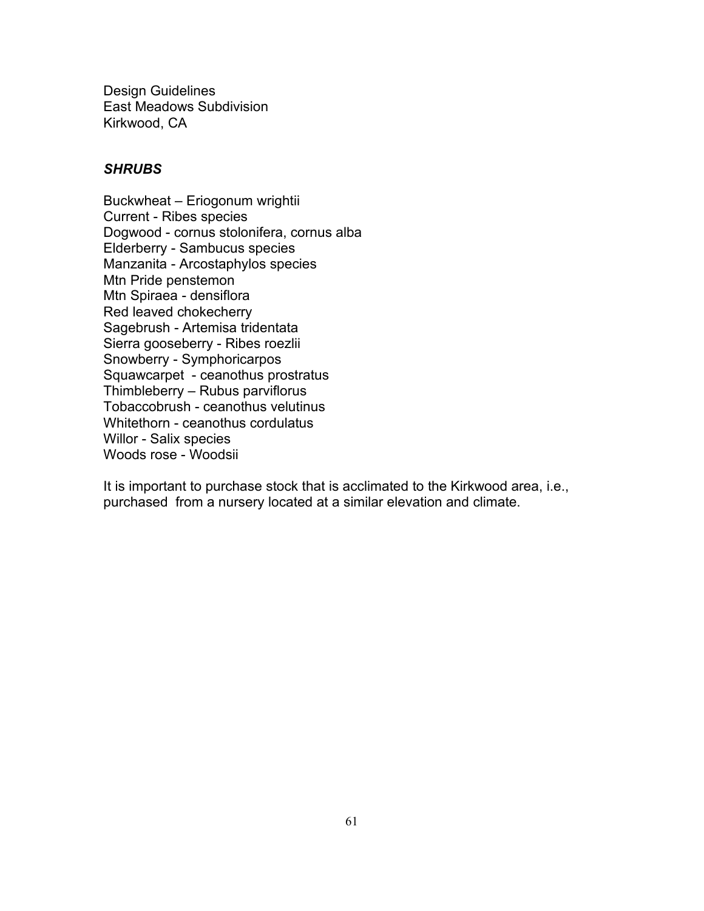Design Guidelines
East Meadows Subdivision
Kirkwood, CA

***SHRUBS***

Buckwheat – Eriogonum wrightii
Current - Ribes species
Dogwood - cornus stolonifera, cornus alba
Elderberry - Sambucus species
Manzanita - Arcostaphylos species
Mtn Pride penstemon
Mtn Spiraea - densiflora
Red leaved chokecherry
Sagebrush - Artemisa tridentata
Sierra gooseberry - Ribes roezlii
Snowberry - Symphoricarpos
Squawcarpet - ceanothus prostratus
Thimbleberry – Rubus parviflorus
Tobaccobrush - ceanothus velutinus
Whitethorn - ceanothus cordulatus
Willor - Salix species
Woods rose - Woodsii

It is important to purchase stock that is acclimated to the Kirkwood area, i.e., purchased from a nursery located at a similar elevation and climate.